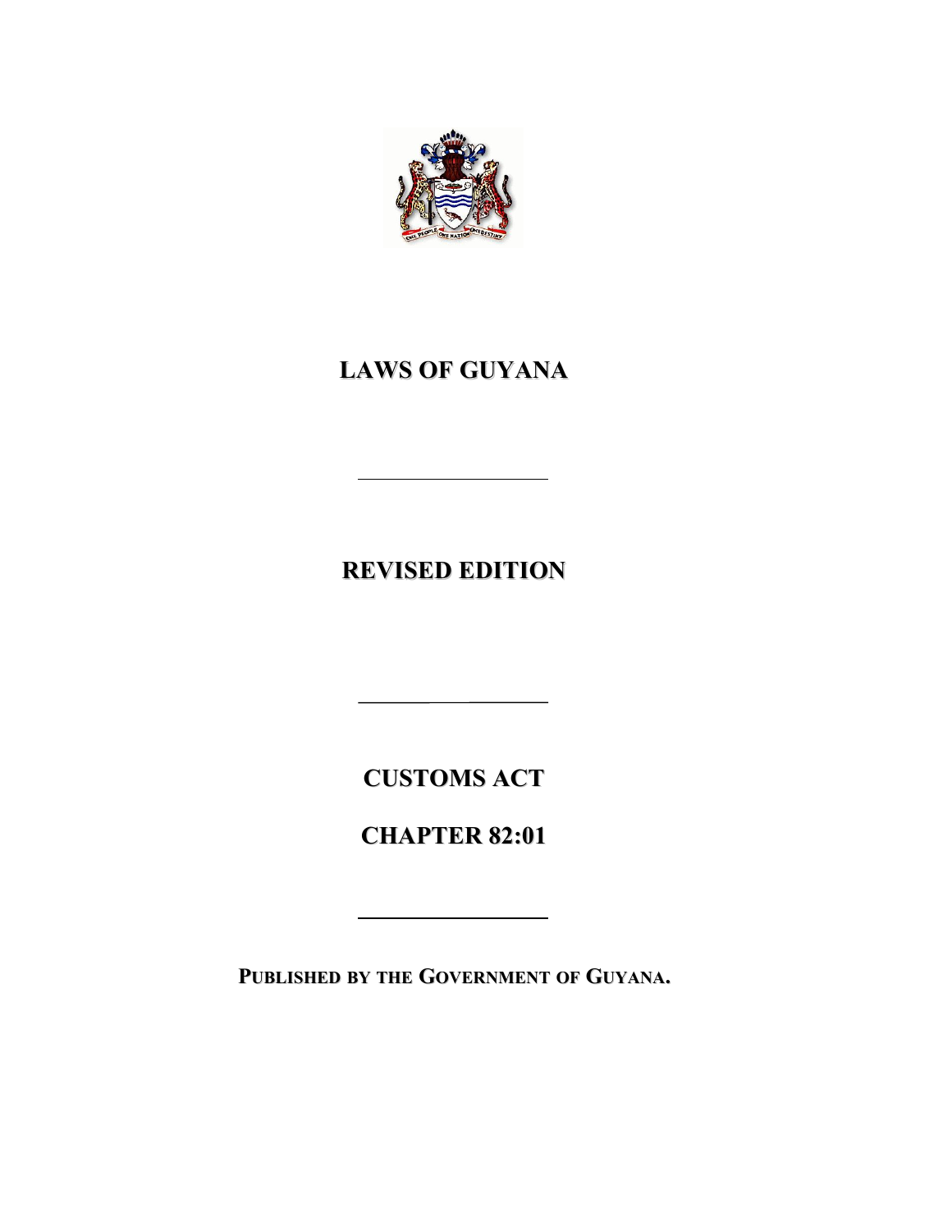# LAWS OF GUYANA

## REVISED EDITION

## CUSTOMS ACT

## CHAPTER 82:01

**PUBLISHED BY THE GOVERNMENT OF GUYANA.**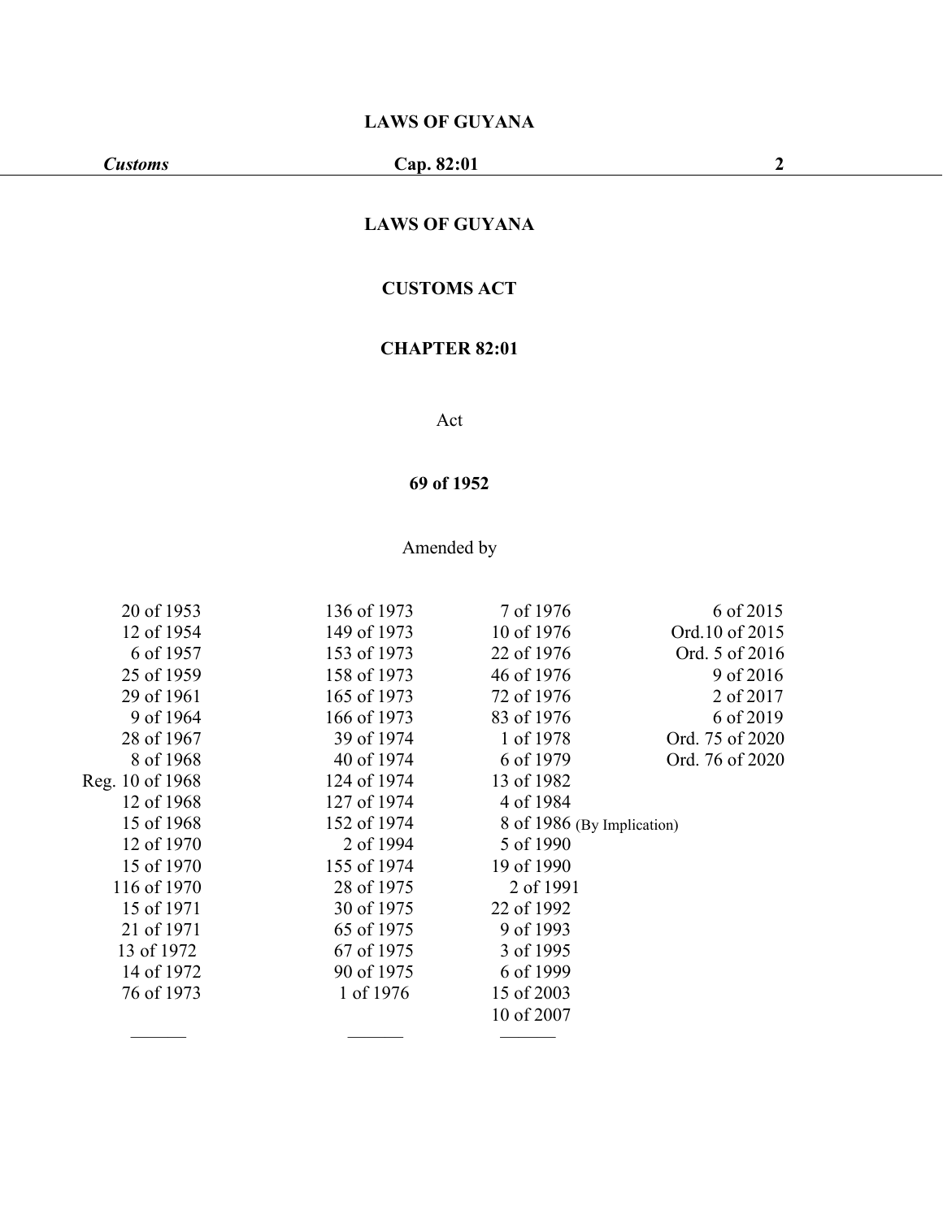# LAWS OF GUYANA

## CUSTOMS ACT

## CHAPTER 82:01

Act

**69 of 1952**

Amended by

| | | | |
|---|---|---|---|
| 20 of 1953 | 136 of 1973 | 7 of 1976 | 6 of 2015 |
| 12 of 1954 | 149 of 1973 | 10 of 1976 | Ord.10 of 2015 |
| 6 of 1957 | 153 of 1973 | 22 of 1976 | Ord. 5 of 2016 |
| 25 of 1959 | 158 of 1973 | 46 of 1976 | 9 of 2016 |
| 29 of 1961 | 165 of 1973 | 72 of 1976 | 2 of 2017 |
| 9 of 1964 | 166 of 1973 | 83 of 1976 | 6 of 2019 |
| 28 of 1967 | 39 of 1974 | 1 of 1978 | Ord. 75 of 2020 |
| 8 of 1968 | 40 of 1974 | 6 of 1979 | Ord. 76 of 2020 |
| Reg. 10 of 1968 | 124 of 1974 | 13 of 1982 | |
| 12 of 1968 | 127 of 1974 | 4 of 1984 | |
| 15 of 1968 | 152 of 1974 | 8 of 1986 (By Implication) | |
| 12 of 1970 | 2 of 1994 | 5 of 1990 | |
| 15 of 1970 | 155 of 1974 | 19 of 1990 | |
| 116 of 1970 | 28 of 1975 | 2 of 1991 | |
| 15 of 1971 | 30 of 1975 | 22 of 1992 | |
| 21 of 1971 | 65 of 1975 | 9 of 1993 | |
| 13 of 1972 | 67 of 1975 | 3 of 1995 | |
| 14 of 1972 | 90 of 1975 | 6 of 1999 | |
| 76 of 1973 | 1 of 1976 | 15 of 2003 | |
| | | 10 of 2007 | |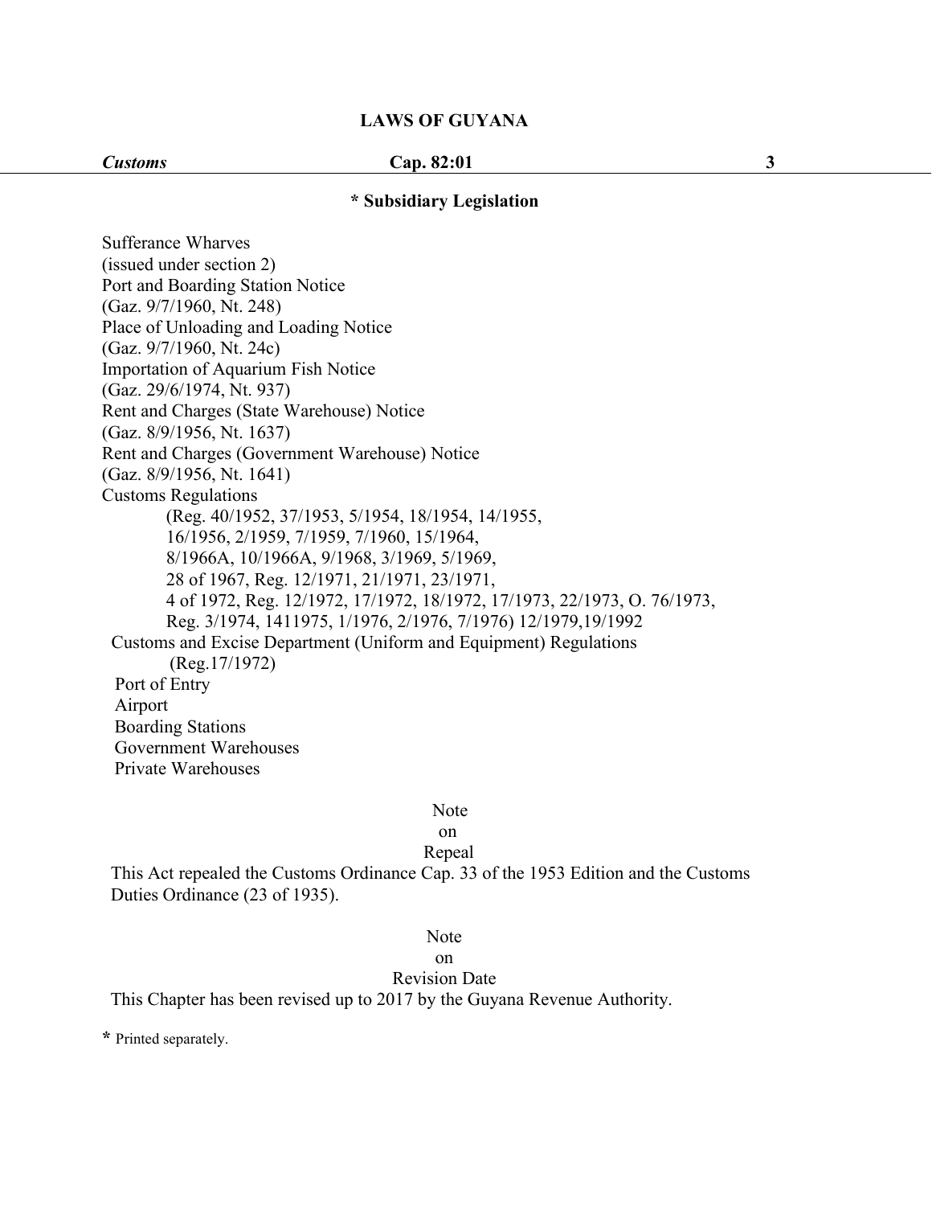## * Subsidiary Legislation

Sufferance Wharves
(issued under section 2)
Port and Boarding Station Notice
(Gaz. 9/7/1960, Nt. 248)
Place of Unloading and Loading Notice
(Gaz. 9/7/1960, Nt. 24c)
Importation of Aquarium Fish Notice
(Gaz. 29/6/1974, Nt. 937)
Rent and Charges (State Warehouse) Notice
(Gaz. 8/9/1956, Nt. 1637)
Rent and Charges (Government Warehouse) Notice
(Gaz. 8/9/1956, Nt. 1641)
Customs Regulations
(Reg. 40/1952, 37/1953, 5/1954, 18/1954, 14/1955,
16/1956, 2/1959, 7/1959, 7/1960, 15/1964,
8/1966A, 10/1966A, 9/1968, 3/1969, 5/1969,
28 of 1967, Reg. 12/1971, 21/1971, 23/1971,
4 of 1972, Reg. 12/1972, 17/1972, 18/1972, 17/1973, 22/1973, O. 76/1973,
Reg. 3/1974, 1411975, 1/1976, 2/1976, 7/1976) 12/1979,19/1992
Customs and Excise Department (Uniform and Equipment) Regulations
(Reg.17/1972)
Port of Entry
Airport
Boarding Stations
Government Warehouses
Private Warehouses

### Note on Repeal

This Act repealed the Customs Ordinance Cap. 33 of the 1953 Edition and the Customs Duties Ordinance (23 of 1935).

### Note on Revision Date

This Chapter has been revised up to 2017 by the Guyana Revenue Authority.

* Printed separately.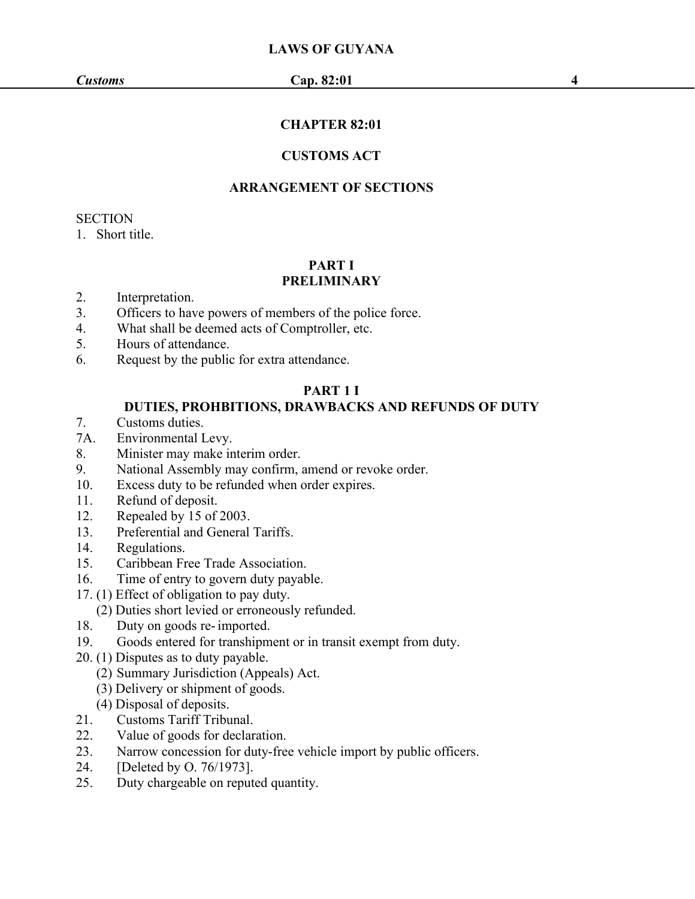## CHAPTER 82:01

## CUSTOMS ACT

### ARRANGEMENT OF SECTIONS

SECTION

1. Short title.

### PART I
### PRELIMINARY

2. Interpretation.
3. Officers to have powers of members of the police force.
4. What shall be deemed acts of Comptroller, etc.
5. Hours of attendance.
6. Request by the public for extra attendance.

### PART 1 I
### DUTIES, PROHBITIONS, DRAWBACKS AND REFUNDS OF DUTY

7. Customs duties.

7A. Environmental Levy.

8. Minister may make interim order.
9. National Assembly may confirm, amend or revoke order.
10. Excess duty to be refunded when order expires.
11. Refund of deposit.
12. Repealed by 15 of 2003.
13. Preferential and General Tariffs.
14. Regulations.
15. Caribbean Free Trade Association.
16. Time of entry to govern duty payable.
17. (1) Effect of obligation to pay duty.
    (2) Duties short levied or erroneously refunded.
18. Duty on goods re- imported.
19. Goods entered for transhipment or in transit exempt from duty.
20. (1) Disputes as to duty payable.
    (2) Summary Jurisdiction (Appeals) Act.
    (3) Delivery or shipment of goods.
    (4) Disposal of deposits.
21. Customs Tariff Tribunal.
22. Value of goods for declaration.
23. Narrow concession for duty-free vehicle import by public officers.
24. [Deleted by O. 76/1973].
25. Duty chargeable on reputed quantity.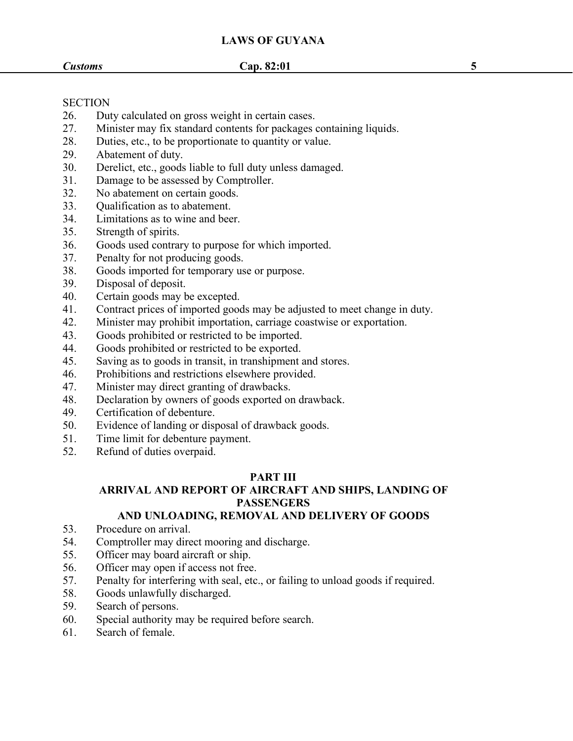SECTION

26. Duty calculated on gross weight in certain cases.
27. Minister may fix standard contents for packages containing liquids.
28. Duties, etc., to be proportionate to quantity or value.
29. Abatement of duty.
30. Derelict, etc., goods liable to full duty unless damaged.
31. Damage to be assessed by Comptroller.
32. No abatement on certain goods.
33. Qualification as to abatement.
34. Limitations as to wine and beer.
35. Strength of spirits.
36. Goods used contrary to purpose for which imported.
37. Penalty for not producing goods.
38. Goods imported for temporary use or purpose.
39. Disposal of deposit.
40. Certain goods may be excepted.
41. Contract prices of imported goods may be adjusted to meet change in duty.
42. Minister may prohibit importation, carriage coastwise or exportation.
43. Goods prohibited or restricted to be imported.
44. Goods prohibited or restricted to be exported.
45. Saving as to goods in transit, in transhipment and stores.
46. Prohibitions and restrictions elsewhere provided.
47. Minister may direct granting of drawbacks.
48. Declaration by owners of goods exported on drawback.
49. Certification of debenture.
50. Evidence of landing or disposal of drawback goods.
51. Time limit for debenture payment.
52. Refund of duties overpaid.

## PART III
## ARRIVAL AND REPORT OF AIRCRAFT AND SHIPS, LANDING OF PASSENGERS AND UNLOADING, REMOVAL AND DELIVERY OF GOODS

53. Procedure on arrival.
54. Comptroller may direct mooring and discharge.
55. Officer may board aircraft or ship.
56. Officer may open if access not free.
57. Penalty for interfering with seal, etc., or failing to unload goods if required.
58. Goods unlawfully discharged.
59. Search of persons.
60. Special authority may be required before search.
61. Search of female.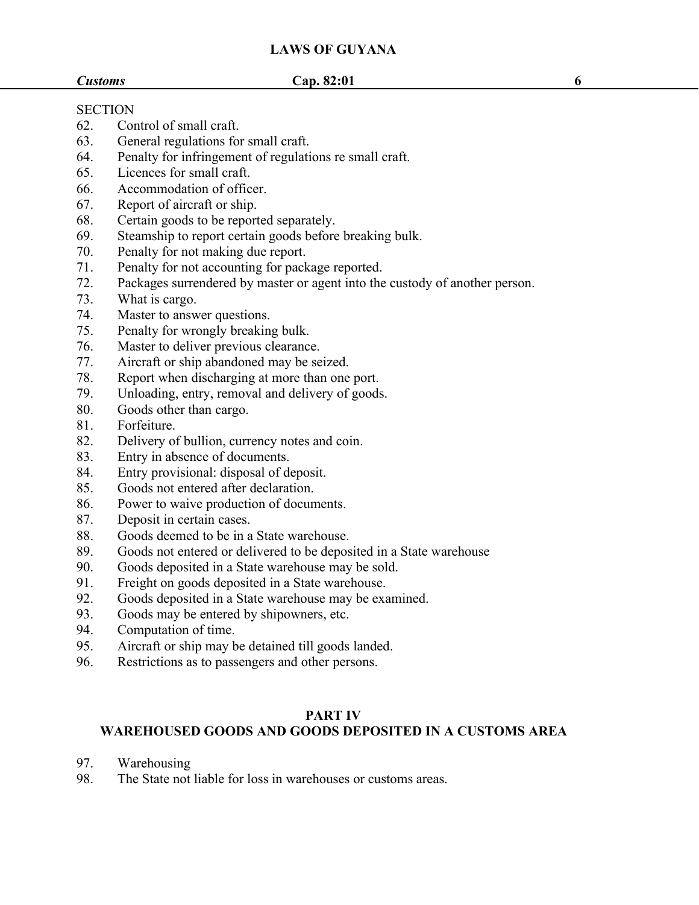SECTION

62. Control of small craft.
63. General regulations for small craft.
64. Penalty for infringement of regulations re small craft.
65. Licences for small craft.
66. Accommodation of officer.
67. Report of aircraft or ship.
68. Certain goods to be reported separately.
69. Steamship to report certain goods before breaking bulk.
70. Penalty for not making due report.
71. Penalty for not accounting for package reported.
72. Packages surrendered by master or agent into the custody of another person.
73. What is cargo.
74. Master to answer questions.
75. Penalty for wrongly breaking bulk.
76. Master to deliver previous clearance.
77. Aircraft or ship abandoned may be seized.
78. Report when discharging at more than one port.
79. Unloading, entry, removal and delivery of goods.
80. Goods other than cargo.
81. Forfeiture.
82. Delivery of bullion, currency notes and coin.
83. Entry in absence of documents.
84. Entry provisional: disposal of deposit.
85. Goods not entered after declaration.
86. Power to waive production of documents.
87. Deposit in certain cases.
88. Goods deemed to be in a State warehouse.
89. Goods not entered or delivered to be deposited in a State warehouse
90. Goods deposited in a State warehouse may be sold.
91. Freight on goods deposited in a State warehouse.
92. Goods deposited in a State warehouse may be examined.
93. Goods may be entered by shipowners, etc.
94. Computation of time.
95. Aircraft or ship may be detained till goods landed.
96. Restrictions as to passengers and other persons.

## PART IV
## WAREHOUSED GOODS AND GOODS DEPOSITED IN A CUSTOMS AREA

97. Warehousing
98. The State not liable for loss in warehouses or customs areas.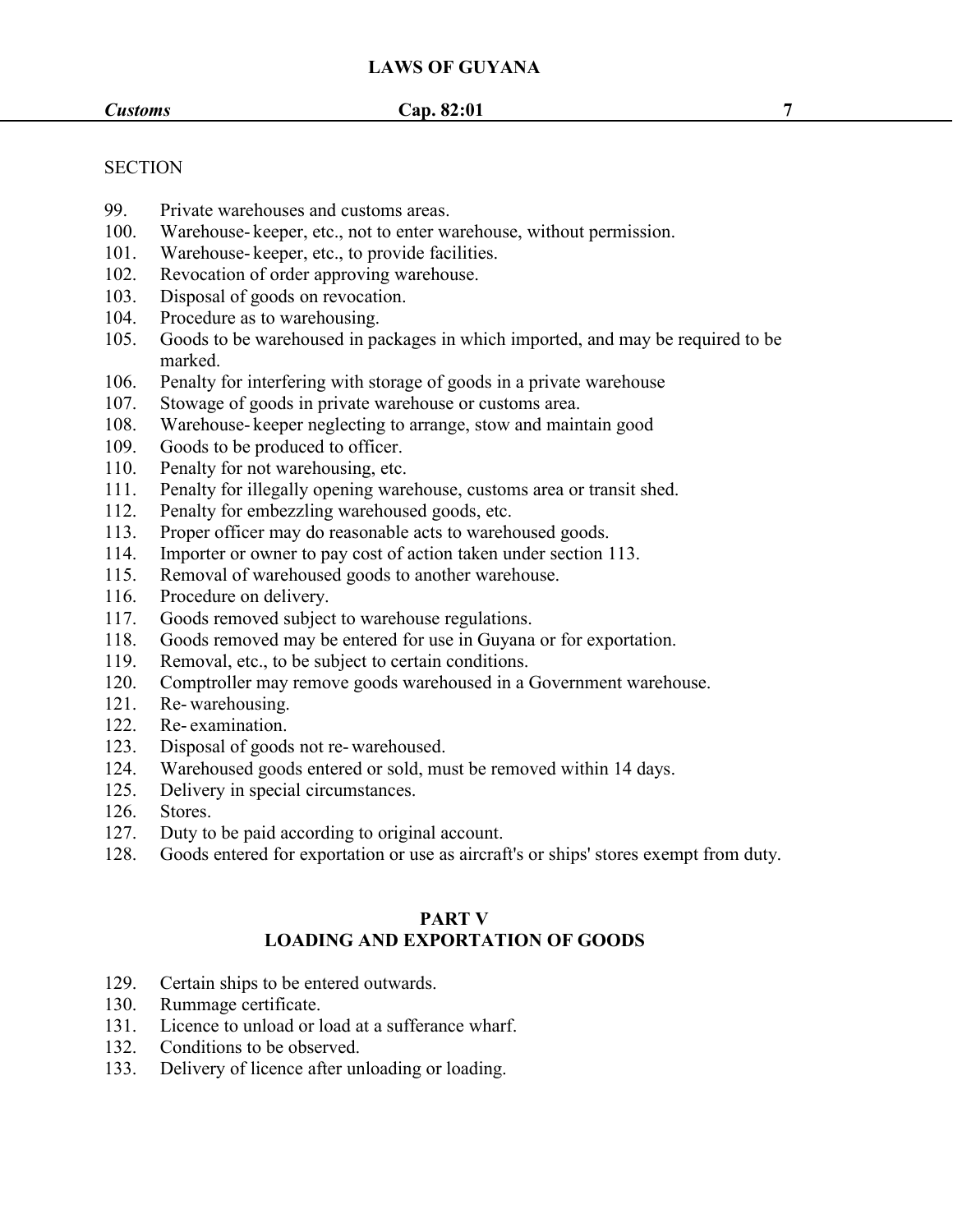SECTION

99. Private warehouses and customs areas.
100. Warehouse- keeper, etc., not to enter warehouse, without permission.
101. Warehouse- keeper, etc., to provide facilities.
102. Revocation of order approving warehouse.
103. Disposal of goods on revocation.
104. Procedure as to warehousing.
105. Goods to be warehoused in packages in which imported, and may be required to be marked.
106. Penalty for interfering with storage of goods in a private warehouse
107. Stowage of goods in private warehouse or customs area.
108. Warehouse- keeper neglecting to arrange, stow and maintain good
109. Goods to be produced to officer.
110. Penalty for not warehousing, etc.
111. Penalty for illegally opening warehouse, customs area or transit shed.
112. Penalty for embezzling warehoused goods, etc.
113. Proper officer may do reasonable acts to warehoused goods.
114. Importer or owner to pay cost of action taken under section 113.
115. Removal of warehoused goods to another warehouse.
116. Procedure on delivery.
117. Goods removed subject to warehouse regulations.
118. Goods removed may be entered for use in Guyana or for exportation.
119. Removal, etc., to be subject to certain conditions.
120. Comptroller may remove goods warehoused in a Government warehouse.
121. Re- warehousing.
122. Re- examination.
123. Disposal of goods not re- warehoused.
124. Warehoused goods entered or sold, must be removed within 14 days.
125. Delivery in special circumstances.
126. Stores.
127. Duty to be paid according to original account.
128. Goods entered for exportation or use as aircraft's or ships' stores exempt from duty.

## PART V
## LOADING AND EXPORTATION OF GOODS

129. Certain ships to be entered outwards.
130. Rummage certificate.
131. Licence to unload or load at a sufferance wharf.
132. Conditions to be observed.
133. Delivery of licence after unloading or loading.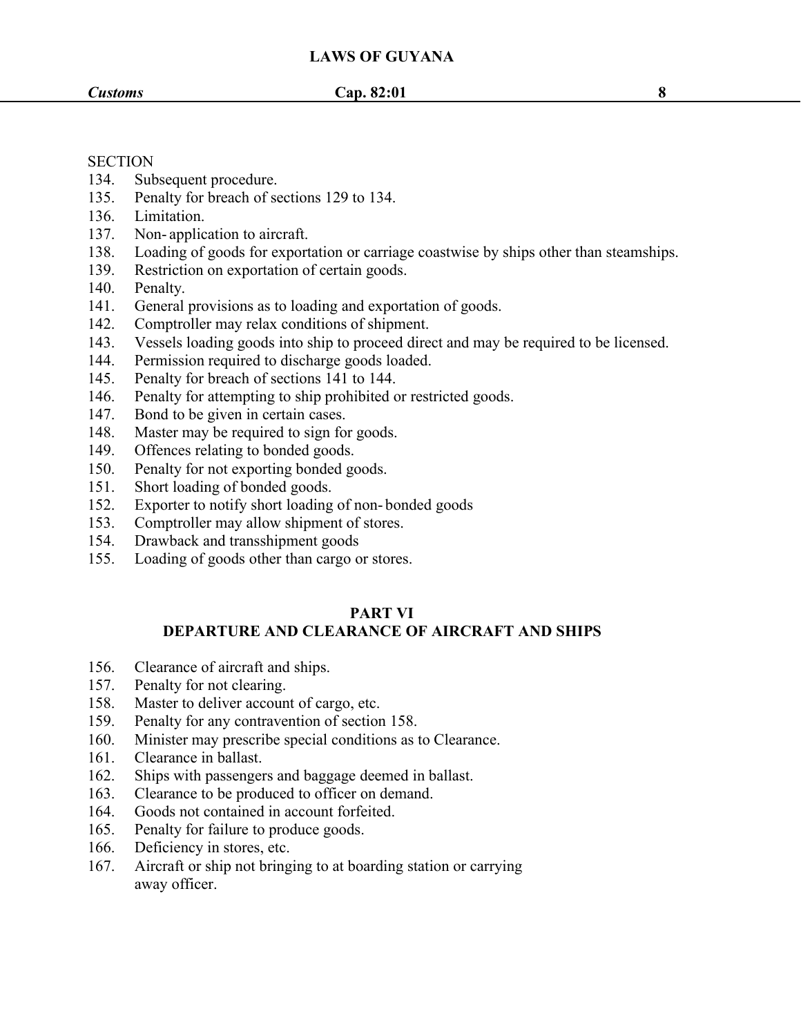SECTION

134. Subsequent procedure.
135. Penalty for breach of sections 129 to 134.
136. Limitation.
137. Non- application to aircraft.
138. Loading of goods for exportation or carriage coastwise by ships other than steamships.
139. Restriction on exportation of certain goods.
140. Penalty.
141. General provisions as to loading and exportation of goods.
142. Comptroller may relax conditions of shipment.
143. Vessels loading goods into ship to proceed direct and may be required to be licensed.
144. Permission required to discharge goods loaded.
145. Penalty for breach of sections 141 to 144.
146. Penalty for attempting to ship prohibited or restricted goods.
147. Bond to be given in certain cases.
148. Master may be required to sign for goods.
149. Offences relating to bonded goods.
150. Penalty for not exporting bonded goods.
151. Short loading of bonded goods.
152. Exporter to notify short loading of non- bonded goods
153. Comptroller may allow shipment of stores.
154. Drawback and transshipment goods
155. Loading of goods other than cargo or stores.

## PART VI
## DEPARTURE AND CLEARANCE OF AIRCRAFT AND SHIPS

156. Clearance of aircraft and ships.
157. Penalty for not clearing.
158. Master to deliver account of cargo, etc.
159. Penalty for any contravention of section 158.
160. Minister may prescribe special conditions as to Clearance.
161. Clearance in ballast.
162. Ships with passengers and baggage deemed in ballast.
163. Clearance to be produced to officer on demand.
164. Goods not contained in account forfeited.
165. Penalty for failure to produce goods.
166. Deficiency in stores, etc.
167. Aircraft or ship not bringing to at boarding station or carrying away officer.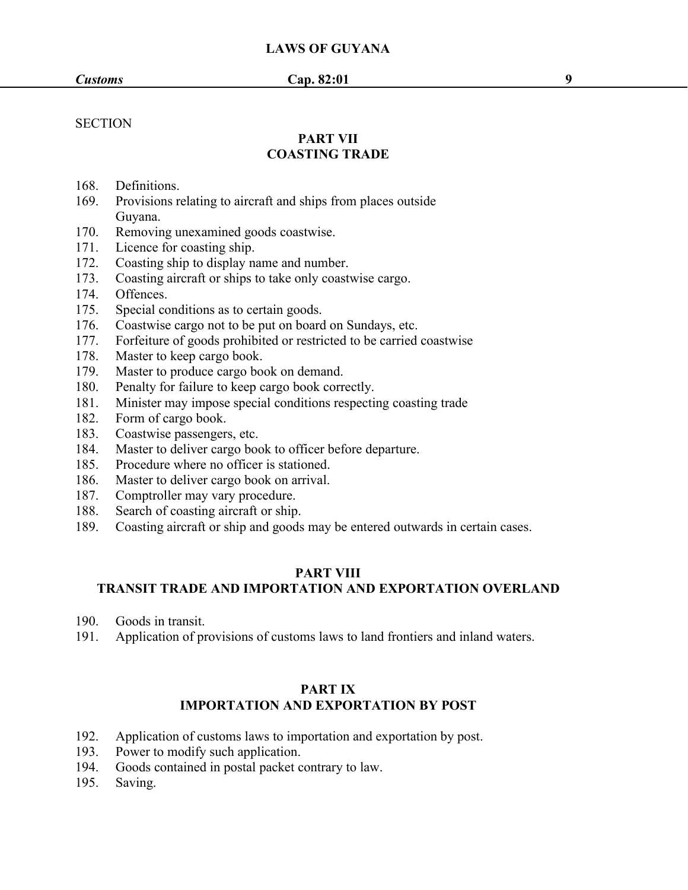SECTION

## PART VII
## COASTING TRADE

168. Definitions.
169. Provisions relating to aircraft and ships from places outside Guyana.
170. Removing unexamined goods coastwise.
171. Licence for coasting ship.
172. Coasting ship to display name and number.
173. Coasting aircraft or ships to take only coastwise cargo.
174. Offences.
175. Special conditions as to certain goods.
176. Coastwise cargo not to be put on board on Sundays, etc.
177. Forfeiture of goods prohibited or restricted to be carried coastwise
178. Master to keep cargo book.
179. Master to produce cargo book on demand.
180. Penalty for failure to keep cargo book correctly.
181. Minister may impose special conditions respecting coasting trade
182. Form of cargo book.
183. Coastwise passengers, etc.
184. Master to deliver cargo book to officer before departure.
185. Procedure where no officer is stationed.
186. Master to deliver cargo book on arrival.
187. Comptroller may vary procedure.
188. Search of coasting aircraft or ship.
189. Coasting aircraft or ship and goods may be entered outwards in certain cases.

## PART VIII
## TRANSIT TRADE AND IMPORTATION AND EXPORTATION OVERLAND

190. Goods in transit.
191. Application of provisions of customs laws to land frontiers and inland waters.

## PART IX
## IMPORTATION AND EXPORTATION BY POST

192. Application of customs laws to importation and exportation by post.
193. Power to modify such application.
194. Goods contained in postal packet contrary to law.
195. Saving.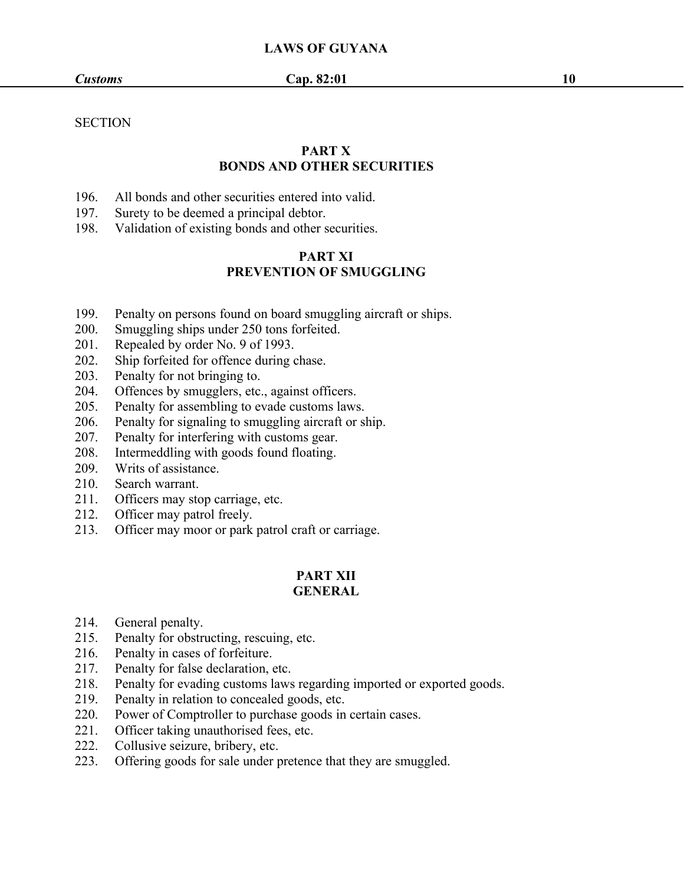SECTION

## PART X
## BONDS AND OTHER SECURITIES

196. All bonds and other securities entered into valid.
197. Surety to be deemed a principal debtor.
198. Validation of existing bonds and other securities.

## PART XI
## PREVENTION OF SMUGGLING

199. Penalty on persons found on board smuggling aircraft or ships.
200. Smuggling ships under 250 tons forfeited.
201. Repealed by order No. 9 of 1993.
202. Ship forfeited for offence during chase.
203. Penalty for not bringing to.
204. Offences by smugglers, etc., against officers.
205. Penalty for assembling to evade customs laws.
206. Penalty for signaling to smuggling aircraft or ship.
207. Penalty for interfering with customs gear.
208. Intermeddling with goods found floating.
209. Writs of assistance.
210. Search warrant.
211. Officers may stop carriage, etc.
212. Officer may patrol freely.
213. Officer may moor or park patrol craft or carriage.

## PART XII
## GENERAL

214. General penalty.
215. Penalty for obstructing, rescuing, etc.
216. Penalty in cases of forfeiture.
217. Penalty for false declaration, etc.
218. Penalty for evading customs laws regarding imported or exported goods.
219. Penalty in relation to concealed goods, etc.
220. Power of Comptroller to purchase goods in certain cases.
221. Officer taking unauthorised fees, etc.
222. Collusive seizure, bribery, etc.
223. Offering goods for sale under pretence that they are smuggled.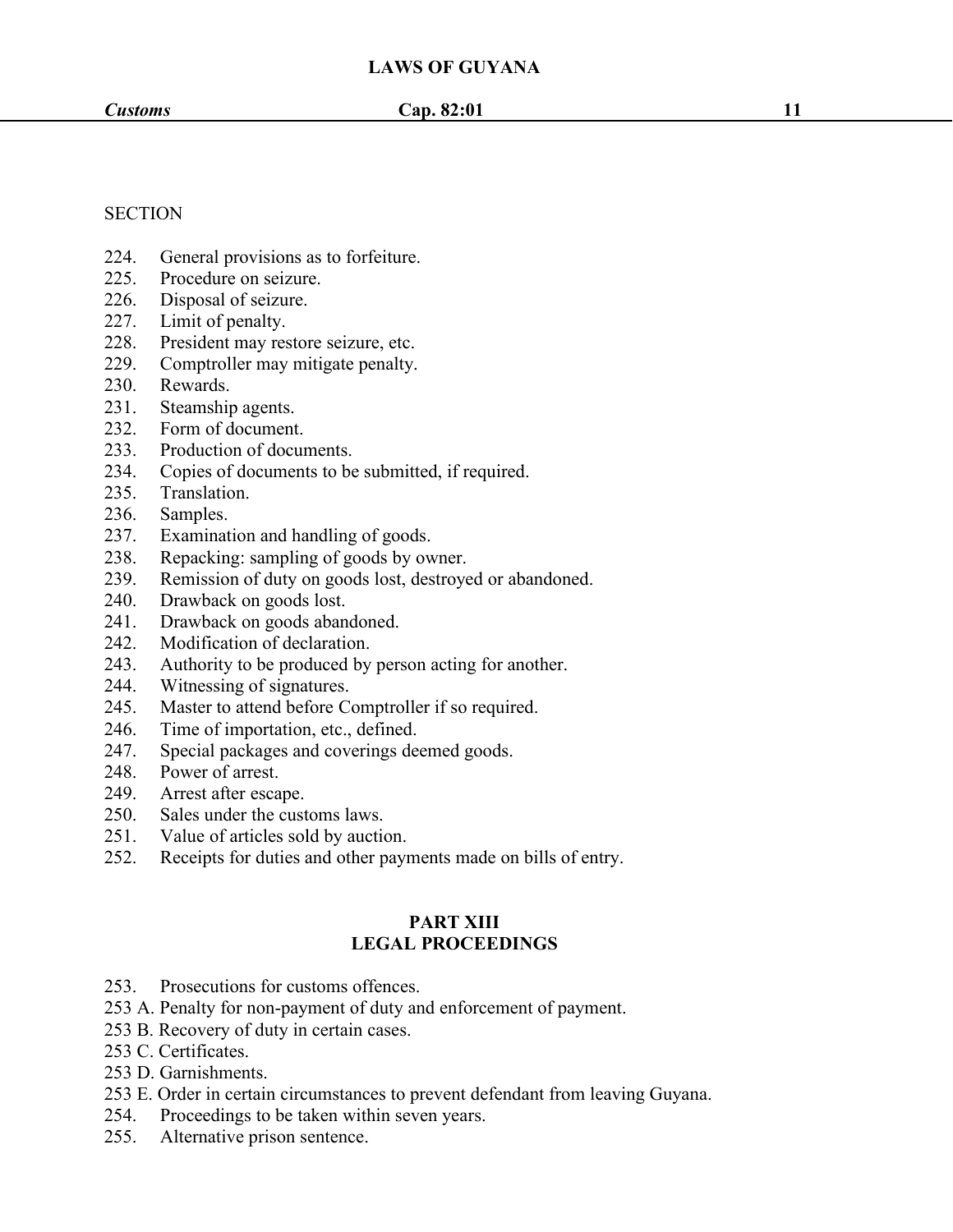SECTION

224. General provisions as to forfeiture.
225. Procedure on seizure.
226. Disposal of seizure.
227. Limit of penalty.
228. President may restore seizure, etc.
229. Comptroller may mitigate penalty.
230. Rewards.
231. Steamship agents.
232. Form of document.
233. Production of documents.
234. Copies of documents to be submitted, if required.
235. Translation.
236. Samples.
237. Examination and handling of goods.
238. Repacking: sampling of goods by owner.
239. Remission of duty on goods lost, destroyed or abandoned.
240. Drawback on goods lost.
241. Drawback on goods abandoned.
242. Modification of declaration.
243. Authority to be produced by person acting for another.
244. Witnessing of signatures.
245. Master to attend before Comptroller if so required.
246. Time of importation, etc., defined.
247. Special packages and coverings deemed goods.
248. Power of arrest.
249. Arrest after escape.
250. Sales under the customs laws.
251. Value of articles sold by auction.
252. Receipts for duties and other payments made on bills of entry.

## PART XIII
## LEGAL PROCEEDINGS

253. Prosecutions for customs offences.
253 A. Penalty for non-payment of duty and enforcement of payment.
253 B. Recovery of duty in certain cases.
253 C. Certificates.
253 D. Garnishments.
253 E. Order in certain circumstances to prevent defendant from leaving Guyana.
254. Proceedings to be taken within seven years.
255. Alternative prison sentence.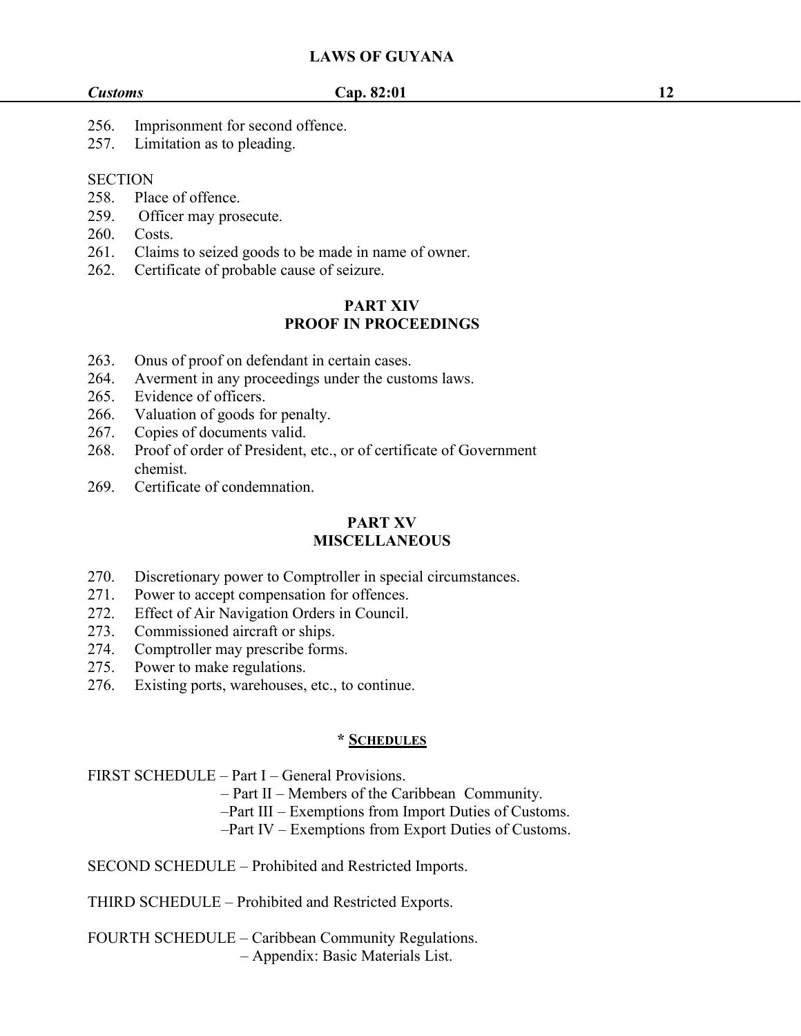256. Imprisonment for second offence.
257. Limitation as to pleading.

SECTION
258. Place of offence.
259. Officer may prosecute.
260. Costs.
261. Claims to seized goods to be made in name of owner.
262. Certificate of probable cause of seizure.

## PART XIV
## PROOF IN PROCEEDINGS

263. Onus of proof on defendant in certain cases.
264. Averment in any proceedings under the customs laws.
265. Evidence of officers.
266. Valuation of goods for penalty.
267. Copies of documents valid.
268. Proof of order of President, etc., or of certificate of Government chemist.
269. Certificate of condemnation.

## PART XV
## MISCELLANEOUS

270. Discretionary power to Comptroller in special circumstances.
271. Power to accept compensation for offences.
272. Effect of Air Navigation Orders in Council.
273. Commissioned aircraft or ships.
274. Comptroller may prescribe forms.
275. Power to make regulations.
276. Existing ports, warehouses, etc., to continue.

## * SCHEDULES

FIRST SCHEDULE – Part I – General Provisions.
– Part II – Members of the Caribbean Community.
–Part III – Exemptions from Import Duties of Customs.
–Part IV – Exemptions from Export Duties of Customs.

SECOND SCHEDULE – Prohibited and Restricted Imports.

THIRD SCHEDULE – Prohibited and Restricted Exports.

FOURTH SCHEDULE – Caribbean Community Regulations.
– Appendix: Basic Materials List.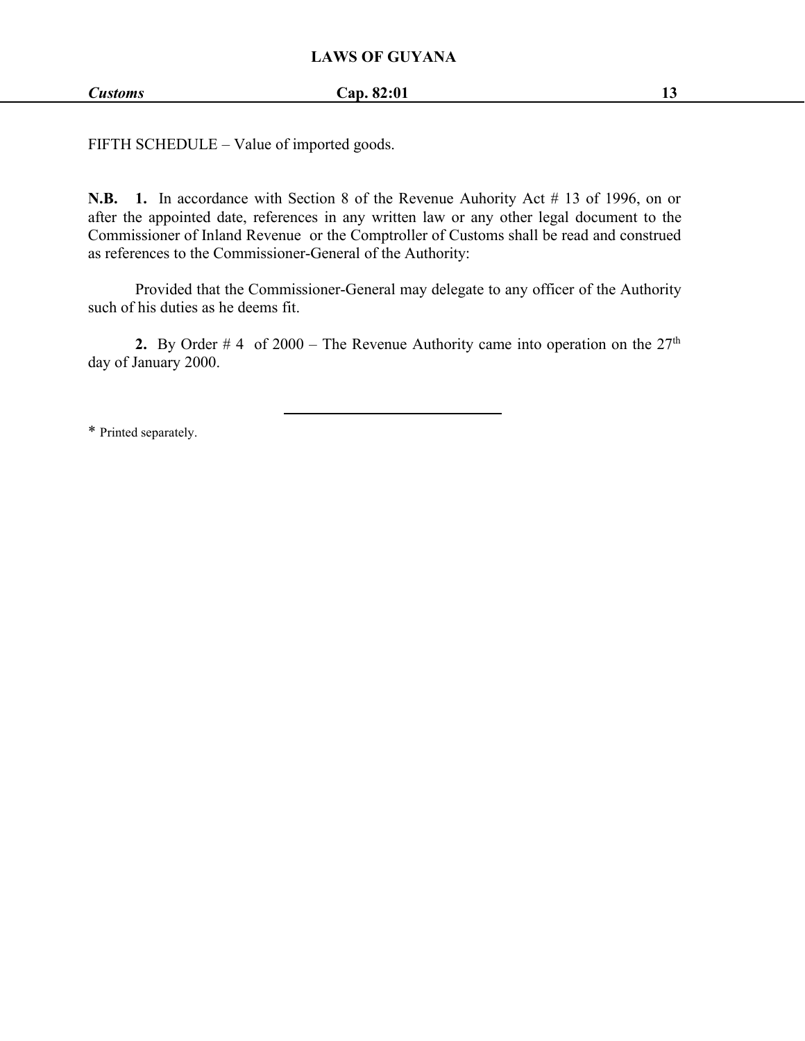FIFTH SCHEDULE – Value of imported goods.

**N.B.** **1.** In accordance with Section 8 of the Revenue Auhority Act # 13 of 1996, on or after the appointed date, references in any written law or any other legal document to the Commissioner of Inland Revenue or the Comptroller of Customs shall be read and construed as references to the Commissioner-General of the Authority:

Provided that the Commissioner-General may delegate to any officer of the Authority such of his duties as he deems fit.

**2.** By Order # 4 of 2000 – The Revenue Authority came into operation on the 27th day of January 2000.

---

\* Printed separately.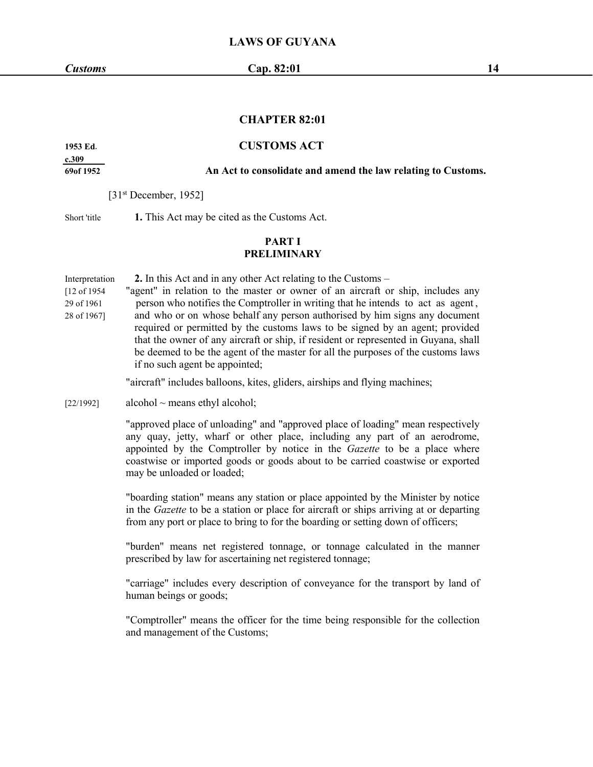# CHAPTER 82:01

1953 Ed.
c.309
69of 1952

## CUSTOMS ACT

**An Act to consolidate and amend the law relating to Customs.**

[31st December, 1952]

Short 'title

**1.** This Act may be cited as the Customs Act.

## PART I
## PRELIMINARY

Interpretation
[12 of 1954
29 of 1961
28 of 1967]

**2.** In this Act and in any other Act relating to the Customs –

"agent" in relation to the master or owner of an aircraft or ship, includes any person who notifies the Comptroller in writing that he intends to act as agent, and who or on whose behalf any person authorised by him signs any document required or permitted by the customs laws to be signed by an agent; provided that the owner of any aircraft or ship, if resident or represented in Guyana, shall be deemed to be the agent of the master for all the purposes of the customs laws if no such agent be appointed;

"aircraft" includes balloons, kites, gliders, airships and flying machines;

[22/1992]

alcohol ~ means ethyl alcohol;

"approved place of unloading" and "approved place of loading" mean respectively any quay, jetty, wharf or other place, including any part of an aerodrome, appointed by the Comptroller by notice in the *Gazette* to be a place where coastwise or imported goods or goods about to be carried coastwise or exported may be unloaded or loaded;

"boarding station" means any station or place appointed by the Minister by notice in the *Gazette* to be a station or place for aircraft or ships arriving at or departing from any port or place to bring to for the boarding or setting down of officers;

"burden" means net registered tonnage, or tonnage calculated in the manner prescribed by law for ascertaining net registered tonnage;

"carriage" includes every description of conveyance for the transport by land of human beings or goods;

"Comptroller" means the officer for the time being responsible for the collection and management of the Customs;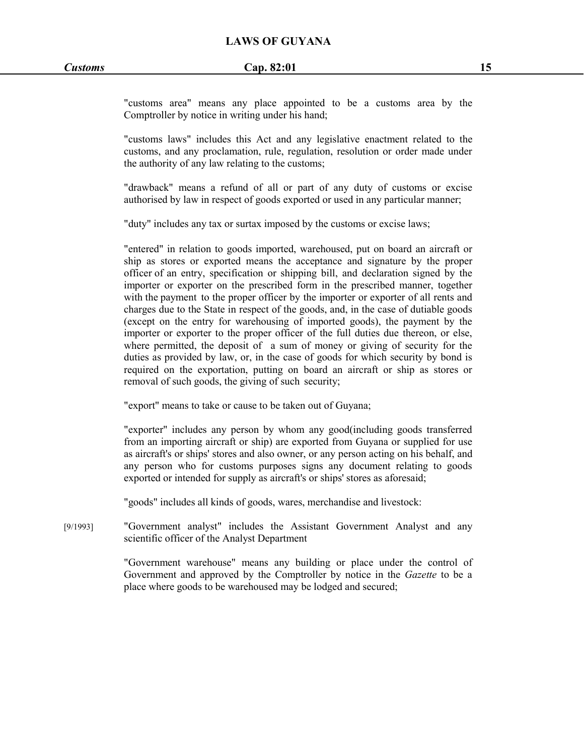"customs area" means any place appointed to be a customs area by the Comptroller by notice in writing under his hand;

"customs laws" includes this Act and any legislative enactment related to the customs, and any proclamation, rule, regulation, resolution or order made under the authority of any law relating to the customs;

"drawback" means a refund of all or part of any duty of customs or excise authorised by law in respect of goods exported or used in any particular manner;

"duty" includes any tax or surtax imposed by the customs or excise laws;

"entered" in relation to goods imported, warehoused, put on board an aircraft or ship as stores or exported means the acceptance and signature by the proper officer of an entry, specification or shipping bill, and declaration signed by the importer or exporter on the prescribed form in the prescribed manner, together with the payment to the proper officer by the importer or exporter of all rents and charges due to the State in respect of the goods, and, in the case of dutiable goods (except on the entry for warehousing of imported goods), the payment by the importer or exporter to the proper officer of the full duties due thereon, or else, where permitted, the deposit of a sum of money or giving of security for the duties as provided by law, or, in the case of goods for which security by bond is required on the exportation, putting on board an aircraft or ship as stores or removal of such goods, the giving of such security;

"export" means to take or cause to be taken out of Guyana;

"exporter" includes any person by whom any good(including goods transferred from an importing aircraft or ship) are exported from Guyana or supplied for use as aircraft's or ships' stores and also owner, or any person acting on his behalf, and any person who for customs purposes signs any document relating to goods exported or intended for supply as aircraft's or ships' stores as aforesaid;

"goods" includes all kinds of goods, wares, merchandise and livestock:

[9/1993] "Government analyst" includes the Assistant Government Analyst and any scientific officer of the Analyst Department

"Government warehouse" means any building or place under the control of Government and approved by the Comptroller by notice in the *Gazette* to be a place where goods to be warehoused may be lodged and secured;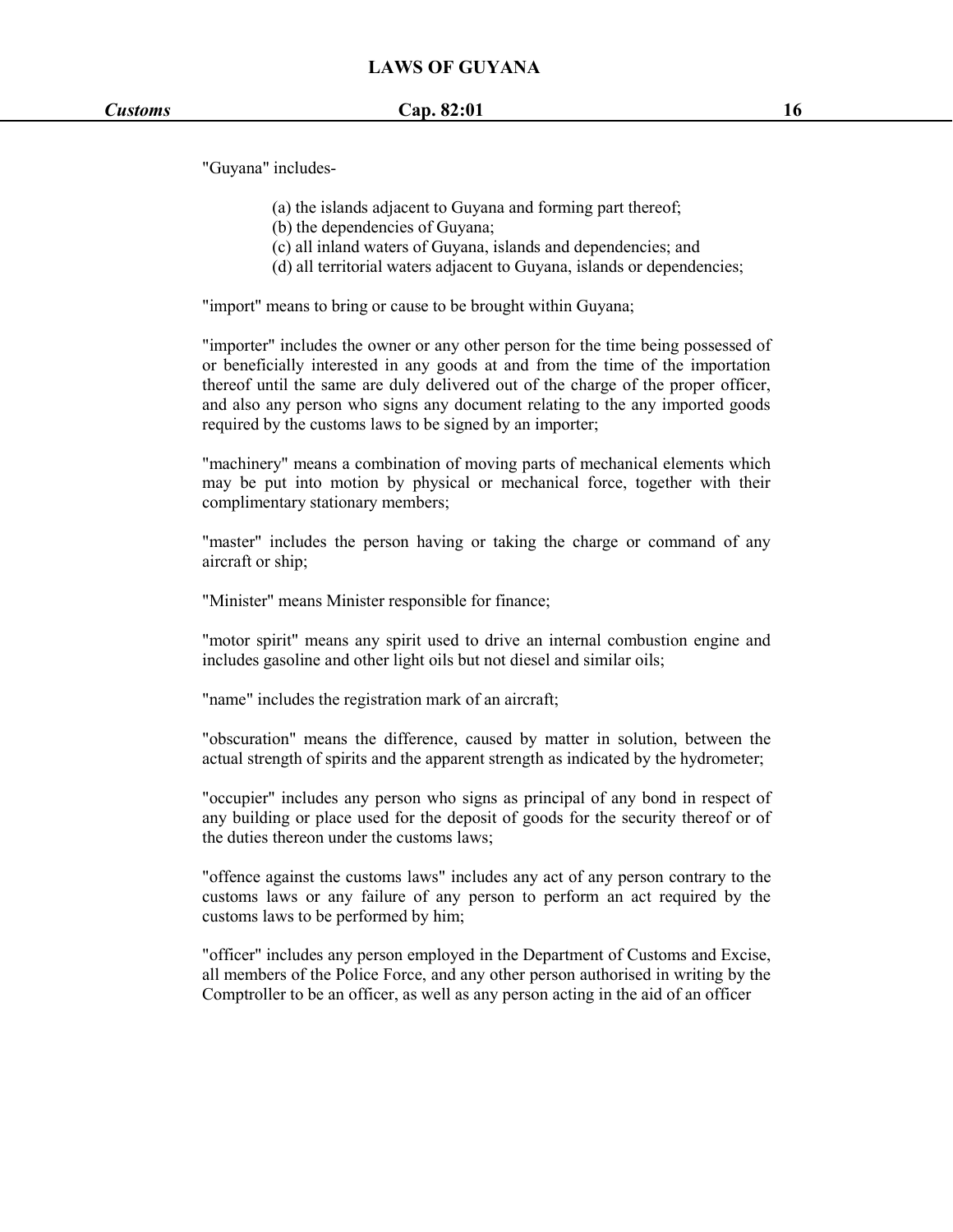"Guyana" includes-

(a) the islands adjacent to Guyana and forming part thereof;
(b) the dependencies of Guyana;
(c) all inland waters of Guyana, islands and dependencies; and
(d) all territorial waters adjacent to Guyana, islands or dependencies;

"import" means to bring or cause to be brought within Guyana;

"importer" includes the owner or any other person for the time being possessed of or beneficially interested in any goods at and from the time of the importation thereof until the same are duly delivered out of the charge of the proper officer, and also any person who signs any document relating to the any imported goods required by the customs laws to be signed by an importer;

"machinery" means a combination of moving parts of mechanical elements which may be put into motion by physical or mechanical force, together with their complimentary stationary members;

"master" includes the person having or taking the charge or command of any aircraft or ship;

"Minister" means Minister responsible for finance;

"motor spirit" means any spirit used to drive an internal combustion engine and includes gasoline and other light oils but not diesel and similar oils;

"name" includes the registration mark of an aircraft;

"obscuration" means the difference, caused by matter in solution, between the actual strength of spirits and the apparent strength as indicated by the hydrometer;

"occupier" includes any person who signs as principal of any bond in respect of any building or place used for the deposit of goods for the security thereof or of the duties thereon under the customs laws;

"offence against the customs laws" includes any act of any person contrary to the customs laws or any failure of any person to perform an act required by the customs laws to be performed by him;

"officer" includes any person employed in the Department of Customs and Excise, all members of the Police Force, and any other person authorised in writing by the Comptroller to be an officer, as well as any person acting in the aid of an officer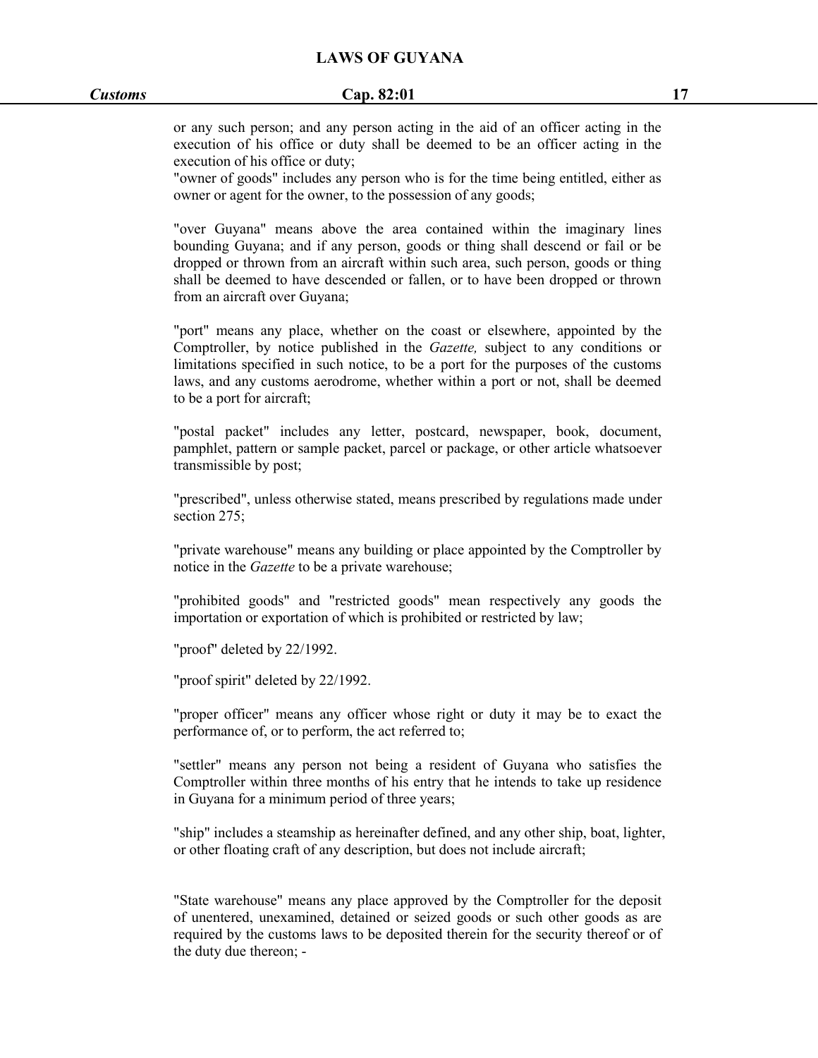or any such person; and any person acting in the aid of an officer acting in the execution of his office or duty shall be deemed to be an officer acting in the execution of his office or duty;

"owner of goods" includes any person who is for the time being entitled, either as owner or agent for the owner, to the possession of any goods;

"over Guyana" means above the area contained within the imaginary lines bounding Guyana; and if any person, goods or thing shall descend or fail or be dropped or thrown from an aircraft within such area, such person, goods or thing shall be deemed to have descended or fallen, or to have been dropped or thrown from an aircraft over Guyana;

"port" means any place, whether on the coast or elsewhere, appointed by the Comptroller, by notice published in the *Gazette,* subject to any conditions or limitations specified in such notice, to be a port for the purposes of the customs laws, and any customs aerodrome, whether within a port or not, shall be deemed to be a port for aircraft;

"postal packet" includes any letter, postcard, newspaper, book, document, pamphlet, pattern or sample packet, parcel or package, or other article whatsoever transmissible by post;

"prescribed", unless otherwise stated, means prescribed by regulations made under section 275;

"private warehouse" means any building or place appointed by the Comptroller by notice in the *Gazette* to be a private warehouse;

"prohibited goods" and "restricted goods" mean respectively any goods the importation or exportation of which is prohibited or restricted by law;

"proof" deleted by 22/1992.

"proof spirit" deleted by 22/1992.

"proper officer" means any officer whose right or duty it may be to exact the performance of, or to perform, the act referred to;

"settler" means any person not being a resident of Guyana who satisfies the Comptroller within three months of his entry that he intends to take up residence in Guyana for a minimum period of three years;

"ship" includes a steamship as hereinafter defined, and any other ship, boat, lighter, or other floating craft of any description, but does not include aircraft;

"State warehouse" means any place approved by the Comptroller for the deposit of unentered, unexamined, detained or seized goods or such other goods as are required by the customs laws to be deposited therein for the security thereof or of the duty due thereon; -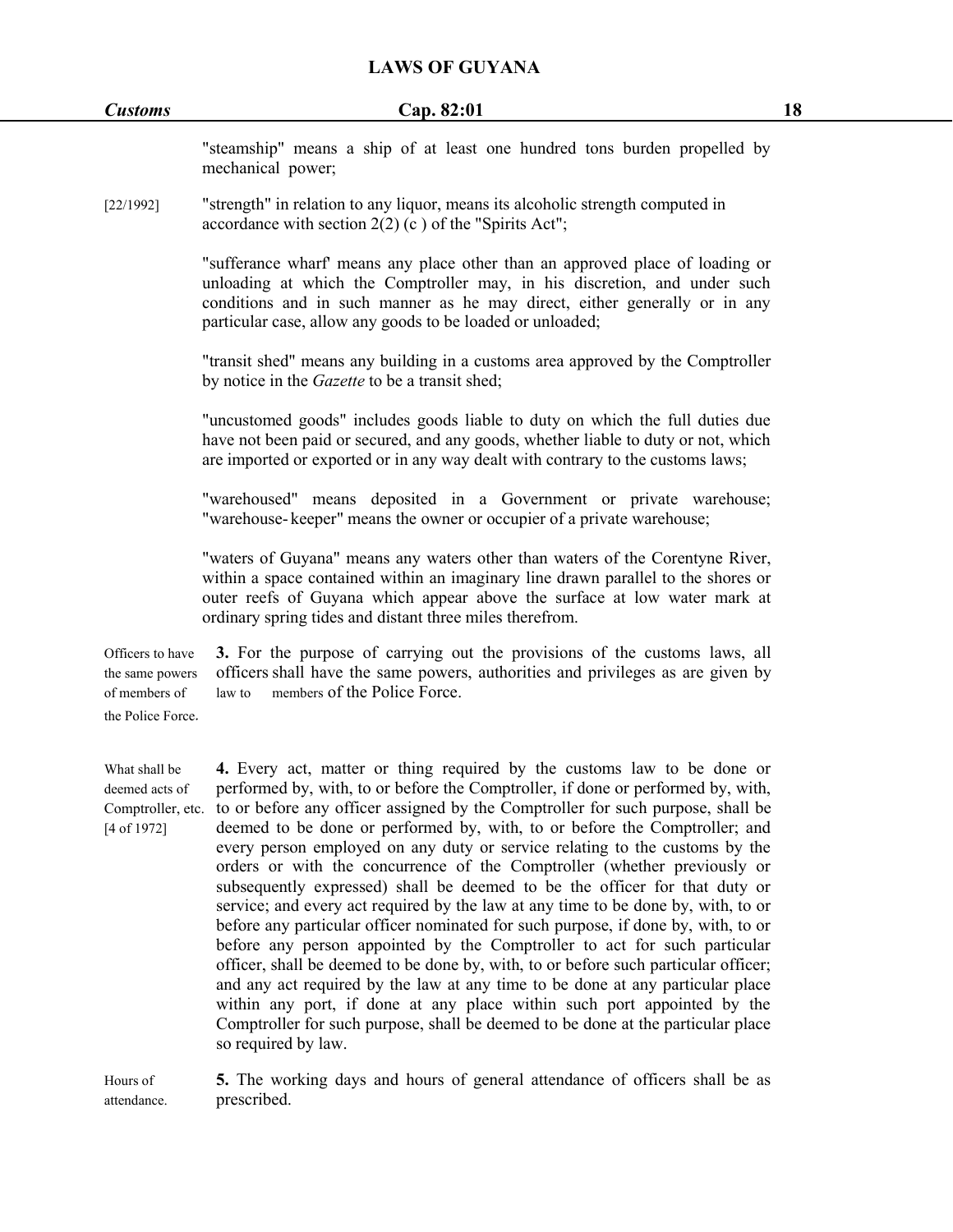"steamship" means a ship of at least one hundred tons burden propelled by mechanical power;

[22/1992] "strength" in relation to any liquor, means its alcoholic strength computed in accordance with section 2(2) (c ) of the "Spirits Act";

"sufferance wharf' means any place other than an approved place of loading or unloading at which the Comptroller may, in his discretion, and under such conditions and in such manner as he may direct, either generally or in any particular case, allow any goods to be loaded or unloaded;

"transit shed" means any building in a customs area approved by the Comptroller by notice in the *Gazette* to be a transit shed;

"uncustomed goods" includes goods liable to duty on which the full duties due have not been paid or secured, and any goods, whether liable to duty or not, which are imported or exported or in any way dealt with contrary to the customs laws;

"warehoused" means deposited in a Government or private warehouse; "warehouse- keeper" means the owner or occupier of a private warehouse;

"waters of Guyana" means any waters other than waters of the Corentyne River, within a space contained within an imaginary line drawn parallel to the shores or outer reefs of Guyana which appear above the surface at low water mark at ordinary spring tides and distant three miles therefrom.

Officers to have the same powers of members of the Police Force.

**3.** For the purpose of carrying out the provisions of the customs laws, all officers shall have the same powers, authorities and privileges as are given by law to members of the Police Force.

What shall be deemed acts of Comptroller, etc. [4 of 1972]

**4.** Every act, matter or thing required by the customs law to be done or performed by, with, to or before the Comptroller, if done or performed by, with, to or before any officer assigned by the Comptroller for such purpose, shall be deemed to be done or performed by, with, to or before the Comptroller; and every person employed on any duty or service relating to the customs by the orders or with the concurrence of the Comptroller (whether previously or subsequently expressed) shall be deemed to be the officer for that duty or service; and every act required by the law at any time to be done by, with, to or before any particular officer nominated for such purpose, if done by, with, to or before any person appointed by the Comptroller to act for such particular officer, shall be deemed to be done by, with, to or before such particular officer; and any act required by the law at any time to be done at any particular place within any port, if done at any place within such port appointed by the Comptroller for such purpose, shall be deemed to be done at the particular place so required by law.

Hours of attendance.

**5.** The working days and hours of general attendance of officers shall be as prescribed.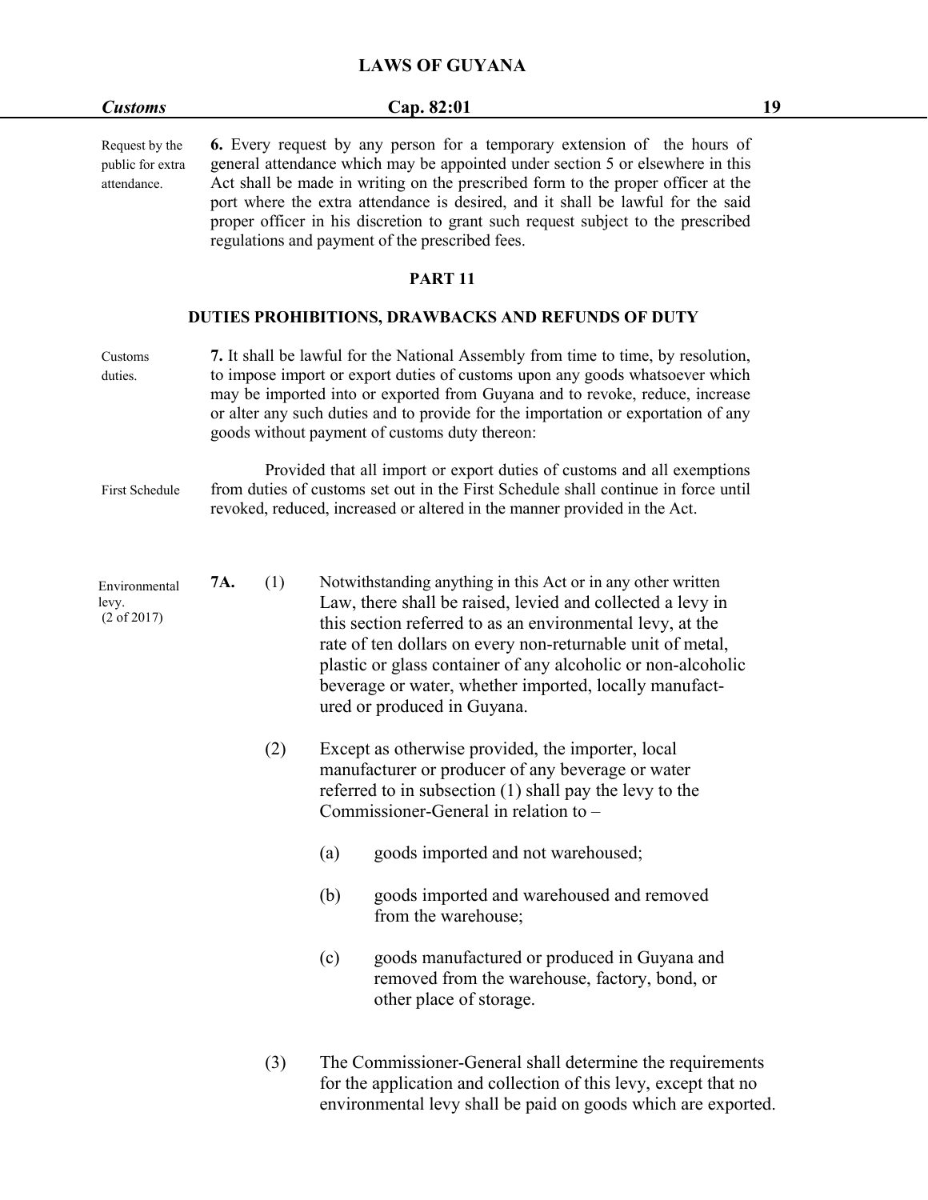Request by the public for extra attendance.

**6.** Every request by any person for a temporary extension of the hours of general attendance which may be appointed under section 5 or elsewhere in this Act shall be made in writing on the prescribed form to the proper officer at the port where the extra attendance is desired, and it shall be lawful for the said proper officer in his discretion to grant such request subject to the prescribed regulations and payment of the prescribed fees.

## PART 11

## DUTIES PROHIBITIONS, DRAWBACKS AND REFUNDS OF DUTY

Customs duties.

**7.** It shall be lawful for the National Assembly from time to time, by resolution, to impose import or export duties of customs upon any goods whatsoever which may be imported into or exported from Guyana and to revoke, reduce, increase or alter any such duties and to provide for the importation or exportation of any goods without payment of customs duty thereon:

First Schedule

Provided that all import or export duties of customs and all exemptions from duties of customs set out in the First Schedule shall continue in force until revoked, reduced, increased or altered in the manner provided in the Act.

Environmental levy. (2 of 2017)

**7A.** (1) Notwithstanding anything in this Act or in any other written Law, there shall be raised, levied and collected a levy in this section referred to as an environmental levy, at the rate of ten dollars on every non-returnable unit of metal, plastic or glass container of any alcoholic or non-alcoholic beverage or water, whether imported, locally manufact-ured or produced in Guyana.

(2) Except as otherwise provided, the importer, local manufacturer or producer of any beverage or water referred to in subsection (1) shall pay the levy to the Commissioner-General in relation to –

(a) goods imported and not warehoused;

(b) goods imported and warehoused and removed from the warehouse;

(c) goods manufactured or produced in Guyana and removed from the warehouse, factory, bond, or other place of storage.

(3) The Commissioner-General shall determine the requirements for the application and collection of this levy, except that no environmental levy shall be paid on goods which are exported.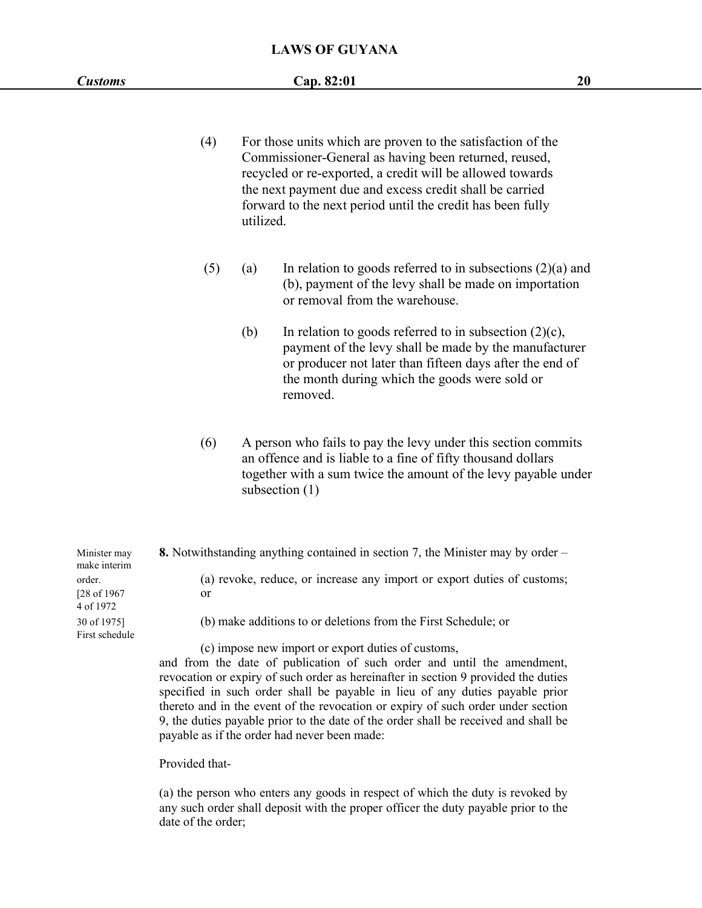(4) For those units which are proven to the satisfaction of the Commissioner-General as having been returned, reused, recycled or re-exported, a credit will be allowed towards the next payment due and excess credit shall be carried forward to the next period until the credit has been fully utilized.

(5) (a) In relation to goods referred to in subsections (2)(a) and (b), payment of the levy shall be made on importation or removal from the warehouse.

(b) In relation to goods referred to in subsection (2)(c), payment of the levy shall be made by the manufacturer or producer not later than fifteen days after the end of the month during which the goods were sold or removed.

(6) A person who fails to pay the levy under this section commits an offence and is liable to a fine of fifty thousand dollars together with a sum twice the amount of the levy payable under subsection (1)

Minister may make interim order.
[28 of 1967
4 of 1972
30 of 1975]
First schedule

**8.** Notwithstanding anything contained in section 7, the Minister may by order –

(a) revoke, reduce, or increase any import or export duties of customs; or

(b) make additions to or deletions from the First Schedule; or

(c) impose new import or export duties of customs,

and from the date of publication of such order and until the amendment, revocation or expiry of such order as hereinafter in section 9 provided the duties specified in such order shall be payable in lieu of any duties payable prior thereto and in the event of the revocation or expiry of such order under section 9, the duties payable prior to the date of the order shall be received and shall be payable as if the order had never been made:

Provided that-

(a) the person who enters any goods in respect of which the duty is revoked by any such order shall deposit with the proper officer the duty payable prior to the date of the order;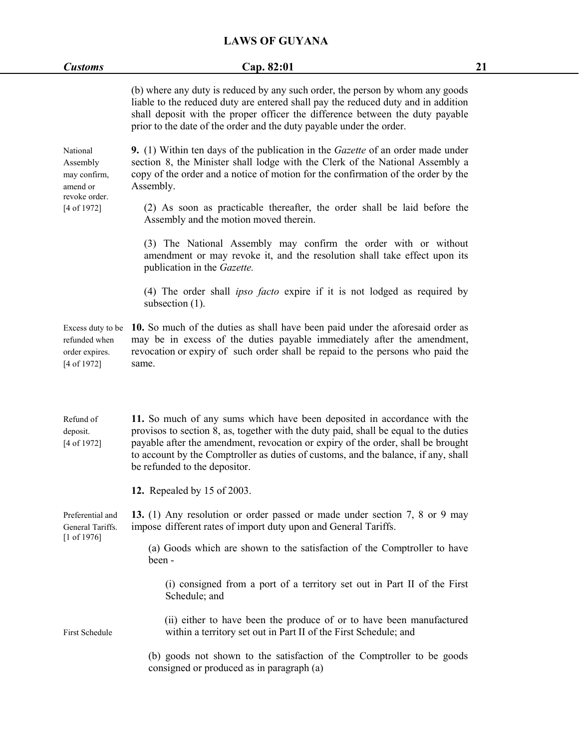(b) where any duty is reduced by any such order, the person by whom any goods liable to the reduced duty are entered shall pay the reduced duty and in addition shall deposit with the proper officer the difference between the duty payable prior to the date of the order and the duty payable under the order.

National Assembly may confirm, amend or revoke order. [4 of 1972]

**9.** (1) Within ten days of the publication in the *Gazette* of an order made under section 8, the Minister shall lodge with the Clerk of the National Assembly a copy of the order and a notice of motion for the confirmation of the order by the Assembly.

(2) As soon as practicable thereafter, the order shall be laid before the Assembly and the motion moved therein.

(3) The National Assembly may confirm the order with or without amendment or may revoke it, and the resolution shall take effect upon its publication in the *Gazette.*

(4) The order shall *ipso facto* expire if it is not lodged as required by subsection (1).

Excess duty to be refunded when order expires. [4 of 1972]

**10.** So much of the duties as shall have been paid under the aforesaid order as may be in excess of the duties payable immediately after the amendment, revocation or expiry of such order shall be repaid to the persons who paid the same.

Refund of deposit. [4 of 1972]

**11.** So much of any sums which have been deposited in accordance with the provisos to section 8, as, together with the duty paid, shall be equal to the duties payable after the amendment, revocation or expiry of the order, shall be brought to account by the Comptroller as duties of customs, and the balance, if any, shall be refunded to the depositor.

**12.** Repealed by 15 of 2003.

Preferential and General Tariffs. [1 of 1976]

**13.** (1) Any resolution or order passed or made under section 7, 8 or 9 may impose different rates of import duty upon and General Tariffs.

(a) Goods which are shown to the satisfaction of the Comptroller to have been -

(i) consigned from a port of a territory set out in Part II of the First Schedule; and

First Schedule

(ii) either to have been the produce of or to have been manufactured within a territory set out in Part II of the First Schedule; and

(b) goods not shown to the satisfaction of the Comptroller to be goods consigned or produced as in paragraph (a)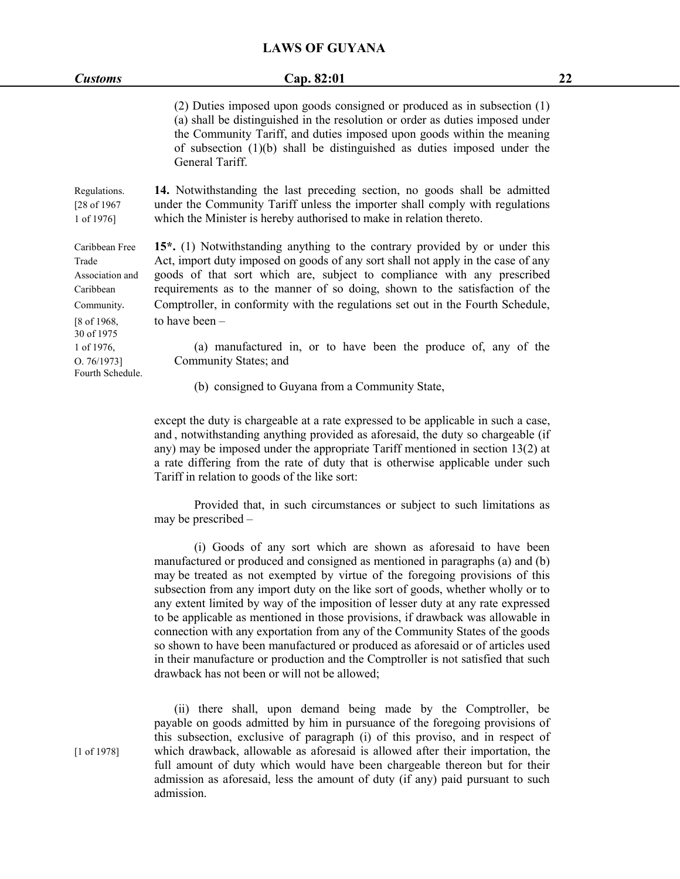(2) Duties imposed upon goods consigned or produced as in subsection (1) (a) shall be distinguished in the resolution or order as duties imposed under the Community Tariff, and duties imposed upon goods within the meaning of subsection (1)(b) shall be distinguished as duties imposed under the General Tariff.

Regulations. [28 of 1967 1 of 1976]

**14.** Notwithstanding the last preceding section, no goods shall be admitted under the Community Tariff unless the importer shall comply with regulations which the Minister is hereby authorised to make in relation thereto.

Caribbean Free Trade Association and Caribbean Community. [8 of 1968, 30 of 1975 1 of 1976, O. 76/1973] Fourth Schedule.

**15*.** (1) Notwithstanding anything to the contrary provided by or under this Act, import duty imposed on goods of any sort shall not apply in the case of any goods of that sort which are, subject to compliance with any prescribed requirements as to the manner of so doing, shown to the satisfaction of the Comptroller, in conformity with the regulations set out in the Fourth Schedule, to have been –

(a) manufactured in, or to have been the produce of, any of the Community States; and

(b) consigned to Guyana from a Community State,

except the duty is chargeable at a rate expressed to be applicable in such a case, and , notwithstanding anything provided as aforesaid, the duty so chargeable (if any) may be imposed under the appropriate Tariff mentioned in section 13(2) at a rate differing from the rate of duty that is otherwise applicable under such Tariff in relation to goods of the like sort:

Provided that, in such circumstances or subject to such limitations as may be prescribed –

(i) Goods of any sort which are shown as aforesaid to have been manufactured or produced and consigned as mentioned in paragraphs (a) and (b) may be treated as not exempted by virtue of the foregoing provisions of this subsection from any import duty on the like sort of goods, whether wholly or to any extent limited by way of the imposition of lesser duty at any rate expressed to be applicable as mentioned in those provisions, if drawback was allowable in connection with any exportation from any of the Community States of the goods so shown to have been manufactured or produced as aforesaid or of articles used in their manufacture or production and the Comptroller is not satisfied that such drawback has not been or will not be allowed;

[1 of 1978]

(ii) there shall, upon demand being made by the Comptroller, be payable on goods admitted by him in pursuance of the foregoing provisions of this subsection, exclusive of paragraph (i) of this proviso, and in respect of which drawback, allowable as aforesaid is allowed after their importation, the full amount of duty which would have been chargeable thereon but for their admission as aforesaid, less the amount of duty (if any) paid pursuant to such admission.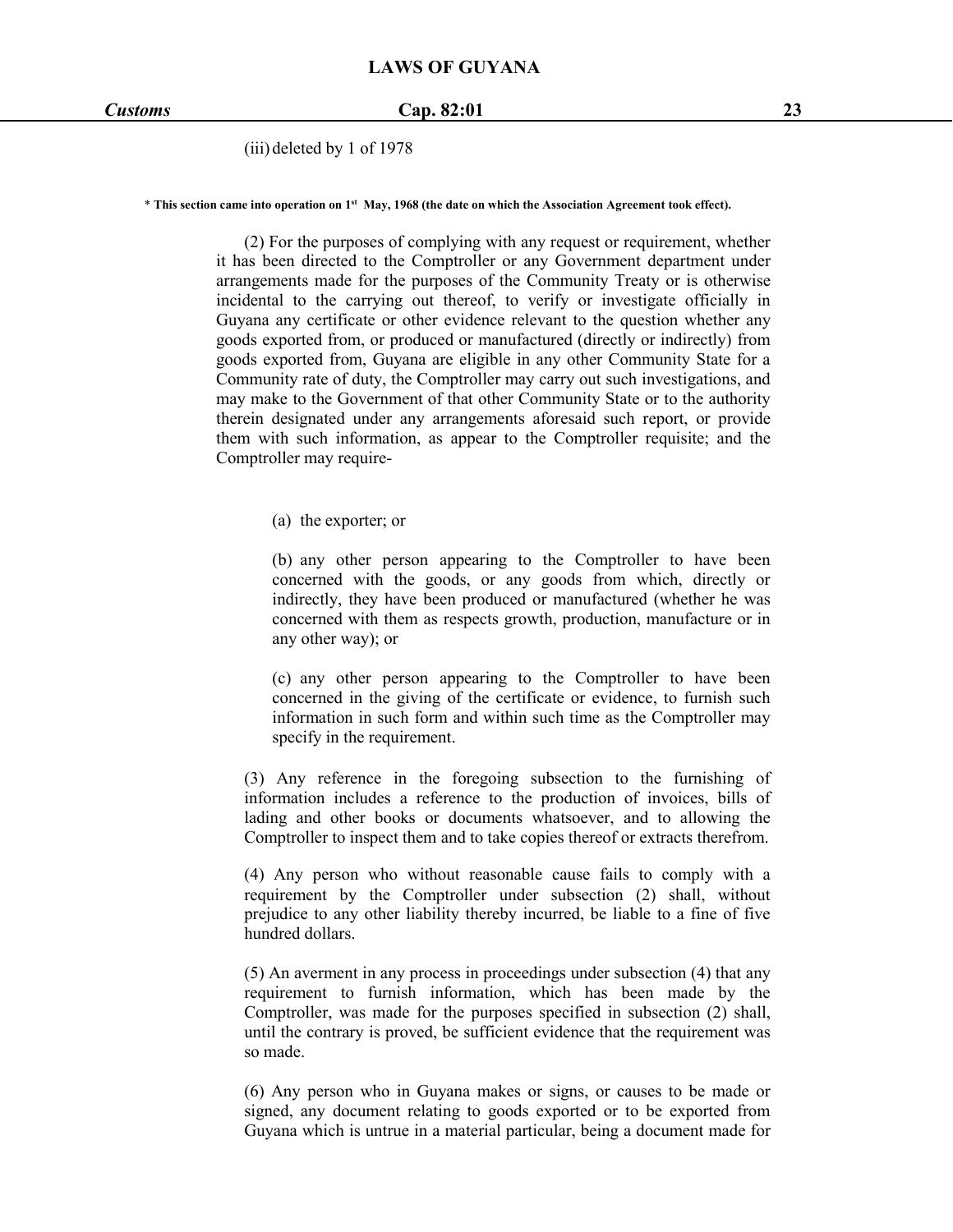(iii) deleted by 1 of 1978

* This section came into operation on 1st May, 1968 (the date on which the Association Agreement took effect).

(2) For the purposes of complying with any request or requirement, whether it has been directed to the Comptroller or any Government department under arrangements made for the purposes of the Community Treaty or is otherwise incidental to the carrying out thereof, to verify or investigate officially in Guyana any certificate or other evidence relevant to the question whether any goods exported from, or produced or manufactured (directly or indirectly) from goods exported from, Guyana are eligible in any other Community State for a Community rate of duty, the Comptroller may carry out such investigations, and may make to the Government of that other Community State or to the authority therein designated under any arrangements aforesaid such report, or provide them with such information, as appear to the Comptroller requisite; and the Comptroller may require-

(a) the exporter; or

(b) any other person appearing to the Comptroller to have been concerned with the goods, or any goods from which, directly or indirectly, they have been produced or manufactured (whether he was concerned with them as respects growth, production, manufacture or in any other way); or

(c) any other person appearing to the Comptroller to have been concerned in the giving of the certificate or evidence, to furnish such information in such form and within such time as the Comptroller may specify in the requirement.

(3) Any reference in the foregoing subsection to the furnishing of information includes a reference to the production of invoices, bills of lading and other books or documents whatsoever, and to allowing the Comptroller to inspect them and to take copies thereof or extracts therefrom.

(4) Any person who without reasonable cause fails to comply with a requirement by the Comptroller under subsection (2) shall, without prejudice to any other liability thereby incurred, be liable to a fine of five hundred dollars.

(5) An averment in any process in proceedings under subsection (4) that any requirement to furnish information, which has been made by the Comptroller, was made for the purposes specified in subsection (2) shall, until the contrary is proved, be sufficient evidence that the requirement was so made.

(6) Any person who in Guyana makes or signs, or causes to be made or signed, any document relating to goods exported or to be exported from Guyana which is untrue in a material particular, being a document made for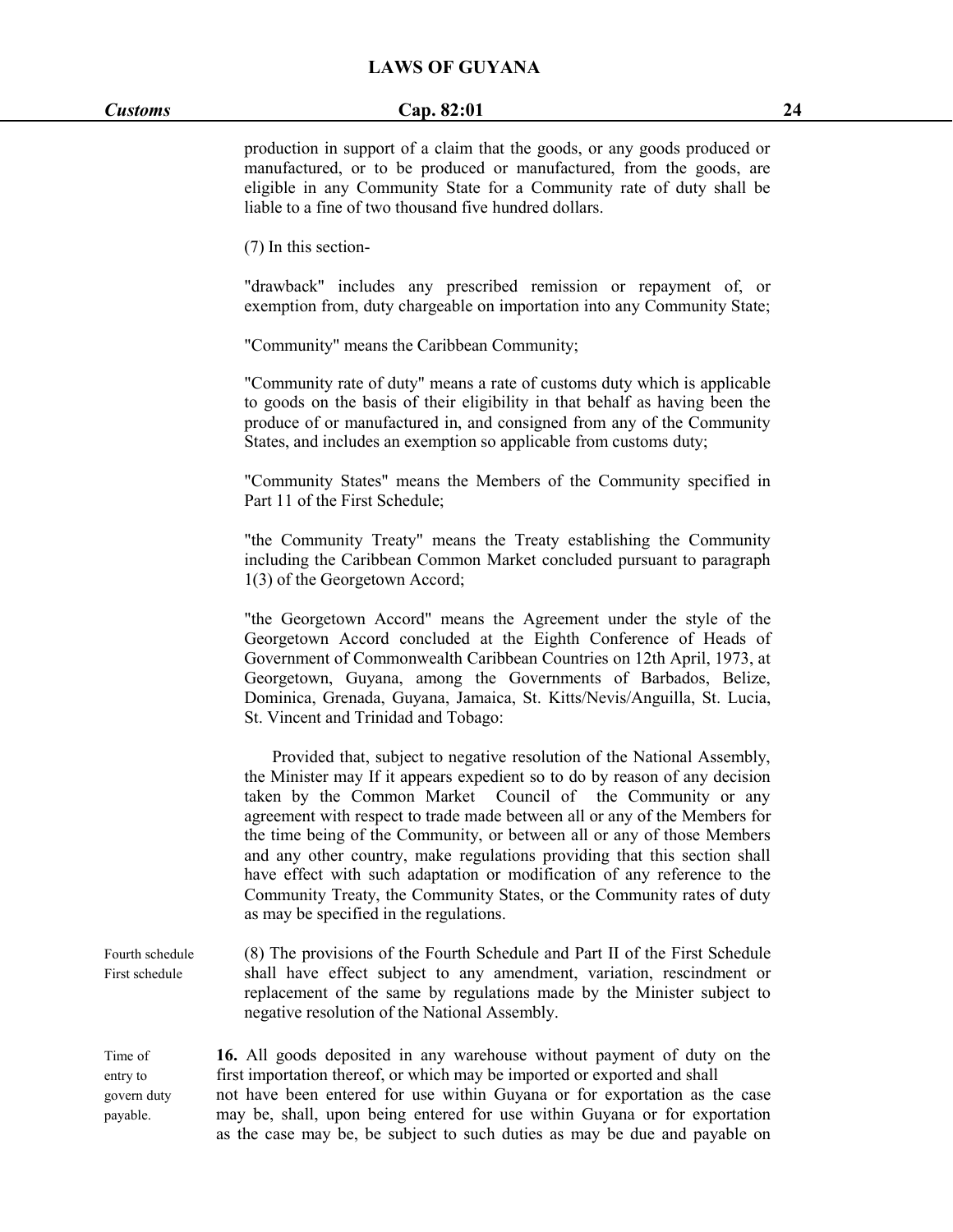production in support of a claim that the goods, or any goods produced or manufactured, or to be produced or manufactured, from the goods, are eligible in any Community State for a Community rate of duty shall be liable to a fine of two thousand five hundred dollars.

(7) In this section-

"drawback" includes any prescribed remission or repayment of, or exemption from, duty chargeable on importation into any Community State;

"Community" means the Caribbean Community;

"Community rate of duty" means a rate of customs duty which is applicable to goods on the basis of their eligibility in that behalf as having been the produce of or manufactured in, and consigned from any of the Community States, and includes an exemption so applicable from customs duty;

"Community States" means the Members of the Community specified in Part 11 of the First Schedule;

"the Community Treaty" means the Treaty establishing the Community including the Caribbean Common Market concluded pursuant to paragraph 1(3) of the Georgetown Accord;

"the Georgetown Accord" means the Agreement under the style of the Georgetown Accord concluded at the Eighth Conference of Heads of Government of Commonwealth Caribbean Countries on 12th April, 1973, at Georgetown, Guyana, among the Governments of Barbados, Belize, Dominica, Grenada, Guyana, Jamaica, St. Kitts/Nevis/Anguilla, St. Lucia, St. Vincent and Trinidad and Tobago:

Provided that, subject to negative resolution of the National Assembly, the Minister may If it appears expedient so to do by reason of any decision taken by the Common Market Council of the Community or any agreement with respect to trade made between all or any of the Members for the time being of the Community, or between all or any of those Members and any other country, make regulations providing that this section shall have effect with such adaptation or modification of any reference to the Community Treaty, the Community States, or the Community rates of duty as may be specified in the regulations.

Fourth schedule
First schedule

(8) The provisions of the Fourth Schedule and Part II of the First Schedule shall have effect subject to any amendment, variation, rescindment or replacement of the same by regulations made by the Minister subject to negative resolution of the National Assembly.

Time of entry to govern duty payable.

**16.** All goods deposited in any warehouse without payment of duty on the first importation thereof, or which may be imported or exported and shall not have been entered for use within Guyana or for exportation as the case may be, shall, upon being entered for use within Guyana or for exportation as the case may be, be subject to such duties as may be due and payable on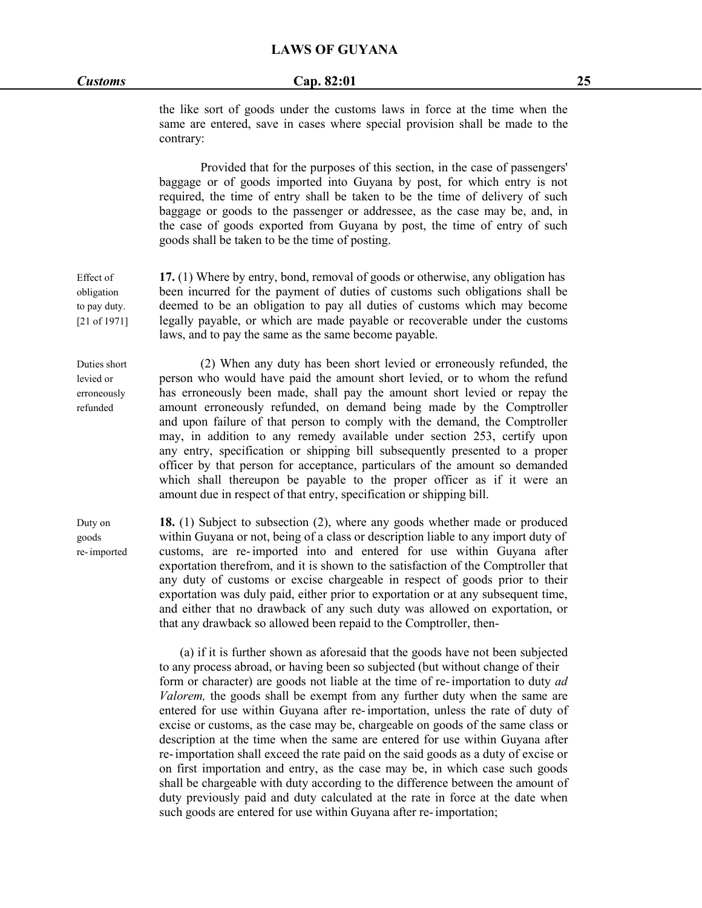the like sort of goods under the customs laws in force at the time when the same are entered, save in cases where special provision shall be made to the contrary:

Provided that for the purposes of this section, in the case of passengers' baggage or of goods imported into Guyana by post, for which entry is not required, the time of entry shall be taken to be the time of delivery of such baggage or goods to the passenger or addressee, as the case may be, and, in the case of goods exported from Guyana by post, the time of entry of such goods shall be taken to be the time of posting.

Effect of obligation to pay duty. [21 of 1971]

**17.** (1) Where by entry, bond, removal of goods or otherwise, any obligation has been incurred for the payment of duties of customs such obligations shall be deemed to be an obligation to pay all duties of customs which may become legally payable, or which are made payable or recoverable under the customs laws, and to pay the same as the same become payable.

Duties short levied or erroneously refunded

(2) When any duty has been short levied or erroneously refunded, the person who would have paid the amount short levied, or to whom the refund has erroneously been made, shall pay the amount short levied or repay the amount erroneously refunded, on demand being made by the Comptroller and upon failure of that person to comply with the demand, the Comptroller may, in addition to any remedy available under section 253, certify upon any entry, specification or shipping bill subsequently presented to a proper officer by that person for acceptance, particulars of the amount so demanded which shall thereupon be payable to the proper officer as if it were an amount due in respect of that entry, specification or shipping bill.

Duty on goods re-imported

**18.** (1) Subject to subsection (2), where any goods whether made or produced within Guyana or not, being of a class or description liable to any import duty of customs, are re-imported into and entered for use within Guyana after exportation therefrom, and it is shown to the satisfaction of the Comptroller that any duty of customs or excise chargeable in respect of goods prior to their exportation was duly paid, either prior to exportation or at any subsequent time, and either that no drawback of any such duty was allowed on exportation, or that any drawback so allowed been repaid to the Comptroller, then-

(a) if it is further shown as aforesaid that the goods have not been subjected to any process abroad, or having been so subjected (but without change of their form or character) are goods not liable at the time of re-importation to duty *ad Valorem,* the goods shall be exempt from any further duty when the same are entered for use within Guyana after re-importation, unless the rate of duty of excise or customs, as the case may be, chargeable on goods of the same class or description at the time when the same are entered for use within Guyana after re-importation shall exceed the rate paid on the said goods as a duty of excise or on first importation and entry, as the case may be, in which case such goods shall be chargeable with duty according to the difference between the amount of duty previously paid and duty calculated at the rate in force at the date when such goods are entered for use within Guyana after re-importation;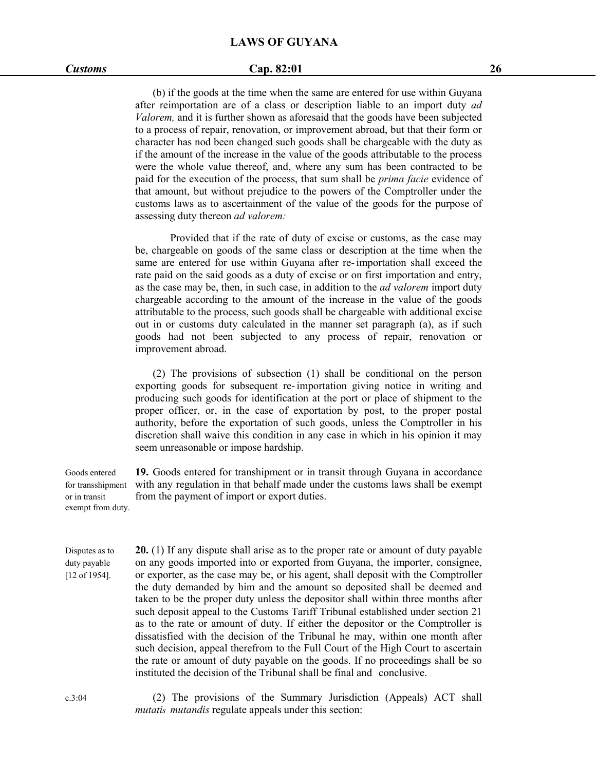(b) if the goods at the time when the same are entered for use within Guyana after reimportation are of a class or description liable to an import duty *ad Valorem,* and it is further shown as aforesaid that the goods have been subjected to a process of repair, renovation, or improvement abroad, but that their form or character has nod been changed such goods shall be chargeable with the duty as if the amount of the increase in the value of the goods attributable to the process were the whole value thereof, and, where any sum has been contracted to be paid for the execution of the process, that sum shall be *prima facie* evidence of that amount, but without prejudice to the powers of the Comptroller under the customs laws as to ascertainment of the value of the goods for the purpose of assessing duty thereon *ad valorem:*

Provided that if the rate of duty of excise or customs, as the case may be, chargeable on goods of the same class or description at the time when the same are entered for use within Guyana after re-importation shall exceed the rate paid on the said goods as a duty of excise or on first importation and entry, as the case may be, then, in such case, in addition to the *ad valorem* import duty chargeable according to the amount of the increase in the value of the goods attributable to the process, such goods shall be chargeable with additional excise out in or customs duty calculated in the manner set paragraph (a), as if such goods had not been subjected to any process of repair, renovation or improvement abroad.

(2) The provisions of subsection (1) shall be conditional on the person exporting goods for subsequent re-importation giving notice in writing and producing such goods for identification at the port or place of shipment to the proper officer, or, in the case of exportation by post, to the proper postal authority, before the exportation of such goods, unless the Comptroller in his discretion shall waive this condition in any case in which in his opinion it may seem unreasonable or impose hardship.

Goods entered for transshipment or in transit exempt from duty.

**19.** Goods entered for transhipment or in transit through Guyana in accordance with any regulation in that behalf made under the customs laws shall be exempt from the payment of import or export duties.

Disputes as to duty payable [12 of 1954].

**20.** (1) If any dispute shall arise as to the proper rate or amount of duty payable on any goods imported into or exported from Guyana, the importer, consignee, or exporter, as the case may be, or his agent, shall deposit with the Comptroller the duty demanded by him and the amount so deposited shall be deemed and taken to be the proper duty unless the depositor shall within three months after such deposit appeal to the Customs Tariff Tribunal established under section 21 as to the rate or amount of duty. If either the depositor or the Comptroller is dissatisfied with the decision of the Tribunal he may, within one month after such decision, appeal therefrom to the Full Court of the High Court to ascertain the rate or amount of duty payable on the goods. If no proceedings shall be so instituted the decision of the Tribunal shall be final and conclusive.

c.3:04

(2) The provisions of the Summary Jurisdiction (Appeals) ACT shall *mutatis mutandis* regulate appeals under this section: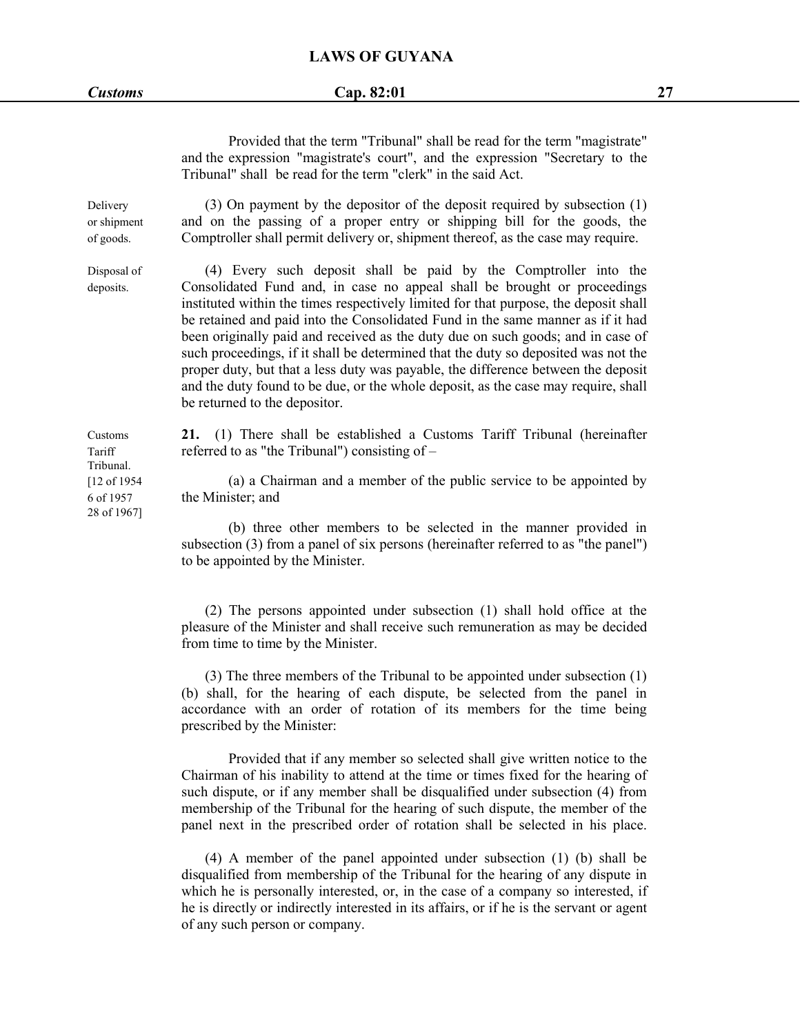Provided that the term "Tribunal" shall be read for the term "magistrate" and the expression "magistrate's court", and the expression "Secretary to the Tribunal" shall be read for the term "clerk" in the said Act.

Delivery or shipment of goods.

(3) On payment by the depositor of the deposit required by subsection (1) and on the passing of a proper entry or shipping bill for the goods, the Comptroller shall permit delivery or, shipment thereof, as the case may require.

Disposal of deposits.

(4) Every such deposit shall be paid by the Comptroller into the Consolidated Fund and, in case no appeal shall be brought or proceedings instituted within the times respectively limited for that purpose, the deposit shall be retained and paid into the Consolidated Fund in the same manner as if it had been originally paid and received as the duty due on such goods; and in case of such proceedings, if it shall be determined that the duty so deposited was not the proper duty, but that a less duty was payable, the difference between the deposit and the duty found to be due, or the whole deposit, as the case may require, shall be returned to the depositor.

Customs Tariff Tribunal. [12 of 1954 6 of 1957 28 of 1967]

**21.** (1) There shall be established a Customs Tariff Tribunal (hereinafter referred to as "the Tribunal") consisting of –

(a) a Chairman and a member of the public service to be appointed by the Minister; and

(b) three other members to be selected in the manner provided in subsection (3) from a panel of six persons (hereinafter referred to as "the panel") to be appointed by the Minister.

(2) The persons appointed under subsection (1) shall hold office at the pleasure of the Minister and shall receive such remuneration as may be decided from time to time by the Minister.

(3) The three members of the Tribunal to be appointed under subsection (1) (b) shall, for the hearing of each dispute, be selected from the panel in accordance with an order of rotation of its members for the time being prescribed by the Minister:

Provided that if any member so selected shall give written notice to the Chairman of his inability to attend at the time or times fixed for the hearing of such dispute, or if any member shall be disqualified under subsection (4) from membership of the Tribunal for the hearing of such dispute, the member of the panel next in the prescribed order of rotation shall be selected in his place.

(4) A member of the panel appointed under subsection (1) (b) shall be disqualified from membership of the Tribunal for the hearing of any dispute in which he is personally interested, or, in the case of a company so interested, if he is directly or indirectly interested in its affairs, or if he is the servant or agent of any such person or company.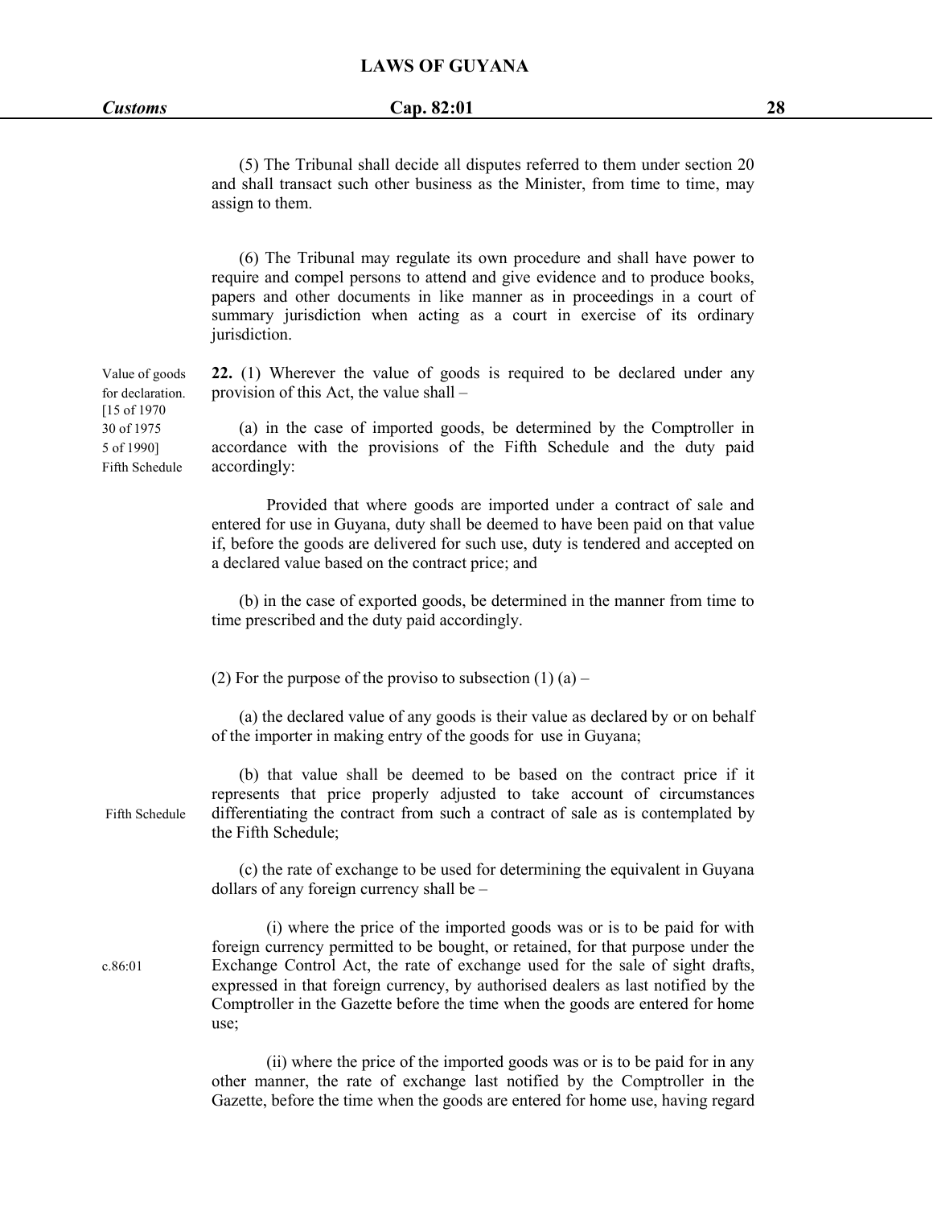(5) The Tribunal shall decide all disputes referred to them under section 20 and shall transact such other business as the Minister, from time to time, may assign to them.

(6) The Tribunal may regulate its own procedure and shall have power to require and compel persons to attend and give evidence and to produce books, papers and other documents in like manner as in proceedings in a court of summary jurisdiction when acting as a court in exercise of its ordinary jurisdiction.

Value of goods for declaration. [15 of 1970 30 of 1975 5 of 1990] Fifth Schedule

**22.** (1) Wherever the value of goods is required to be declared under any provision of this Act, the value shall –

(a) in the case of imported goods, be determined by the Comptroller in accordance with the provisions of the Fifth Schedule and the duty paid accordingly:

Provided that where goods are imported under a contract of sale and entered for use in Guyana, duty shall be deemed to have been paid on that value if, before the goods are delivered for such use, duty is tendered and accepted on a declared value based on the contract price; and

(b) in the case of exported goods, be determined in the manner from time to time prescribed and the duty paid accordingly.

(2) For the purpose of the proviso to subsection (1) (a) –

(a) the declared value of any goods is their value as declared by or on behalf of the importer in making entry of the goods for use in Guyana;

Fifth Schedule

(b) that value shall be deemed to be based on the contract price if it represents that price properly adjusted to take account of circumstances differentiating the contract from such a contract of sale as is contemplated by the Fifth Schedule;

(c) the rate of exchange to be used for determining the equivalent in Guyana dollars of any foreign currency shall be –

c.86:01

(i) where the price of the imported goods was or is to be paid for with foreign currency permitted to be bought, or retained, for that purpose under the Exchange Control Act, the rate of exchange used for the sale of sight drafts, expressed in that foreign currency, by authorised dealers as last notified by the Comptroller in the Gazette before the time when the goods are entered for home use;

(ii) where the price of the imported goods was or is to be paid for in any other manner, the rate of exchange last notified by the Comptroller in the Gazette, before the time when the goods are entered for home use, having regard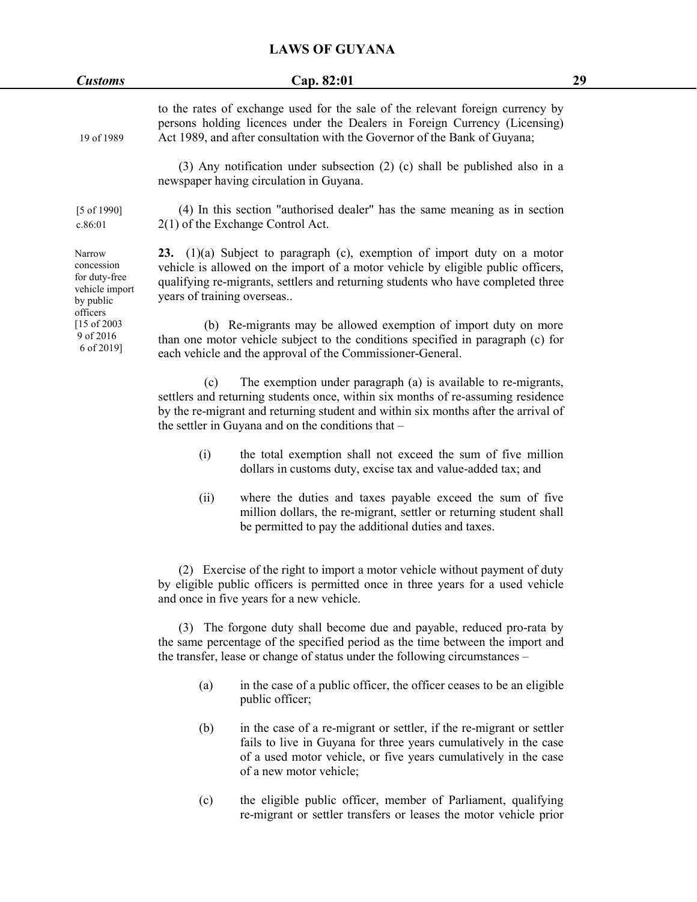to the rates of exchange used for the sale of the relevant foreign currency by persons holding licences under the Dealers in Foreign Currency (Licensing) Act 1989, and after consultation with the Governor of the Bank of Guyana;

19 of 1989

(3) Any notification under subsection (2) (c) shall be published also in a newspaper having circulation in Guyana.

[5 of 1990]
c.86:01

(4) In this section "authorised dealer" has the same meaning as in section 2(1) of the Exchange Control Act.

Narrow concession for duty-free vehicle import by public officers
[15 of 2003
9 of 2016
6 of 2019]

**23.** (1)(a) Subject to paragraph (c), exemption of import duty on a motor vehicle is allowed on the import of a motor vehicle by eligible public officers, qualifying re-migrants, settlers and returning students who have completed three years of training overseas..

(b) Re-migrants may be allowed exemption of import duty on more than one motor vehicle subject to the conditions specified in paragraph (c) for each vehicle and the approval of the Commissioner-General.

(c) The exemption under paragraph (a) is available to re-migrants, settlers and returning students once, within six months of re-assuming residence by the re-migrant and returning student and within six months after the arrival of the settler in Guyana and on the conditions that –

(i) the total exemption shall not exceed the sum of five million dollars in customs duty, excise tax and value-added tax; and

(ii) where the duties and taxes payable exceed the sum of five million dollars, the re-migrant, settler or returning student shall be permitted to pay the additional duties and taxes.

(2) Exercise of the right to import a motor vehicle without payment of duty by eligible public officers is permitted once in three years for a used vehicle and once in five years for a new vehicle.

(3) The forgone duty shall become due and payable, reduced pro-rata by the same percentage of the specified period as the time between the import and the transfer, lease or change of status under the following circumstances –

(a) in the case of a public officer, the officer ceases to be an eligible public officer;

(b) in the case of a re-migrant or settler, if the re-migrant or settler fails to live in Guyana for three years cumulatively in the case of a used motor vehicle, or five years cumulatively in the case of a new motor vehicle;

(c) the eligible public officer, member of Parliament, qualifying re-migrant or settler transfers or leases the motor vehicle prior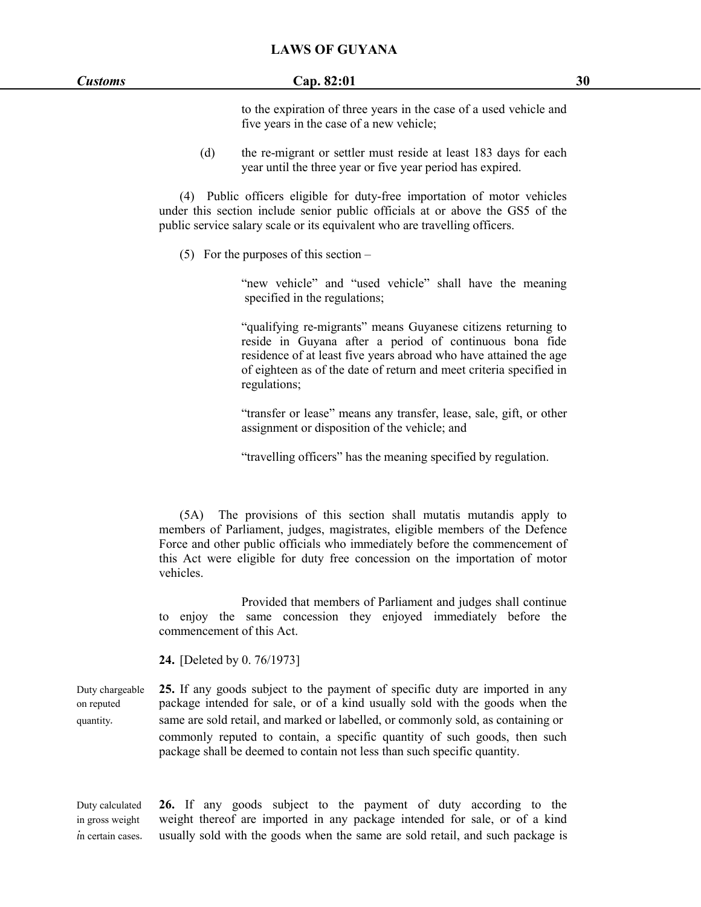to the expiration of three years in the case of a used vehicle and five years in the case of a new vehicle;

(d) the re-migrant or settler must reside at least 183 days for each year until the three year or five year period has expired.

(4) Public officers eligible for duty-free importation of motor vehicles under this section include senior public officials at or above the GS5 of the public service salary scale or its equivalent who are travelling officers.

(5) For the purposes of this section –

"new vehicle" and "used vehicle" shall have the meaning specified in the regulations;

"qualifying re-migrants" means Guyanese citizens returning to reside in Guyana after a period of continuous bona fide residence of at least five years abroad who have attained the age of eighteen as of the date of return and meet criteria specified in regulations;

"transfer or lease" means any transfer, lease, sale, gift, or other assignment or disposition of the vehicle; and

"travelling officers" has the meaning specified by regulation.

(5A) The provisions of this section shall mutatis mutandis apply to members of Parliament, judges, magistrates, eligible members of the Defence Force and other public officials who immediately before the commencement of this Act were eligible for duty free concession on the importation of motor vehicles.

Provided that members of Parliament and judges shall continue to enjoy the same concession they enjoyed immediately before the commencement of this Act.

**24.** [Deleted by 0. 76/1973]

*Duty chargeable on reputed quantity.*

**25.** If any goods subject to the payment of specific duty are imported in any package intended for sale, or of a kind usually sold with the goods when the same are sold retail, and marked or labelled, or commonly sold, as containing or commonly reputed to contain, a specific quantity of such goods, then such package shall be deemed to contain not less than such specific quantity.

*Duty calculated in gross weight in certain cases.*

**26.** If any goods subject to the payment of duty according to the weight thereof are imported in any package intended for sale, or of a kind usually sold with the goods when the same are sold retail, and such package is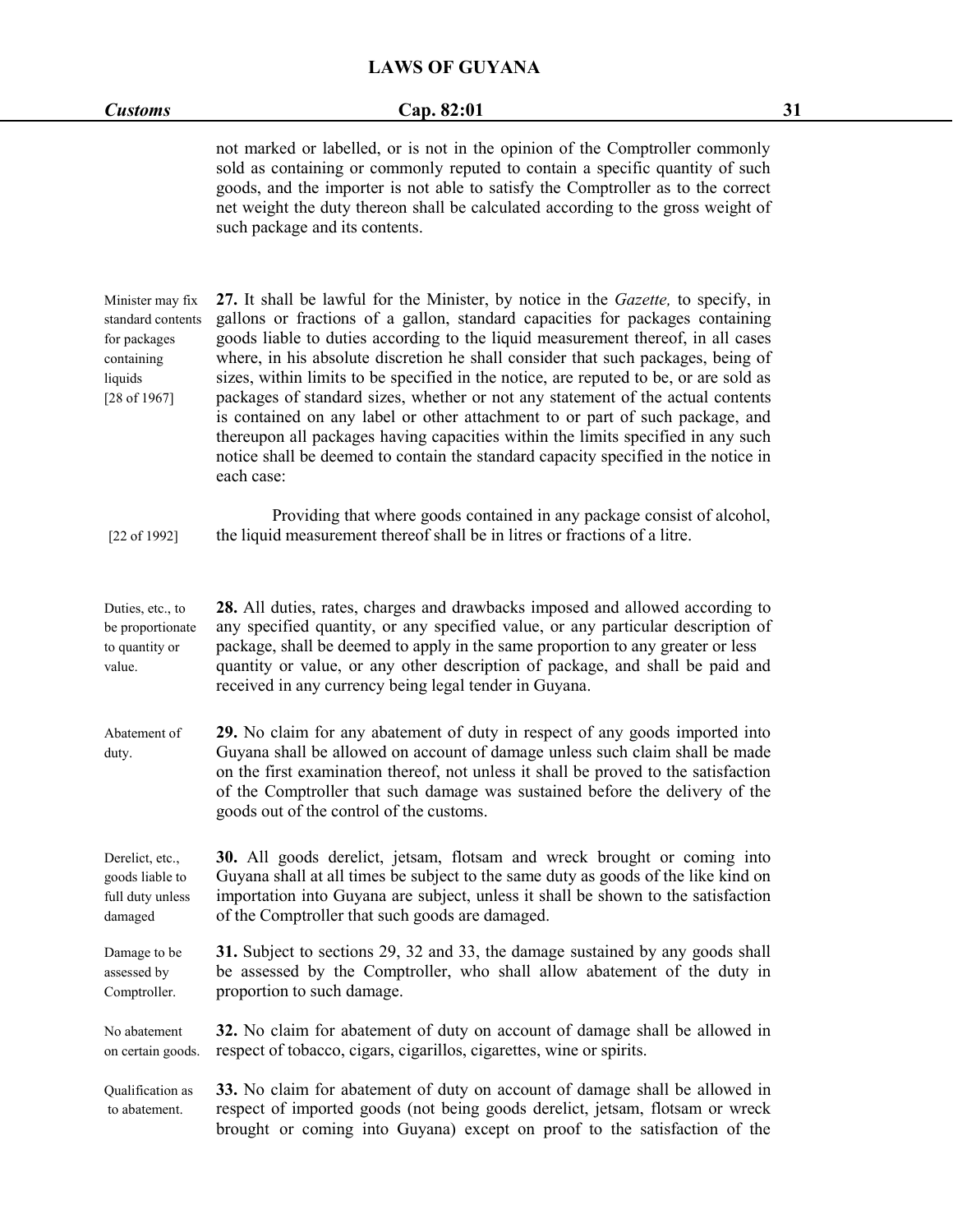not marked or labelled, or is not in the opinion of the Comptroller commonly sold as containing or commonly reputed to contain a specific quantity of such goods, and the importer is not able to satisfy the Comptroller as to the correct net weight the duty thereon shall be calculated according to the gross weight of such package and its contents.

Minister may fix standard contents for packages containing liquids [28 of 1967]

**27.** It shall be lawful for the Minister, by notice in the *Gazette,* to specify, in gallons or fractions of a gallon, standard capacities for packages containing goods liable to duties according to the liquid measurement thereof, in all cases where, in his absolute discretion he shall consider that such packages, being of sizes, within limits to be specified in the notice, are reputed to be, or are sold as packages of standard sizes, whether or not any statement of the actual contents is contained on any label or other attachment to or part of such package, and thereupon all packages having capacities within the limits specified in any such notice shall be deemed to contain the standard capacity specified in the notice in each case:

[22 of 1992]

Providing that where goods contained in any package consist of alcohol, the liquid measurement thereof shall be in litres or fractions of a litre.

Duties, etc., to be proportionate to quantity or value.

**28.** All duties, rates, charges and drawbacks imposed and allowed according to any specified quantity, or any specified value, or any particular description of package, shall be deemed to apply in the same proportion to any greater or less quantity or value, or any other description of package, and shall be paid and received in any currency being legal tender in Guyana.

Abatement of duty.

**29.** No claim for any abatement of duty in respect of any goods imported into Guyana shall be allowed on account of damage unless such claim shall be made on the first examination thereof, not unless it shall be proved to the satisfaction of the Comptroller that such damage was sustained before the delivery of the goods out of the control of the customs.

Derelict, etc., goods liable to full duty unless damaged

**30.** All goods derelict, jetsam, flotsam and wreck brought or coming into Guyana shall at all times be subject to the same duty as goods of the like kind on importation into Guyana are subject, unless it shall be shown to the satisfaction of the Comptroller that such goods are damaged.

Damage to be assessed by Comptroller.

**31.** Subject to sections 29, 32 and 33, the damage sustained by any goods shall be assessed by the Comptroller, who shall allow abatement of the duty in proportion to such damage.

No abatement on certain goods.

**32.** No claim for abatement of duty on account of damage shall be allowed in respect of tobacco, cigars, cigarillos, cigarettes, wine or spirits.

Qualification as to abatement.

**33.** No claim for abatement of duty on account of damage shall be allowed in respect of imported goods (not being goods derelict, jetsam, flotsam or wreck brought or coming into Guyana) except on proof to the satisfaction of the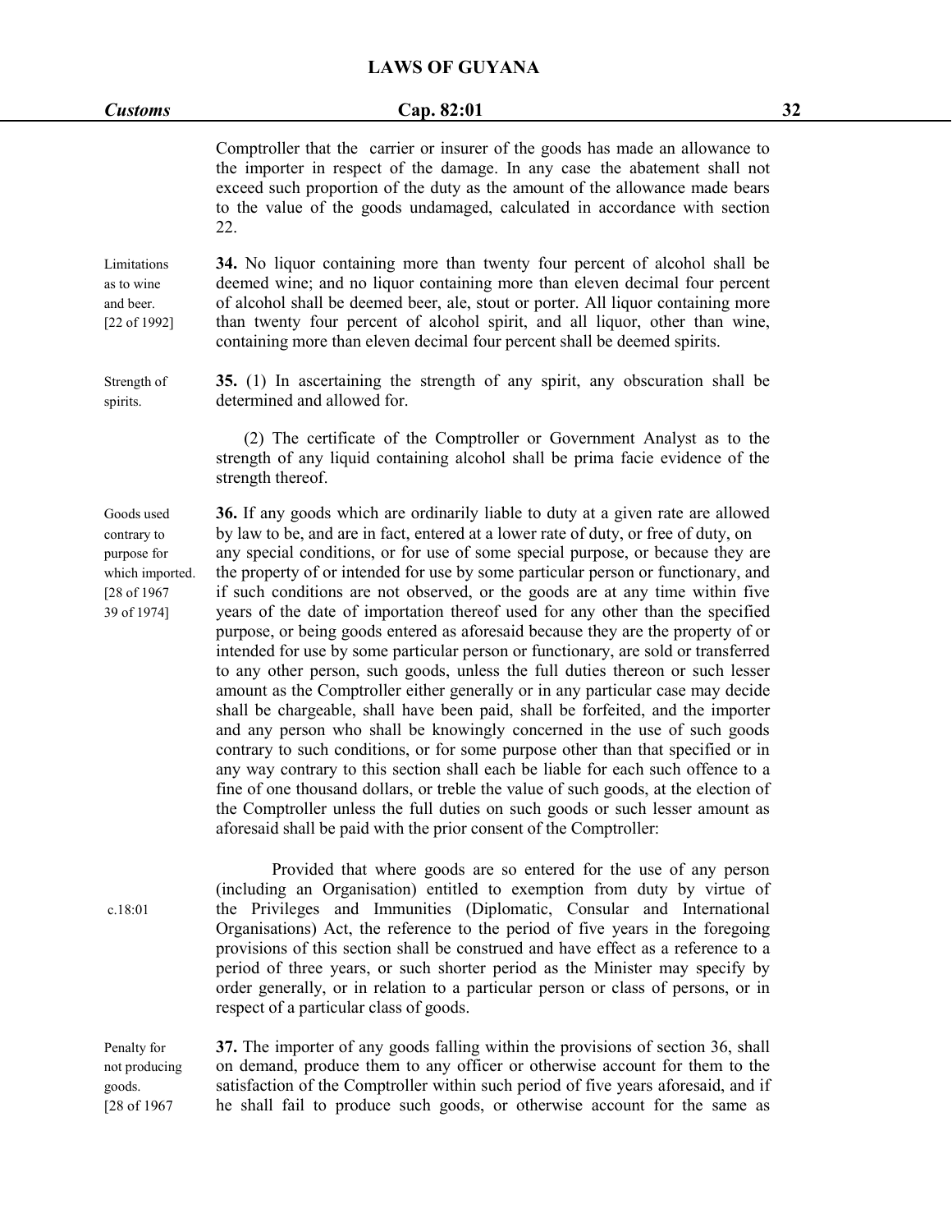Comptroller that the carrier or insurer of the goods has made an allowance to the importer in respect of the damage. In any case the abatement shall not exceed such proportion of the duty as the amount of the allowance made bears to the value of the goods undamaged, calculated in accordance with section 22.

Limitations as to wine and beer. [22 of 1992]

**34.** No liquor containing more than twenty four percent of alcohol shall be deemed wine; and no liquor containing more than eleven decimal four percent of alcohol shall be deemed beer, ale, stout or porter. All liquor containing more than twenty four percent of alcohol spirit, and all liquor, other than wine, containing more than eleven decimal four percent shall be deemed spirits.

Strength of spirits.

**35.** (1) In ascertaining the strength of any spirit, any obscuration shall be determined and allowed for.

(2) The certificate of the Comptroller or Government Analyst as to the strength of any liquid containing alcohol shall be prima facie evidence of the strength thereof.

Goods used contrary to purpose for which imported. [28 of 1967 39 of 1974]

**36.** If any goods which are ordinarily liable to duty at a given rate are allowed by law to be, and are in fact, entered at a lower rate of duty, or free of duty, on any special conditions, or for use of some special purpose, or because they are the property of or intended for use by some particular person or functionary, and if such conditions are not observed, or the goods are at any time within five years of the date of importation thereof used for any other than the specified purpose, or being goods entered as aforesaid because they are the property of or intended for use by some particular person or functionary, are sold or transferred to any other person, such goods, unless the full duties thereon or such lesser amount as the Comptroller either generally or in any particular case may decide shall be chargeable, shall have been paid, shall be forfeited, and the importer and any person who shall be knowingly concerned in the use of such goods contrary to such conditions, or for some purpose other than that specified or in any way contrary to this section shall each be liable for each such offence to a fine of one thousand dollars, or treble the value of such goods, at the election of the Comptroller unless the full duties on such goods or such lesser amount as aforesaid shall be paid with the prior consent of the Comptroller:

c.18:01

Provided that where goods are so entered for the use of any person (including an Organisation) entitled to exemption from duty by virtue of the Privileges and Immunities (Diplomatic, Consular and International Organisations) Act, the reference to the period of five years in the foregoing provisions of this section shall be construed and have effect as a reference to a period of three years, or such shorter period as the Minister may specify by order generally, or in relation to a particular person or class of persons, or in respect of a particular class of goods.

Penalty for not producing goods. [28 of 1967

**37.** The importer of any goods falling within the provisions of section 36, shall on demand, produce them to any officer or otherwise account for them to the satisfaction of the Comptroller within such period of five years aforesaid, and if he shall fail to produce such goods, or otherwise account for the same as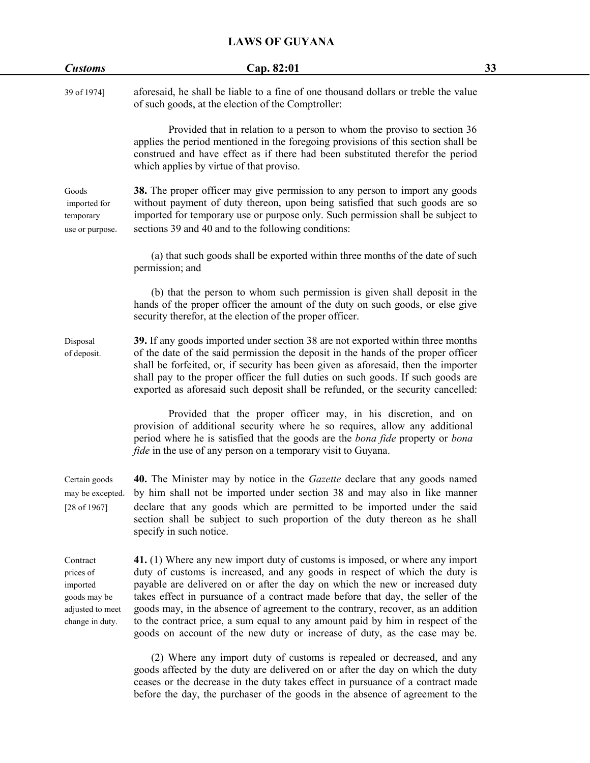39 of 1974]

aforesaid, he shall be liable to a fine of one thousand dollars or treble the value of such goods, at the election of the Comptroller:

Provided that in relation to a person to whom the proviso to section 36 applies the period mentioned in the foregoing provisions of this section shall be construed and have effect as if there had been substituted therefor the period which applies by virtue of that proviso.

Goods imported for temporary use or purpose.

**38.** The proper officer may give permission to any person to import any goods without payment of duty thereon, upon being satisfied that such goods are so imported for temporary use or purpose only. Such permission shall be subject to sections 39 and 40 and to the following conditions:

(a) that such goods shall be exported within three months of the date of such permission; and

(b) that the person to whom such permission is given shall deposit in the hands of the proper officer the amount of the duty on such goods, or else give security therefor, at the election of the proper officer.

Disposal of deposit.

**39.** If any goods imported under section 38 are not exported within three months of the date of the said permission the deposit in the hands of the proper officer shall be forfeited, or, if security has been given as aforesaid, then the importer shall pay to the proper officer the full duties on such goods. If such goods are exported as aforesaid such deposit shall be refunded, or the security cancelled:

Provided that the proper officer may, in his discretion, and on provision of additional security where he so requires, allow any additional period where he is satisfied that the goods are the *bona fide* property or *bona fide* in the use of any person on a temporary visit to Guyana.

Certain goods may be excepted. [28 of 1967]

**40.** The Minister may by notice in the *Gazette* declare that any goods named by him shall not be imported under section 38 and may also in like manner declare that any goods which are permitted to be imported under the said section shall be subject to such proportion of the duty thereon as he shall specify in such notice.

Contract prices of imported goods may be adjusted to meet change in duty.

**41.** (1) Where any new import duty of customs is imposed, or where any import duty of customs is increased, and any goods in respect of which the duty is payable are delivered on or after the day on which the new or increased duty takes effect in pursuance of a contract made before that day, the seller of the goods may, in the absence of agreement to the contrary, recover, as an addition to the contract price, a sum equal to any amount paid by him in respect of the goods on account of the new duty or increase of duty, as the case may be.

(2) Where any import duty of customs is repealed or decreased, and any goods affected by the duty are delivered on or after the day on which the duty ceases or the decrease in the duty takes effect in pursuance of a contract made before the day, the purchaser of the goods in the absence of agreement to the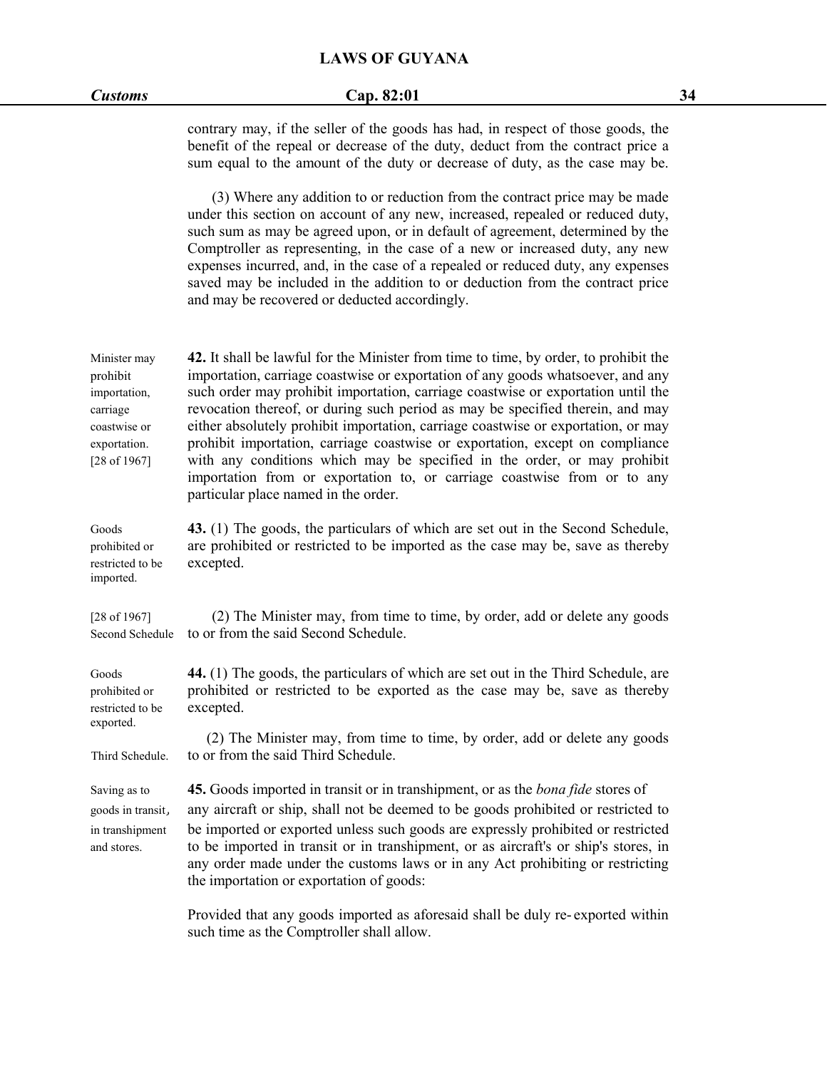contrary may, if the seller of the goods has had, in respect of those goods, the benefit of the repeal or decrease of the duty, deduct from the contract price a sum equal to the amount of the duty or decrease of duty, as the case may be.

(3) Where any addition to or reduction from the contract price may be made under this section on account of any new, increased, repealed or reduced duty, such sum as may be agreed upon, or in default of agreement, determined by the Comptroller as representing, in the case of a new or increased duty, any new expenses incurred, and, in the case of a repealed or reduced duty, any expenses saved may be included in the addition to or deduction from the contract price and may be recovered or deducted accordingly.

Minister may prohibit importation, carriage coastwise or exportation. [28 of 1967]

**42.** It shall be lawful for the Minister from time to time, by order, to prohibit the importation, carriage coastwise or exportation of any goods whatsoever, and any such order may prohibit importation, carriage coastwise or exportation until the revocation thereof, or during such period as may be specified therein, and may either absolutely prohibit importation, carriage coastwise or exportation, or may prohibit importation, carriage coastwise or exportation, except on compliance with any conditions which may be specified in the order, or may prohibit importation from or exportation to, or carriage coastwise from or to any particular place named in the order.

Goods prohibited or restricted to be imported.

**43.** (1) The goods, the particulars of which are set out in the Second Schedule, are prohibited or restricted to be imported as the case may be, save as thereby excepted.

[28 of 1967] Second Schedule

(2) The Minister may, from time to time, by order, add or delete any goods to or from the said Second Schedule.

Goods prohibited or restricted to be exported.

**44.** (1) The goods, the particulars of which are set out in the Third Schedule, are prohibited or restricted to be exported as the case may be, save as thereby excepted.

Third Schedule.

(2) The Minister may, from time to time, by order, add or delete any goods to or from the said Third Schedule.

Saving as to goods in transit, in transhipment and stores.

**45.** Goods imported in transit or in transhipment, or as the *bona fide* stores of any aircraft or ship, shall not be deemed to be goods prohibited or restricted to be imported or exported unless such goods are expressly prohibited or restricted to be imported in transit or in transhipment, or as aircraft's or ship's stores, in any order made under the customs laws or in any Act prohibiting or restricting the importation or exportation of goods:

Provided that any goods imported as aforesaid shall be duly re-exported within such time as the Comptroller shall allow.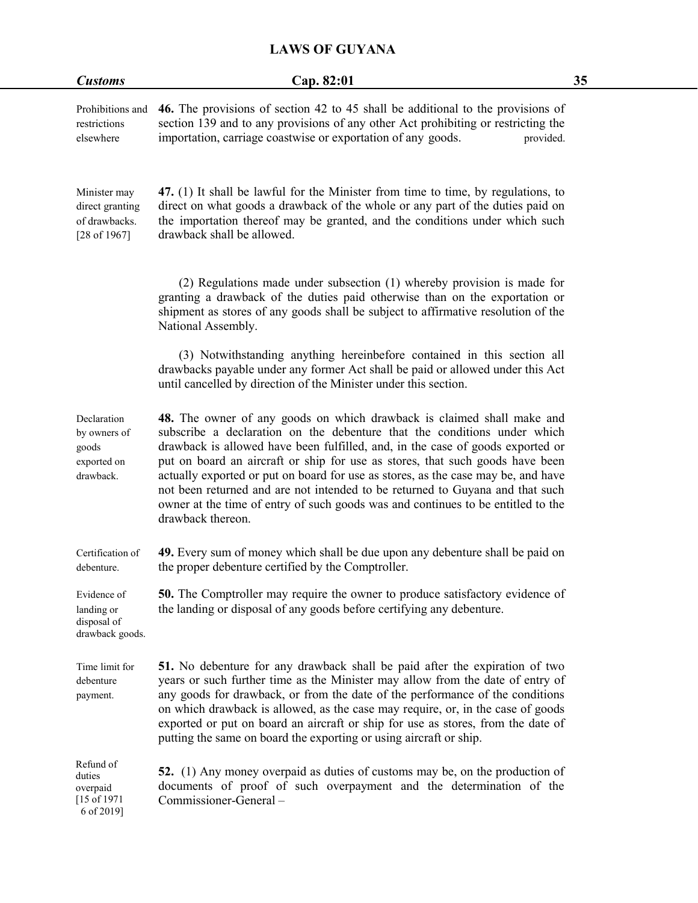Prohibitions and restrictions elsewhere

**46.** The provisions of section 42 to 45 shall be additional to the provisions of section 139 and to any provisions of any other Act prohibiting or restricting the importation, carriage coastwise or exportation of any goods. provided.

Minister may direct granting of drawbacks. [28 of 1967]

**47.** (1) It shall be lawful for the Minister from time to time, by regulations, to direct on what goods a drawback of the whole or any part of the duties paid on the importation thereof may be granted, and the conditions under which such drawback shall be allowed.

(2) Regulations made under subsection (1) whereby provision is made for granting a drawback of the duties paid otherwise than on the exportation or shipment as stores of any goods shall be subject to affirmative resolution of the National Assembly.

(3) Notwithstanding anything hereinbefore contained in this section all drawbacks payable under any former Act shall be paid or allowed under this Act until cancelled by direction of the Minister under this section.

Declaration by owners of goods exported on drawback.

**48.** The owner of any goods on which drawback is claimed shall make and subscribe a declaration on the debenture that the conditions under which drawback is allowed have been fulfilled, and, in the case of goods exported or put on board an aircraft or ship for use as stores, that such goods have been actually exported or put on board for use as stores, as the case may be, and have not been returned and are not intended to be returned to Guyana and that such owner at the time of entry of such goods was and continues to be entitled to the drawback thereon.

Certification of debenture.

**49.** Every sum of money which shall be due upon any debenture shall be paid on the proper debenture certified by the Comptroller.

Evidence of landing or disposal of drawback goods.

**50.** The Comptroller may require the owner to produce satisfactory evidence of the landing or disposal of any goods before certifying any debenture.

Time limit for debenture payment.

**51.** No debenture for any drawback shall be paid after the expiration of two years or such further time as the Minister may allow from the date of entry of any goods for drawback, or from the date of the performance of the conditions on which drawback is allowed, as the case may require, or, in the case of goods exported or put on board an aircraft or ship for use as stores, from the date of putting the same on board the exporting or using aircraft or ship.

Refund of duties overpaid [15 of 1971 6 of 2019]

**52.** (1) Any money overpaid as duties of customs may be, on the production of documents of proof of such overpayment and the determination of the Commissioner-General –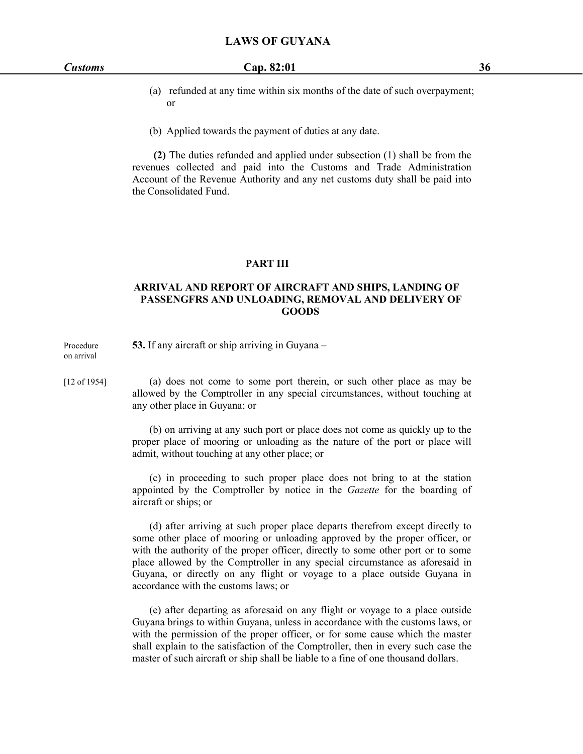(a) refunded at any time within six months of the date of such overpayment; or

(b) Applied towards the payment of duties at any date.

**(2)** The duties refunded and applied under subsection (1) shall be from the revenues collected and paid into the Customs and Trade Administration Account of the Revenue Authority and any net customs duty shall be paid into the Consolidated Fund.

## PART III

## ARRIVAL AND REPORT OF AIRCRAFT AND SHIPS, LANDING OF PASSENGFRS AND UNLOADING, REMOVAL AND DELIVERY OF GOODS

Procedure on arrival

**53.** If any aircraft or ship arriving in Guyana –

[12 of 1954]

(a) does not come to some port therein, or such other place as may be allowed by the Comptroller in any special circumstances, without touching at any other place in Guyana; or

(b) on arriving at any such port or place does not come as quickly up to the proper place of mooring or unloading as the nature of the port or place will admit, without touching at any other place; or

(c) in proceeding to such proper place does not bring to at the station appointed by the Comptroller by notice in the *Gazette* for the boarding of aircraft or ships; or

(d) after arriving at such proper place departs therefrom except directly to some other place of mooring or unloading approved by the proper officer, or with the authority of the proper officer, directly to some other port or to some place allowed by the Comptroller in any special circumstance as aforesaid in Guyana, or directly on any flight or voyage to a place outside Guyana in accordance with the customs laws; or

(e) after departing as aforesaid on any flight or voyage to a place outside Guyana brings to within Guyana, unless in accordance with the customs laws, or with the permission of the proper officer, or for some cause which the master shall explain to the satisfaction of the Comptroller, then in every such case the master of such aircraft or ship shall be liable to a fine of one thousand dollars.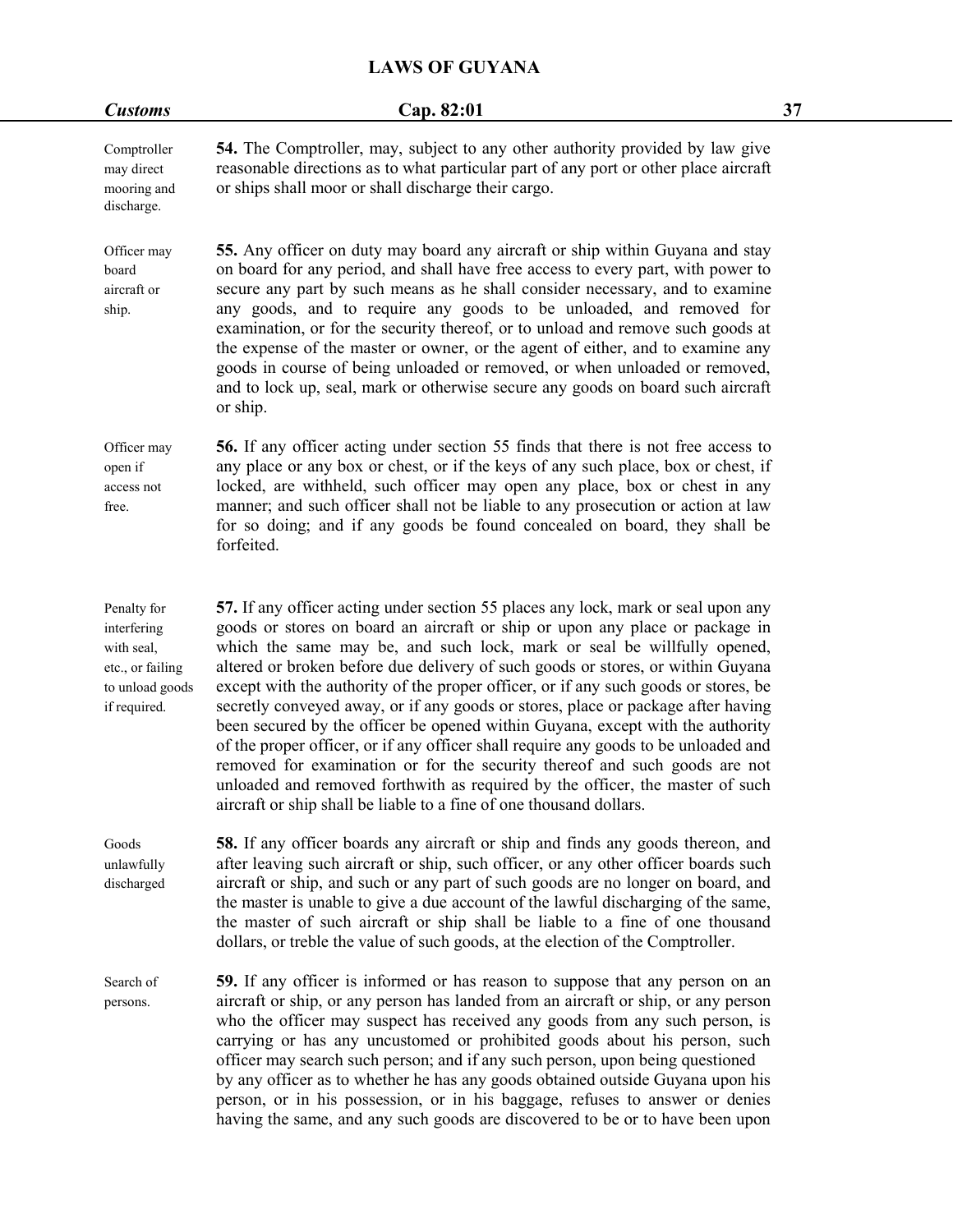Comptroller may direct mooring and discharge.

**54.** The Comptroller, may, subject to any other authority provided by law give reasonable directions as to what particular part of any port or other place aircraft or ships shall moor or shall discharge their cargo.

Officer may board aircraft or ship.

**55.** Any officer on duty may board any aircraft or ship within Guyana and stay on board for any period, and shall have free access to every part, with power to secure any part by such means as he shall consider necessary, and to examine any goods, and to require any goods to be unloaded, and removed for examination, or for the security thereof, or to unload and remove such goods at the expense of the master or owner, or the agent of either, and to examine any goods in course of being unloaded or removed, or when unloaded or removed, and to lock up, seal, mark or otherwise secure any goods on board such aircraft or ship.

Officer may open if access not free.

**56.** If any officer acting under section 55 finds that there is not free access to any place or any box or chest, or if the keys of any such place, box or chest, if locked, are withheld, such officer may open any place, box or chest in any manner; and such officer shall not be liable to any prosecution or action at law for so doing; and if any goods be found concealed on board, they shall be forfeited.

Penalty for interfering with seal, etc., or failing to unload goods if required.

**57.** If any officer acting under section 55 places any lock, mark or seal upon any goods or stores on board an aircraft or ship or upon any place or package in which the same may be, and such lock, mark or seal be willfully opened, altered or broken before due delivery of such goods or stores, or within Guyana except with the authority of the proper officer, or if any such goods or stores, be secretly conveyed away, or if any goods or stores, place or package after having been secured by the officer be opened within Guyana, except with the authority of the proper officer, or if any officer shall require any goods to be unloaded and removed for examination or for the security thereof and such goods are not unloaded and removed forthwith as required by the officer, the master of such aircraft or ship shall be liable to a fine of one thousand dollars.

Goods unlawfully discharged

**58.** If any officer boards any aircraft or ship and finds any goods thereon, and after leaving such aircraft or ship, such officer, or any other officer boards such aircraft or ship, and such or any part of such goods are no longer on board, and the master is unable to give a due account of the lawful discharging of the same, the master of such aircraft or ship shall be liable to a fine of one thousand dollars, or treble the value of such goods, at the election of the Comptroller.

Search of persons.

**59.** If any officer is informed or has reason to suppose that any person on an aircraft or ship, or any person has landed from an aircraft or ship, or any person who the officer may suspect has received any goods from any such person, is carrying or has any uncustomed or prohibited goods about his person, such officer may search such person; and if any such person, upon being questioned by any officer as to whether he has any goods obtained outside Guyana upon his person, or in his possession, or in his baggage, refuses to answer or denies having the same, and any such goods are discovered to be or to have been upon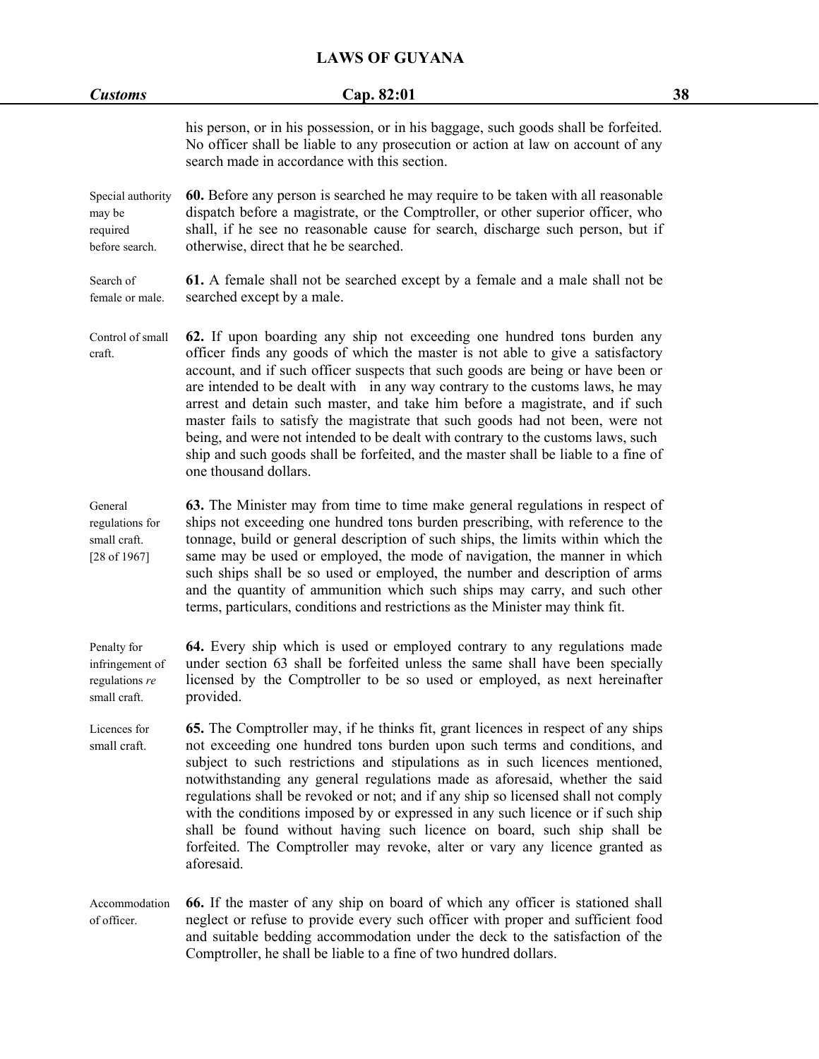his person, or in his possession, or in his baggage, such goods shall be forfeited. No officer shall be liable to any prosecution or action at law on account of any search made in accordance with this section.

Special authority may be required before search.

**60.** Before any person is searched he may require to be taken with all reasonable dispatch before a magistrate, or the Comptroller, or other superior officer, who shall, if he see no reasonable cause for search, discharge such person, but if otherwise, direct that he be searched.

Search of female or male.

**61.** A female shall not be searched except by a female and a male shall not be searched except by a male.

Control of small craft.

**62.** If upon boarding any ship not exceeding one hundred tons burden any officer finds any goods of which the master is not able to give a satisfactory account, and if such officer suspects that such goods are being or have been or are intended to be dealt with in any way contrary to the customs laws, he may arrest and detain such master, and take him before a magistrate, and if such master fails to satisfy the magistrate that such goods had not been, were not being, and were not intended to be dealt with contrary to the customs laws, such ship and such goods shall be forfeited, and the master shall be liable to a fine of one thousand dollars.

General regulations for small craft. [28 of 1967]

**63.** The Minister may from time to time make general regulations in respect of ships not exceeding one hundred tons burden prescribing, with reference to the tonnage, build or general description of such ships, the limits within which the same may be used or employed, the mode of navigation, the manner in which such ships shall be so used or employed, the number and description of arms and the quantity of ammunition which such ships may carry, and such other terms, particulars, conditions and restrictions as the Minister may think fit.

Penalty for infringement of regulations *re* small craft.

**64.** Every ship which is used or employed contrary to any regulations made under section 63 shall be forfeited unless the same shall have been specially licensed by the Comptroller to be so used or employed, as next hereinafter provided.

Licences for small craft.

**65.** The Comptroller may, if he thinks fit, grant licences in respect of any ships not exceeding one hundred tons burden upon such terms and conditions, and subject to such restrictions and stipulations as in such licences mentioned, notwithstanding any general regulations made as aforesaid, whether the said regulations shall be revoked or not; and if any ship so licensed shall not comply with the conditions imposed by or expressed in any such licence or if such ship shall be found without having such licence on board, such ship shall be forfeited. The Comptroller may revoke, alter or vary any licence granted as aforesaid.

Accommodation of officer.

**66.** If the master of any ship on board of which any officer is stationed shall neglect or refuse to provide every such officer with proper and sufficient food and suitable bedding accommodation under the deck to the satisfaction of the Comptroller, he shall be liable to a fine of two hundred dollars.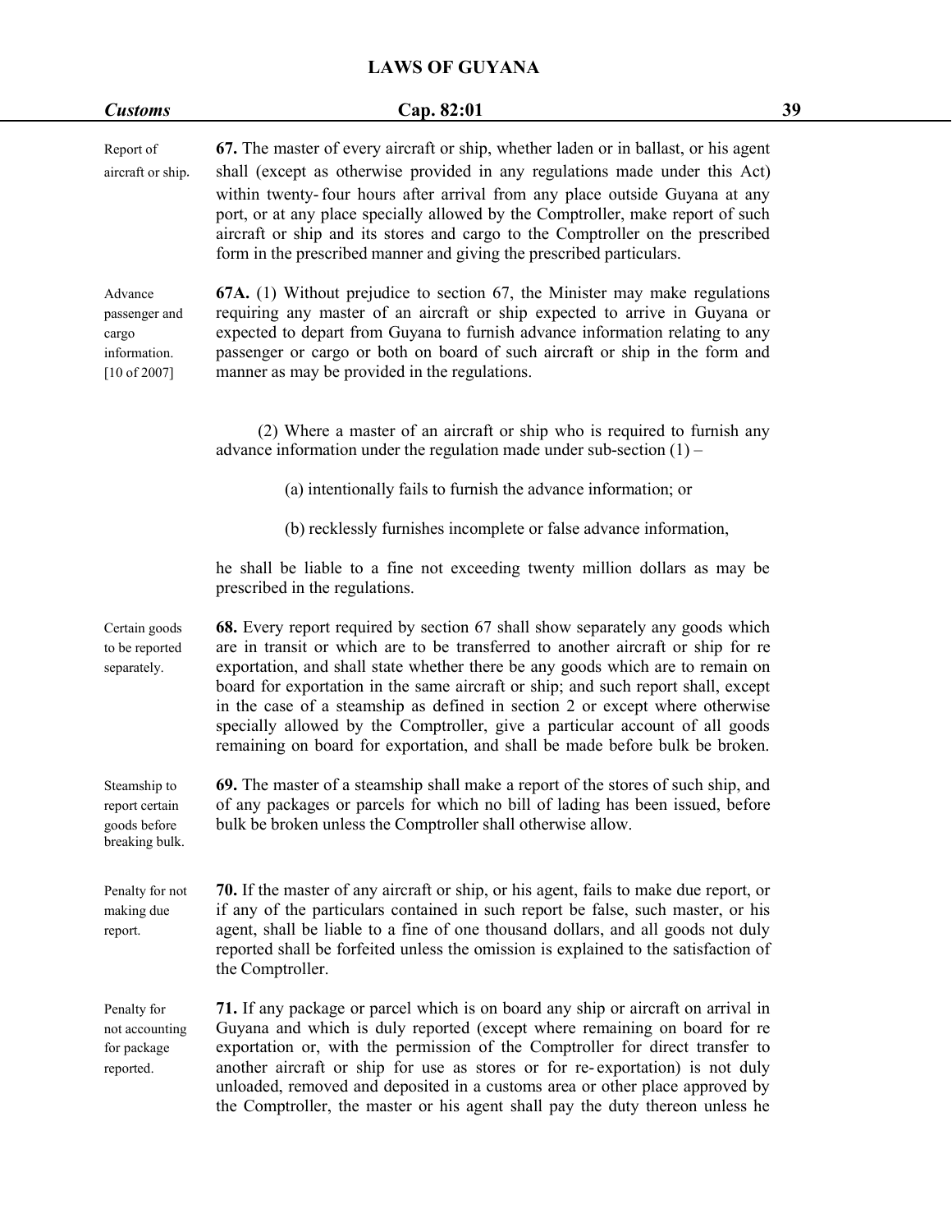Report of aircraft or ship.

**67.** The master of every aircraft or ship, whether laden or in ballast, or his agent shall (except as otherwise provided in any regulations made under this Act) within twenty-four hours after arrival from any place outside Guyana at any port, or at any place specially allowed by the Comptroller, make report of such aircraft or ship and its stores and cargo to the Comptroller on the prescribed form in the prescribed manner and giving the prescribed particulars.

Advance passenger and cargo information. [10 of 2007]

**67A.** (1) Without prejudice to section 67, the Minister may make regulations requiring any master of an aircraft or ship expected to arrive in Guyana or expected to depart from Guyana to furnish advance information relating to any passenger or cargo or both on board of such aircraft or ship in the form and manner as may be provided in the regulations.

(2) Where a master of an aircraft or ship who is required to furnish any advance information under the regulation made under sub-section (1) –

(a) intentionally fails to furnish the advance information; or

(b) recklessly furnishes incomplete or false advance information,

he shall be liable to a fine not exceeding twenty million dollars as may be prescribed in the regulations.

Certain goods to be reported separately.

**68.** Every report required by section 67 shall show separately any goods which are in transit or which are to be transferred to another aircraft or ship for re exportation, and shall state whether there be any goods which are to remain on board for exportation in the same aircraft or ship; and such report shall, except in the case of a steamship as defined in section 2 or except where otherwise specially allowed by the Comptroller, give a particular account of all goods remaining on board for exportation, and shall be made before bulk be broken.

Steamship to report certain goods before breaking bulk.

**69.** The master of a steamship shall make a report of the stores of such ship, and of any packages or parcels for which no bill of lading has been issued, before bulk be broken unless the Comptroller shall otherwise allow.

Penalty for not making due report.

**70.** If the master of any aircraft or ship, or his agent, fails to make due report, or if any of the particulars contained in such report be false, such master, or his agent, shall be liable to a fine of one thousand dollars, and all goods not duly reported shall be forfeited unless the omission is explained to the satisfaction of the Comptroller.

Penalty for not accounting for package reported.

**71.** If any package or parcel which is on board any ship or aircraft on arrival in Guyana and which is duly reported (except where remaining on board for re exportation or, with the permission of the Comptroller for direct transfer to another aircraft or ship for use as stores or for re-exportation) is not duly unloaded, removed and deposited in a customs area or other place approved by the Comptroller, the master or his agent shall pay the duty thereon unless he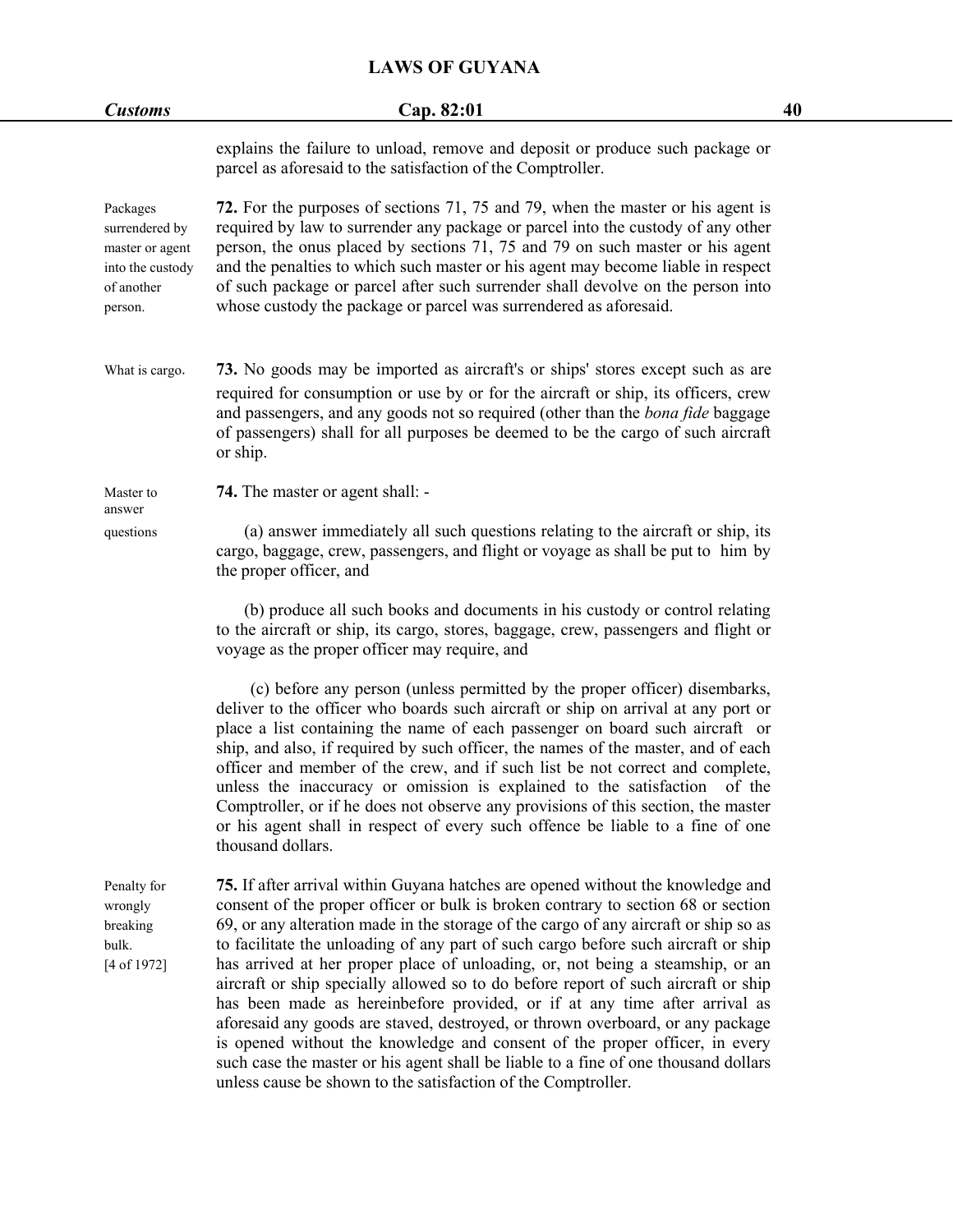explains the failure to unload, remove and deposit or produce such package or parcel as aforesaid to the satisfaction of the Comptroller.

Packages surrendered by master or agent into the custody of another person.

**72.** For the purposes of sections 71, 75 and 79, when the master or his agent is required by law to surrender any package or parcel into the custody of any other person, the onus placed by sections 71, 75 and 79 on such master or his agent and the penalties to which such master or his agent may become liable in respect of such package or parcel after such surrender shall devolve on the person into whose custody the package or parcel was surrendered as aforesaid.

What is cargo.

**73.** No goods may be imported as aircraft's or ships' stores except such as are required for consumption or use by or for the aircraft or ship, its officers, crew and passengers, and any goods not so required (other than the *bona fide* baggage of passengers) shall for all purposes be deemed to be the cargo of such aircraft or ship.

Master to answer questions

**74.** The master or agent shall: -

(a) answer immediately all such questions relating to the aircraft or ship, its cargo, baggage, crew, passengers, and flight or voyage as shall be put to him by the proper officer, and

(b) produce all such books and documents in his custody or control relating to the aircraft or ship, its cargo, stores, baggage, crew, passengers and flight or voyage as the proper officer may require, and

(c) before any person (unless permitted by the proper officer) disembarks, deliver to the officer who boards such aircraft or ship on arrival at any port or place a list containing the name of each passenger on board such aircraft or ship, and also, if required by such officer, the names of the master, and of each officer and member of the crew, and if such list be not correct and complete, unless the inaccuracy or omission is explained to the satisfaction of the Comptroller, or if he does not observe any provisions of this section, the master or his agent shall in respect of every such offence be liable to a fine of one thousand dollars.

Penalty for wrongly breaking bulk. [4 of 1972]

**75.** If after arrival within Guyana hatches are opened without the knowledge and consent of the proper officer or bulk is broken contrary to section 68 or section 69, or any alteration made in the storage of the cargo of any aircraft or ship so as to facilitate the unloading of any part of such cargo before such aircraft or ship has arrived at her proper place of unloading, or, not being a steamship, or an aircraft or ship specially allowed so to do before report of such aircraft or ship has been made as hereinbefore provided, or if at any time after arrival as aforesaid any goods are staved, destroyed, or thrown overboard, or any package is opened without the knowledge and consent of the proper officer, in every such case the master or his agent shall be liable to a fine of one thousand dollars unless cause be shown to the satisfaction of the Comptroller.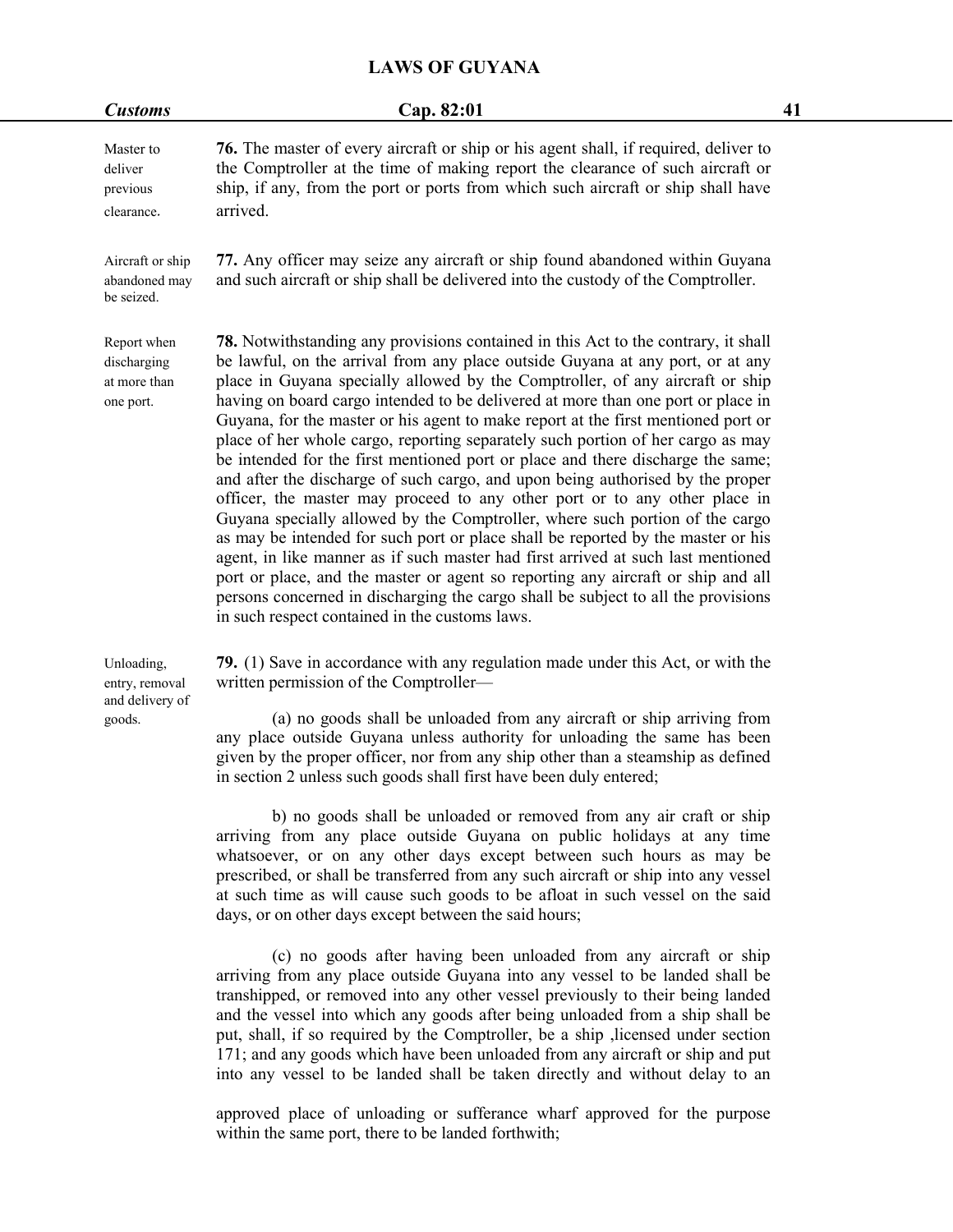Master to deliver previous clearance.

**76.** The master of every aircraft or ship or his agent shall, if required, deliver to the Comptroller at the time of making report the clearance of such aircraft or ship, if any, from the port or ports from which such aircraft or ship shall have arrived.

Aircraft or ship abandoned may be seized.

**77.** Any officer may seize any aircraft or ship found abandoned within Guyana and such aircraft or ship shall be delivered into the custody of the Comptroller.

Report when discharging at more than one port.

**78.** Notwithstanding any provisions contained in this Act to the contrary, it shall be lawful, on the arrival from any place outside Guyana at any port, or at any place in Guyana specially allowed by the Comptroller, of any aircraft or ship having on board cargo intended to be delivered at more than one port or place in Guyana, for the master or his agent to make report at the first mentioned port or place of her whole cargo, reporting separately such portion of her cargo as may be intended for the first mentioned port or place and there discharge the same; and after the discharge of such cargo, and upon being authorised by the proper officer, the master may proceed to any other port or to any other place in Guyana specially allowed by the Comptroller, where such portion of the cargo as may be intended for such port or place shall be reported by the master or his agent, in like manner as if such master had first arrived at such last mentioned port or place, and the master or agent so reporting any aircraft or ship and all persons concerned in discharging the cargo shall be subject to all the provisions in such respect contained in the customs laws.

Unloading, entry, removal and delivery of goods.

**79.** (1) Save in accordance with any regulation made under this Act, or with the written permission of the Comptroller—

(a) no goods shall be unloaded from any aircraft or ship arriving from any place outside Guyana unless authority for unloading the same has been given by the proper officer, nor from any ship other than a steamship as defined in section 2 unless such goods shall first have been duly entered;

b) no goods shall be unloaded or removed from any air craft or ship arriving from any place outside Guyana on public holidays at any time whatsoever, or on any other days except between such hours as may be prescribed, or shall be transferred from any such aircraft or ship into any vessel at such time as will cause such goods to be afloat in such vessel on the said days, or on other days except between the said hours;

(c) no goods after having been unloaded from any aircraft or ship arriving from any place outside Guyana into any vessel to be landed shall be transhipped, or removed into any other vessel previously to their being landed and the vessel into which any goods after being unloaded from a ship shall be put, shall, if so required by the Comptroller, be a ship ,licensed under section 171; and any goods which have been unloaded from any aircraft or ship and put into any vessel to be landed shall be taken directly and without delay to an approved place of unloading or sufferance wharf approved for the purpose within the same port, there to be landed forthwith;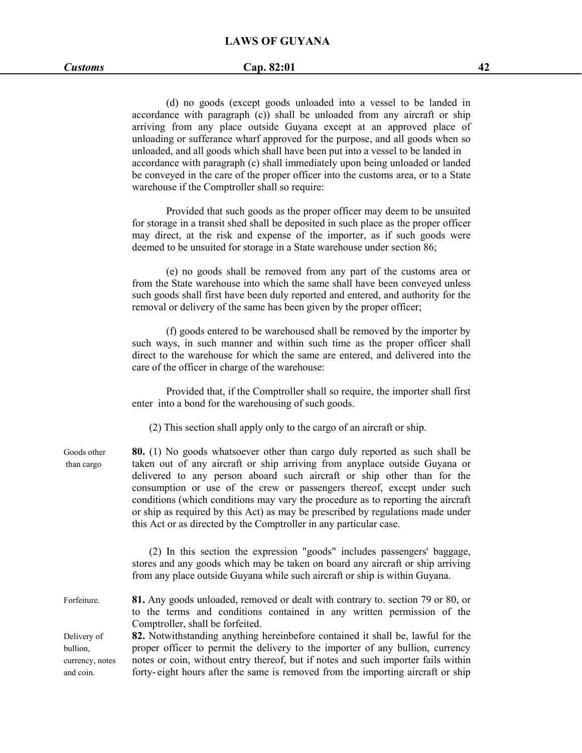(d) no goods (except goods unloaded into a vessel to be landed in accordance with paragraph (c)) shall be unloaded from any aircraft or ship arriving from any place outside Guyana except at an approved place of unloading or sufferance wharf approved for the purpose, and all goods when so unloaded, and all goods which shall have been put into a vessel to be landed in accordance with paragraph (c) shall immediately upon being unloaded or landed be conveyed in the care of the proper officer into the customs area, or to a State warehouse if the Comptroller shall so require:

Provided that such goods as the proper officer may deem to be unsuited for storage in a transit shed shall be deposited in such place as the proper officer may direct, at the risk and expense of the importer, as if such goods were deemed to be unsuited for storage in a State warehouse under section 86;

(e) no goods shall be removed from any part of the customs area or from the State warehouse into which the same shall have been conveyed unless such goods shall first have been duly reported and entered, and authority for the removal or delivery of the same has been given by the proper officer;

(f) goods entered to be warehoused shall be removed by the importer by such ways, in such manner and within such time as the proper officer shall direct to the warehouse for which the same are entered, and delivered into the care of the officer in charge of the warehouse:

Provided that, if the Comptroller shall so require, the importer shall first enter into a bond for the warehousing of such goods.

(2) This section shall apply only to the cargo of an aircraft or ship.

Goods other than cargo

**80.** (1) No goods whatsoever other than cargo duly reported as such shall be taken out of any aircraft or ship arriving from anyplace outside Guyana or delivered to any person aboard such aircraft or ship other than for the consumption or use of the crew or passengers thereof, except under such conditions (which conditions may vary the procedure as to reporting the aircraft or ship as required by this Act) as may be prescribed by regulations made under this Act or as directed by the Comptroller in any particular case.

(2) In this section the expression "goods" includes passengers' baggage, stores and any goods which may be taken on board any aircraft or ship arriving from any place outside Guyana while such aircraft or ship is within Guyana.

Forfeiture.

**81.** Any goods unloaded, removed or dealt with contrary to. section 79 or 80, or to the terms and conditions contained in any written permission of the Comptroller, shall be forfeited.

Delivery of bullion, currency, notes and coin.

**82.** Notwithstanding anything hereinbefore contained it shall be, lawful for the proper officer to permit the delivery to the importer of any bullion, currency notes or coin, without entry thereof, but if notes and such importer fails within forty- eight hours after the same is removed from the importing aircraft or ship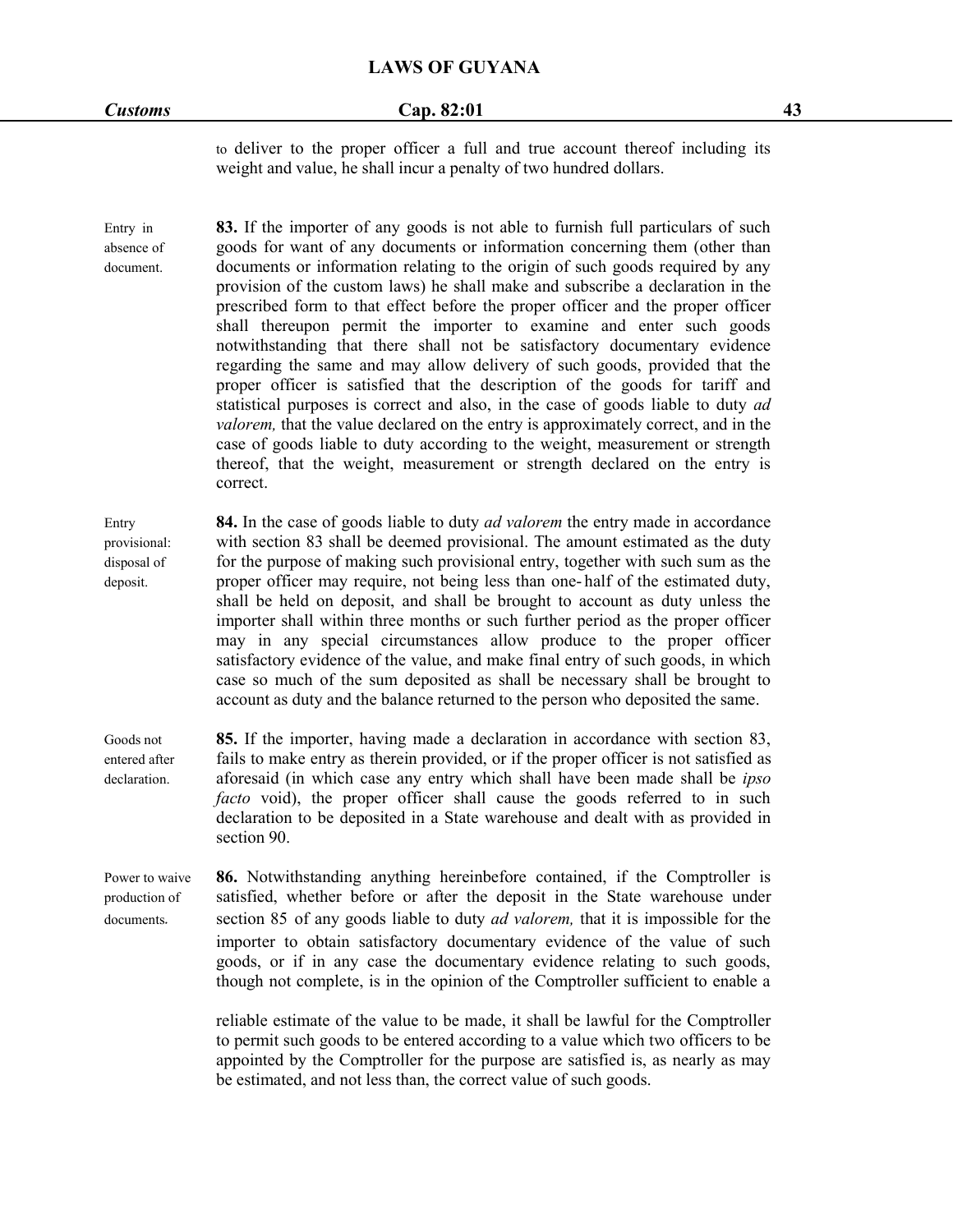to deliver to the proper officer a full and true account thereof including its weight and value, he shall incur a penalty of two hundred dollars.

Entry in absence of document.

**83.** If the importer of any goods is not able to furnish full particulars of such goods for want of any documents or information concerning them (other than documents or information relating to the origin of such goods required by any provision of the custom laws) he shall make and subscribe a declaration in the prescribed form to that effect before the proper officer and the proper officer shall thereupon permit the importer to examine and enter such goods notwithstanding that there shall not be satisfactory documentary evidence regarding the same and may allow delivery of such goods, provided that the proper officer is satisfied that the description of the goods for tariff and statistical purposes is correct and also, in the case of goods liable to duty *ad valorem,* that the value declared on the entry is approximately correct, and in the case of goods liable to duty according to the weight, measurement or strength thereof, that the weight, measurement or strength declared on the entry is correct.

Entry provisional: disposal of deposit.

**84.** In the case of goods liable to duty *ad valorem* the entry made in accordance with section 83 shall be deemed provisional. The amount estimated as the duty for the purpose of making such provisional entry, together with such sum as the proper officer may require, not being less than one-half of the estimated duty, shall be held on deposit, and shall be brought to account as duty unless the importer shall within three months or such further period as the proper officer may in any special circumstances allow produce to the proper officer satisfactory evidence of the value, and make final entry of such goods, in which case so much of the sum deposited as shall be necessary shall be brought to account as duty and the balance returned to the person who deposited the same.

Goods not entered after declaration.

**85.** If the importer, having made a declaration in accordance with section 83, fails to make entry as therein provided, or if the proper officer is not satisfied as aforesaid (in which case any entry which shall have been made shall be *ipso facto* void), the proper officer shall cause the goods referred to in such declaration to be deposited in a State warehouse and dealt with as provided in section 90.

Power to waive production of documents.

**86.** Notwithstanding anything hereinbefore contained, if the Comptroller is satisfied, whether before or after the deposit in the State warehouse under section 85 of any goods liable to duty *ad valorem,* that it is impossible for the importer to obtain satisfactory documentary evidence of the value of such goods, or if in any case the documentary evidence relating to such goods, though not complete, is in the opinion of the Comptroller sufficient to enable a reliable estimate of the value to be made, it shall be lawful for the Comptroller to permit such goods to be entered according to a value which two officers to be appointed by the Comptroller for the purpose are satisfied is, as nearly as may be estimated, and not less than, the correct value of such goods.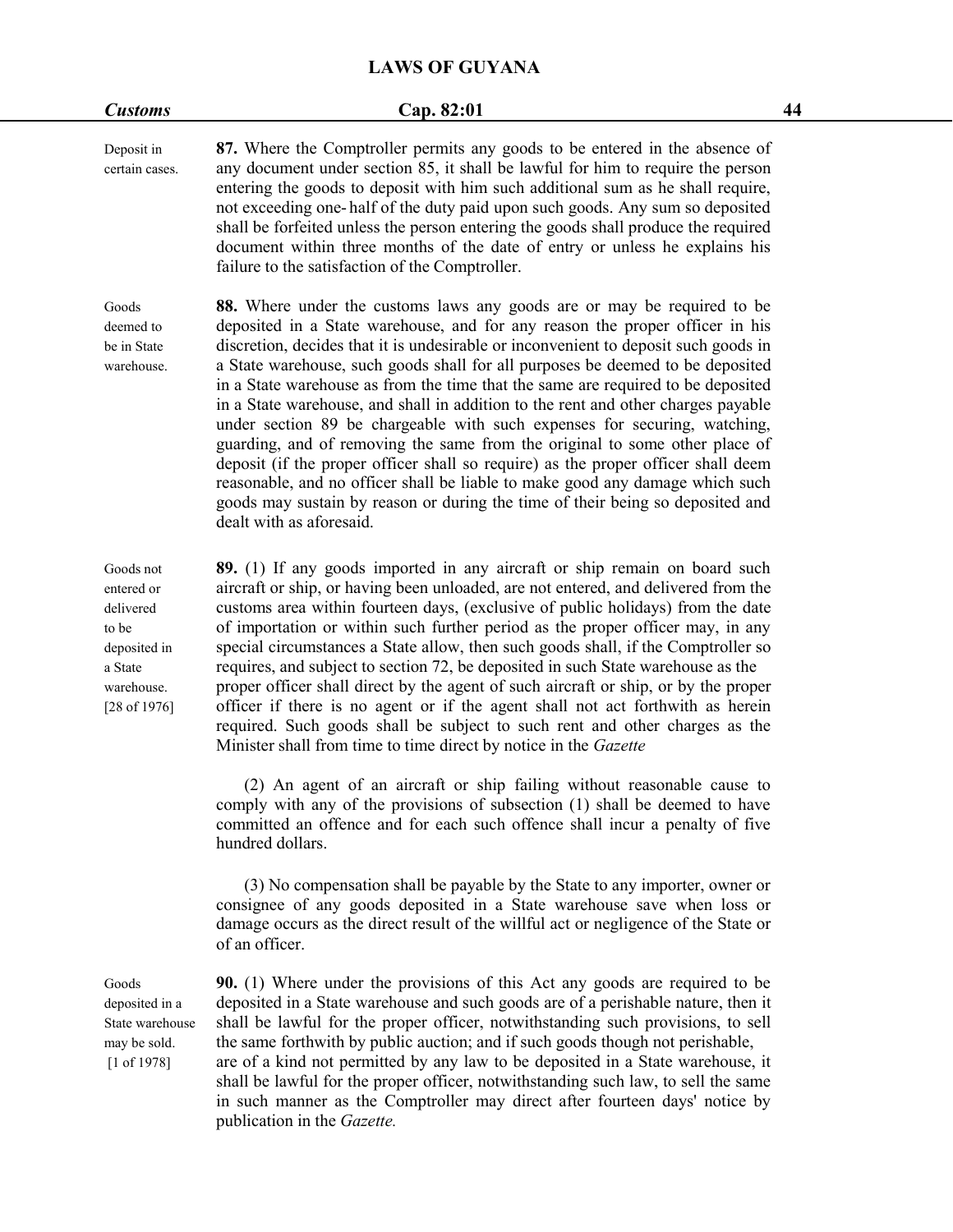Deposit in certain cases.

**87.** Where the Comptroller permits any goods to be entered in the absence of any document under section 85, it shall be lawful for him to require the person entering the goods to deposit with him such additional sum as he shall require, not exceeding one- half of the duty paid upon such goods. Any sum so deposited shall be forfeited unless the person entering the goods shall produce the required document within three months of the date of entry or unless he explains his failure to the satisfaction of the Comptroller.

Goods deemed to be in State warehouse.

**88.** Where under the customs laws any goods are or may be required to be deposited in a State warehouse, and for any reason the proper officer in his discretion, decides that it is undesirable or inconvenient to deposit such goods in a State warehouse, such goods shall for all purposes be deemed to be deposited in a State warehouse as from the time that the same are required to be deposited in a State warehouse, and shall in addition to the rent and other charges payable under section 89 be chargeable with such expenses for securing, watching, guarding, and of removing the same from the original to some other place of deposit (if the proper officer shall so require) as the proper officer shall deem reasonable, and no officer shall be liable to make good any damage which such goods may sustain by reason or during the time of their being so deposited and dealt with as aforesaid.

Goods not entered or delivered to be deposited in a State warehouse. [28 of 1976]

**89.** (1) If any goods imported in any aircraft or ship remain on board such aircraft or ship, or having been unloaded, are not entered, and delivered from the customs area within fourteen days, (exclusive of public holidays) from the date of importation or within such further period as the proper officer may, in any special circumstances a State allow, then such goods shall, if the Comptroller so requires, and subject to section 72, be deposited in such State warehouse as the proper officer shall direct by the agent of such aircraft or ship, or by the proper officer if there is no agent or if the agent shall not act forthwith as herein required. Such goods shall be subject to such rent and other charges as the Minister shall from time to time direct by notice in the *Gazette*

(2) An agent of an aircraft or ship failing without reasonable cause to comply with any of the provisions of subsection (1) shall be deemed to have committed an offence and for each such offence shall incur a penalty of five hundred dollars.

(3) No compensation shall be payable by the State to any importer, owner or consignee of any goods deposited in a State warehouse save when loss or damage occurs as the direct result of the willful act or negligence of the State or of an officer.

Goods deposited in a State warehouse may be sold. [1 of 1978]

**90.** (1) Where under the provisions of this Act any goods are required to be deposited in a State warehouse and such goods are of a perishable nature, then it shall be lawful for the proper officer, notwithstanding such provisions, to sell the same forthwith by public auction; and if such goods though not perishable, are of a kind not permitted by any law to be deposited in a State warehouse, it shall be lawful for the proper officer, notwithstanding such law, to sell the same in such manner as the Comptroller may direct after fourteen days' notice by publication in the *Gazette.*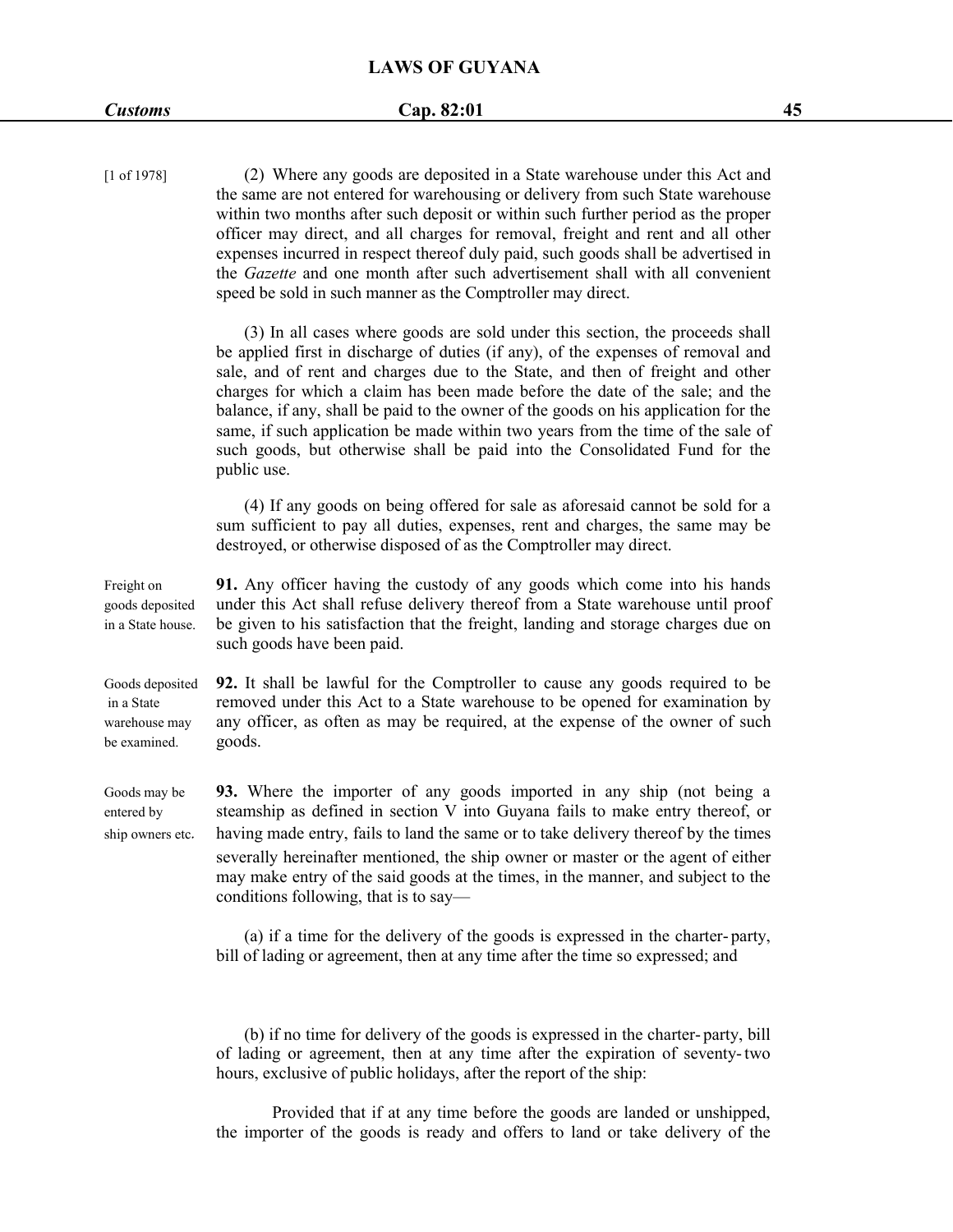[1 of 1978]

(2) Where any goods are deposited in a State warehouse under this Act and the same are not entered for warehousing or delivery from such State warehouse within two months after such deposit or within such further period as the proper officer may direct, and all charges for removal, freight and rent and all other expenses incurred in respect thereof duly paid, such goods shall be advertised in the *Gazette* and one month after such advertisement shall with all convenient speed be sold in such manner as the Comptroller may direct.

(3) In all cases where goods are sold under this section, the proceeds shall be applied first in discharge of duties (if any), of the expenses of removal and sale, and of rent and charges due to the State, and then of freight and other charges for which a claim has been made before the date of the sale; and the balance, if any, shall be paid to the owner of the goods on his application for the same, if such application be made within two years from the time of the sale of such goods, but otherwise shall be paid into the Consolidated Fund for the public use.

(4) If any goods on being offered for sale as aforesaid cannot be sold for a sum sufficient to pay all duties, expenses, rent and charges, the same may be destroyed, or otherwise disposed of as the Comptroller may direct.

Freight on goods deposited in a State house.

**91.** Any officer having the custody of any goods which come into his hands under this Act shall refuse delivery thereof from a State warehouse until proof be given to his satisfaction that the freight, landing and storage charges due on such goods have been paid.

Goods deposited in a State warehouse may be examined.

**92.** It shall be lawful for the Comptroller to cause any goods required to be removed under this Act to a State warehouse to be opened for examination by any officer, as often as may be required, at the expense of the owner of such goods.

Goods may be entered by ship owners etc.

**93.** Where the importer of any goods imported in any ship (not being a steamship as defined in section V into Guyana fails to make entry thereof, or having made entry, fails to land the same or to take delivery thereof by the times severally hereinafter mentioned, the ship owner or master or the agent of either may make entry of the said goods at the times, in the manner, and subject to the conditions following, that is to say—

(a) if a time for the delivery of the goods is expressed in the charter- party, bill of lading or agreement, then at any time after the time so expressed; and

(b) if no time for delivery of the goods is expressed in the charter- party, bill of lading or agreement, then at any time after the expiration of seventy- two hours, exclusive of public holidays, after the report of the ship:

Provided that if at any time before the goods are landed or unshipped, the importer of the goods is ready and offers to land or take delivery of the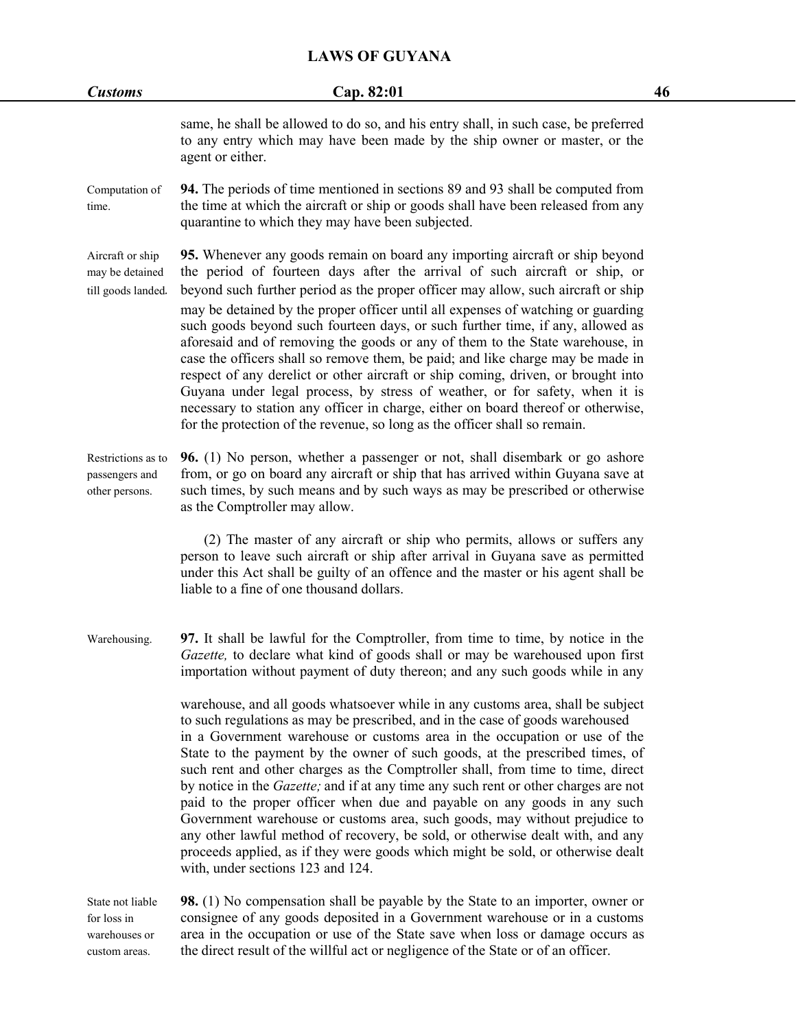same, he shall be allowed to do so, and his entry shall, in such case, be preferred to any entry which may have been made by the ship owner or master, or the agent or either.

Computation of time.

**94.** The periods of time mentioned in sections 89 and 93 shall be computed from the time at which the aircraft or ship or goods shall have been released from any quarantine to which they may have been subjected.

Aircraft or ship may be detained till goods landed.

**95.** Whenever any goods remain on board any importing aircraft or ship beyond the period of fourteen days after the arrival of such aircraft or ship, or beyond such further period as the proper officer may allow, such aircraft or ship may be detained by the proper officer until all expenses of watching or guarding such goods beyond such fourteen days, or such further time, if any, allowed as aforesaid and of removing the goods or any of them to the State warehouse, in case the officers shall so remove them, be paid; and like charge may be made in respect of any derelict or other aircraft or ship coming, driven, or brought into Guyana under legal process, by stress of weather, or for safety, when it is necessary to station any officer in charge, either on board thereof or otherwise, for the protection of the revenue, so long as the officer shall so remain.

Restrictions as to passengers and other persons.

**96.** (1) No person, whether a passenger or not, shall disembark or go ashore from, or go on board any aircraft or ship that has arrived within Guyana save at such times, by such means and by such ways as may be prescribed or otherwise as the Comptroller may allow.

(2) The master of any aircraft or ship who permits, allows or suffers any person to leave such aircraft or ship after arrival in Guyana save as permitted under this Act shall be guilty of an offence and the master or his agent shall be liable to a fine of one thousand dollars.

Warehousing.

**97.** It shall be lawful for the Comptroller, from time to time, by notice in the *Gazette,* to declare what kind of goods shall or may be warehoused upon first importation without payment of duty thereon; and any such goods while in any warehouse, and all goods whatsoever while in any customs area, shall be subject to such regulations as may be prescribed, and in the case of goods warehoused in a Government warehouse or customs area in the occupation or use of the State to the payment by the owner of such goods, at the prescribed times, of such rent and other charges as the Comptroller shall, from time to time, direct by notice in the *Gazette;* and if at any time any such rent or other charges are not paid to the proper officer when due and payable on any goods in any such Government warehouse or customs area, such goods, may without prejudice to any other lawful method of recovery, be sold, or otherwise dealt with, and any proceeds applied, as if they were goods which might be sold, or otherwise dealt with, under sections 123 and 124.

State not liable for loss in warehouses or custom areas.

**98.** (1) No compensation shall be payable by the State to an importer, owner or consignee of any goods deposited in a Government warehouse or in a customs area in the occupation or use of the State save when loss or damage occurs as the direct result of the willful act or negligence of the State or of an officer.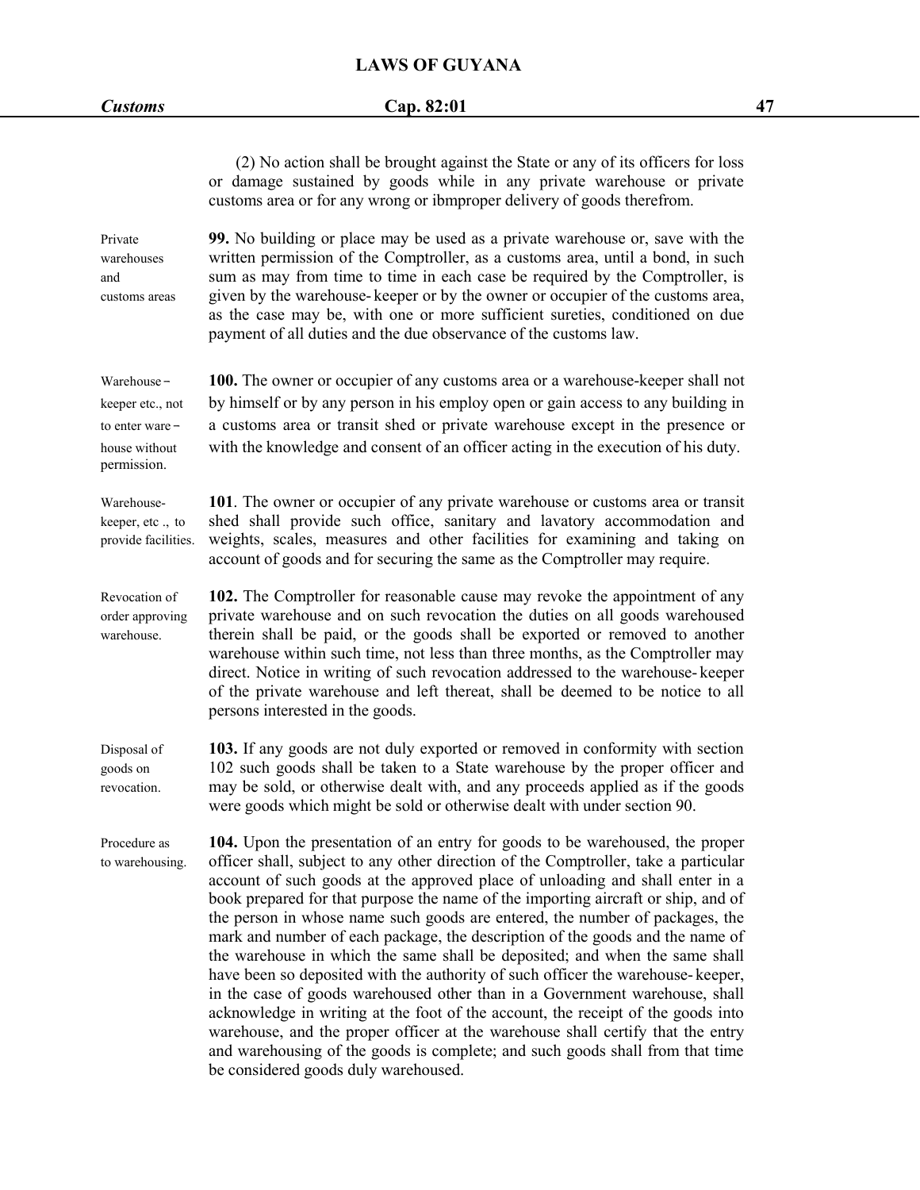(2) No action shall be brought against the State or any of its officers for loss or damage sustained by goods while in any private warehouse or private customs area or for any wrong or ibmproper delivery of goods therefrom.

Private warehouses and customs areas

**99.** No building or place may be used as a private warehouse or, save with the written permission of the Comptroller, as a customs area, until a bond, in such sum as may from time to time in each case be required by the Comptroller, is given by the warehouse-keeper or by the owner or occupier of the customs area, as the case may be, with one or more sufficient sureties, conditioned on due payment of all duties and the due observance of the customs law.

Warehouse-keeper etc., not to enter ware-house without permission.

**100.** The owner or occupier of any customs area or a warehouse-keeper shall not by himself or by any person in his employ open or gain access to any building in a customs area or transit shed or private warehouse except in the presence or with the knowledge and consent of an officer acting in the execution of his duty.

Warehouse-keeper, etc ., to provide facilities.

**101**. The owner or occupier of any private warehouse or customs area or transit shed shall provide such office, sanitary and lavatory accommodation and weights, scales, measures and other facilities for examining and taking on account of goods and for securing the same as the Comptroller may require.

Revocation of order approving warehouse.

**102.** The Comptroller for reasonable cause may revoke the appointment of any private warehouse and on such revocation the duties on all goods warehoused therein shall be paid, or the goods shall be exported or removed to another warehouse within such time, not less than three months, as the Comptroller may direct. Notice in writing of such revocation addressed to the warehouse-keeper of the private warehouse and left thereat, shall be deemed to be notice to all persons interested in the goods.

Disposal of goods on revocation.

**103.** If any goods are not duly exported or removed in conformity with section 102 such goods shall be taken to a State warehouse by the proper officer and may be sold, or otherwise dealt with, and any proceeds applied as if the goods were goods which might be sold or otherwise dealt with under section 90.

Procedure as to warehousing.

**104.** Upon the presentation of an entry for goods to be warehoused, the proper officer shall, subject to any other direction of the Comptroller, take a particular account of such goods at the approved place of unloading and shall enter in a book prepared for that purpose the name of the importing aircraft or ship, and of the person in whose name such goods are entered, the number of packages, the mark and number of each package, the description of the goods and the name of the warehouse in which the same shall be deposited; and when the same shall have been so deposited with the authority of such officer the warehouse-keeper, in the case of goods warehoused other than in a Government warehouse, shall acknowledge in writing at the foot of the account, the receipt of the goods into warehouse, and the proper officer at the warehouse shall certify that the entry and warehousing of the goods is complete; and such goods shall from that time be considered goods duly warehoused.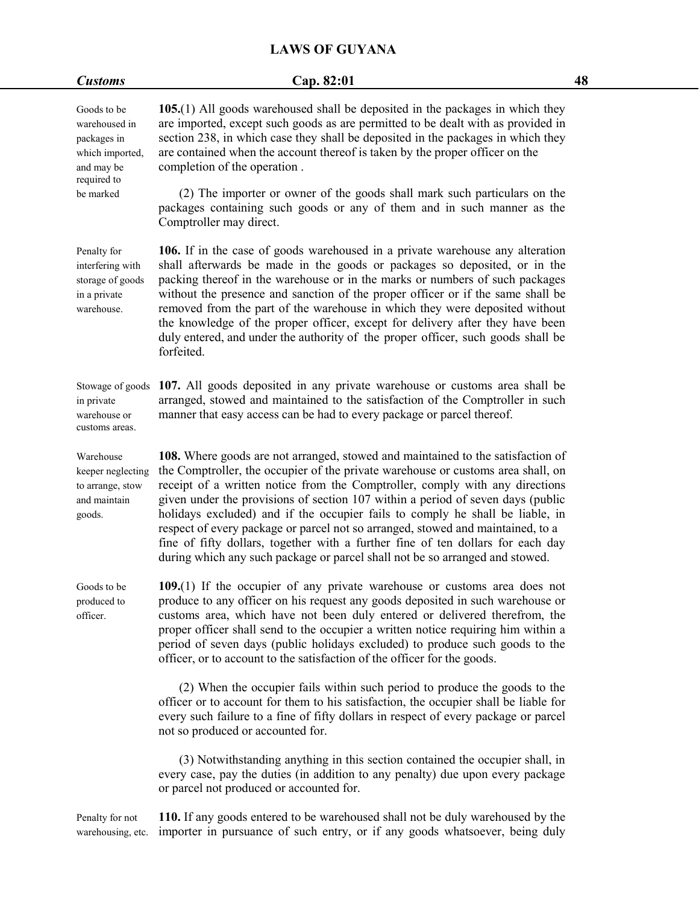Goods to be warehoused in packages in which imported, and may be required to be marked

**105.**(1) All goods warehoused shall be deposited in the packages in which they are imported, except such goods as are permitted to be dealt with as provided in section 238, in which case they shall be deposited in the packages in which they are contained when the account thereof is taken by the proper officer on the completion of the operation .

(2) The importer or owner of the goods shall mark such particulars on the packages containing such goods or any of them and in such manner as the Comptroller may direct.

Penalty for interfering with storage of goods in a private warehouse.

**106.** If in the case of goods warehoused in a private warehouse any alteration shall afterwards be made in the goods or packages so deposited, or in the packing thereof in the warehouse or in the marks or numbers of such packages without the presence and sanction of the proper officer or if the same shall be removed from the part of the warehouse in which they were deposited without the knowledge of the proper officer, except for delivery after they have been duly entered, and under the authority of the proper officer, such goods shall be forfeited.

Stowage of goods in private warehouse or customs areas.

**107.** All goods deposited in any private warehouse or customs area shall be arranged, stowed and maintained to the satisfaction of the Comptroller in such manner that easy access can be had to every package or parcel thereof.

Warehouse keeper neglecting to arrange, stow and maintain goods.

**108.** Where goods are not arranged, stowed and maintained to the satisfaction of the Comptroller, the occupier of the private warehouse or customs area shall, on receipt of a written notice from the Comptroller, comply with any directions given under the provisions of section 107 within a period of seven days (public holidays excluded) and if the occupier fails to comply he shall be liable, in respect of every package or parcel not so arranged, stowed and maintained, to a fine of fifty dollars, together with a further fine of ten dollars for each day during which any such package or parcel shall not be so arranged and stowed.

Goods to be produced to officer.

**109.**(1) If the occupier of any private warehouse or customs area does not produce to any officer on his request any goods deposited in such warehouse or customs area, which have not been duly entered or delivered therefrom, the proper officer shall send to the occupier a written notice requiring him within a period of seven days (public holidays excluded) to produce such goods to the officer, or to account to the satisfaction of the officer for the goods.

(2) When the occupier fails within such period to produce the goods to the officer or to account for them to his satisfaction, the occupier shall be liable for every such failure to a fine of fifty dollars in respect of every package or parcel not so produced or accounted for.

(3) Notwithstanding anything in this section contained the occupier shall, in every case, pay the duties (in addition to any penalty) due upon every package or parcel not produced or accounted for.

Penalty for not warehousing, etc.

**110.** If any goods entered to be warehoused shall not be duly warehoused by the importer in pursuance of such entry, or if any goods whatsoever, being duly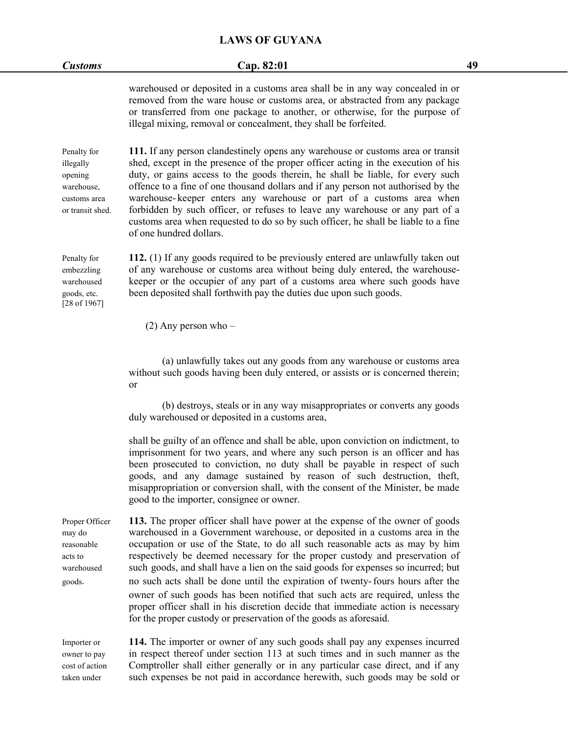warehoused or deposited in a customs area shall be in any way concealed in or removed from the ware house or customs area, or abstracted from any package or transferred from one package to another, or otherwise, for the purpose of illegal mixing, removal or concealment, they shall be forfeited.

Penalty for illegally opening warehouse, customs area or transit shed.

**111.** If any person clandestinely opens any warehouse or customs area or transit shed, except in the presence of the proper officer acting in the execution of his duty, or gains access to the goods therein, he shall be liable, for every such offence to a fine of one thousand dollars and if any person not authorised by the warehouse-keeper enters any warehouse or part of a customs area when forbidden by such officer, or refuses to leave any warehouse or any part of a customs area when requested to do so by such officer, he shall be liable to a fine of one hundred dollars.

Penalty for embezzling warehoused goods, etc. [28 of 1967]

**112.** (1) If any goods required to be previously entered are unlawfully taken out of any warehouse or customs area without being duly entered, the warehouse-keeper or the occupier of any part of a customs area where such goods have been deposited shall forthwith pay the duties due upon such goods.

(2) Any person who –

(a) unlawfully takes out any goods from any warehouse or customs area without such goods having been duly entered, or assists or is concerned therein; or

(b) destroys, steals or in any way misappropriates or converts any goods duly warehoused or deposited in a customs area,

shall be guilty of an offence and shall be able, upon conviction on indictment, to imprisonment for two years, and where any such person is an officer and has been prosecuted to conviction, no duty shall be payable in respect of such goods, and any damage sustained by reason of such destruction, theft, misappropriation or conversion shall, with the consent of the Minister, be made good to the importer, consignee or owner.

Proper Officer may do reasonable acts to warehoused goods.

**113.** The proper officer shall have power at the expense of the owner of goods warehoused in a Government warehouse, or deposited in a customs area in the occupation or use of the State, to do all such reasonable acts as may by him respectively be deemed necessary for the proper custody and preservation of such goods, and shall have a lien on the said goods for expenses so incurred; but no such acts shall be done until the expiration of twenty-fours hours after the owner of such goods has been notified that such acts are required, unless the proper officer shall in his discretion decide that immediate action is necessary for the proper custody or preservation of the goods as aforesaid.

Importer or owner to pay cost of action taken under

**114.** The importer or owner of any such goods shall pay any expenses incurred in respect thereof under section 113 at such times and in such manner as the Comptroller shall either generally or in any particular case direct, and if any such expenses be not paid in accordance herewith, such goods may be sold or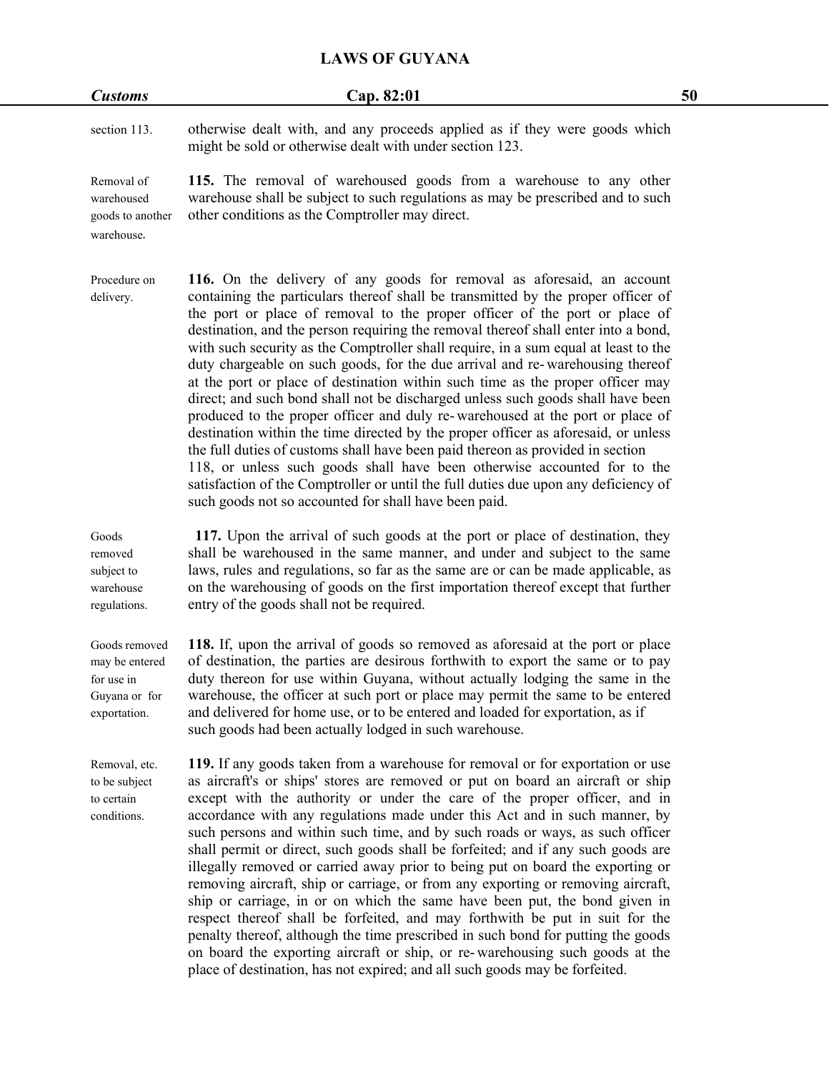section 113. otherwise dealt with, and any proceeds applied as if they were goods which might be sold or otherwise dealt with under section 123.

Removal of warehoused goods to another warehouse.

**115.** The removal of warehoused goods from a warehouse to any other warehouse shall be subject to such regulations as may be prescribed and to such other conditions as the Comptroller may direct.

Procedure on delivery.

**116.** On the delivery of any goods for removal as aforesaid, an account containing the particulars thereof shall be transmitted by the proper officer of the port or place of removal to the proper officer of the port or place of destination, and the person requiring the removal thereof shall enter into a bond, with such security as the Comptroller shall require, in a sum equal at least to the duty chargeable on such goods, for the due arrival and re-warehousing thereof at the port or place of destination within such time as the proper officer may direct; and such bond shall not be discharged unless such goods shall have been produced to the proper officer and duly re-warehoused at the port or place of destination within the time directed by the proper officer as aforesaid, or unless the full duties of customs shall have been paid thereon as provided in section 118, or unless such goods shall have been otherwise accounted for to the satisfaction of the Comptroller or until the full duties due upon any deficiency of such goods not so accounted for shall have been paid.

Goods removed subject to warehouse regulations.

**117.** Upon the arrival of such goods at the port or place of destination, they shall be warehoused in the same manner, and under and subject to the same laws, rules and regulations, so far as the same are or can be made applicable, as on the warehousing of goods on the first importation thereof except that further entry of the goods shall not be required.

Goods removed may be entered for use in Guyana or for exportation.

**118.** If, upon the arrival of goods so removed as aforesaid at the port or place of destination, the parties are desirous forthwith to export the same or to pay duty thereon for use within Guyana, without actually lodging the same in the warehouse, the officer at such port or place may permit the same to be entered and delivered for home use, or to be entered and loaded for exportation, as if such goods had been actually lodged in such warehouse.

Removal, etc. to be subject to certain conditions.

**119.** If any goods taken from a warehouse for removal or for exportation or use as aircraft's or ships' stores are removed or put on board an aircraft or ship except with the authority or under the care of the proper officer, and in accordance with any regulations made under this Act and in such manner, by such persons and within such time, and by such roads or ways, as such officer shall permit or direct, such goods shall be forfeited; and if any such goods are illegally removed or carried away prior to being put on board the exporting or removing aircraft, ship or carriage, or from any exporting or removing aircraft, ship or carriage, in or on which the same have been put, the bond given in respect thereof shall be forfeited, and may forthwith be put in suit for the penalty thereof, although the time prescribed in such bond for putting the goods on board the exporting aircraft or ship, or re-warehousing such goods at the place of destination, has not expired; and all such goods may be forfeited.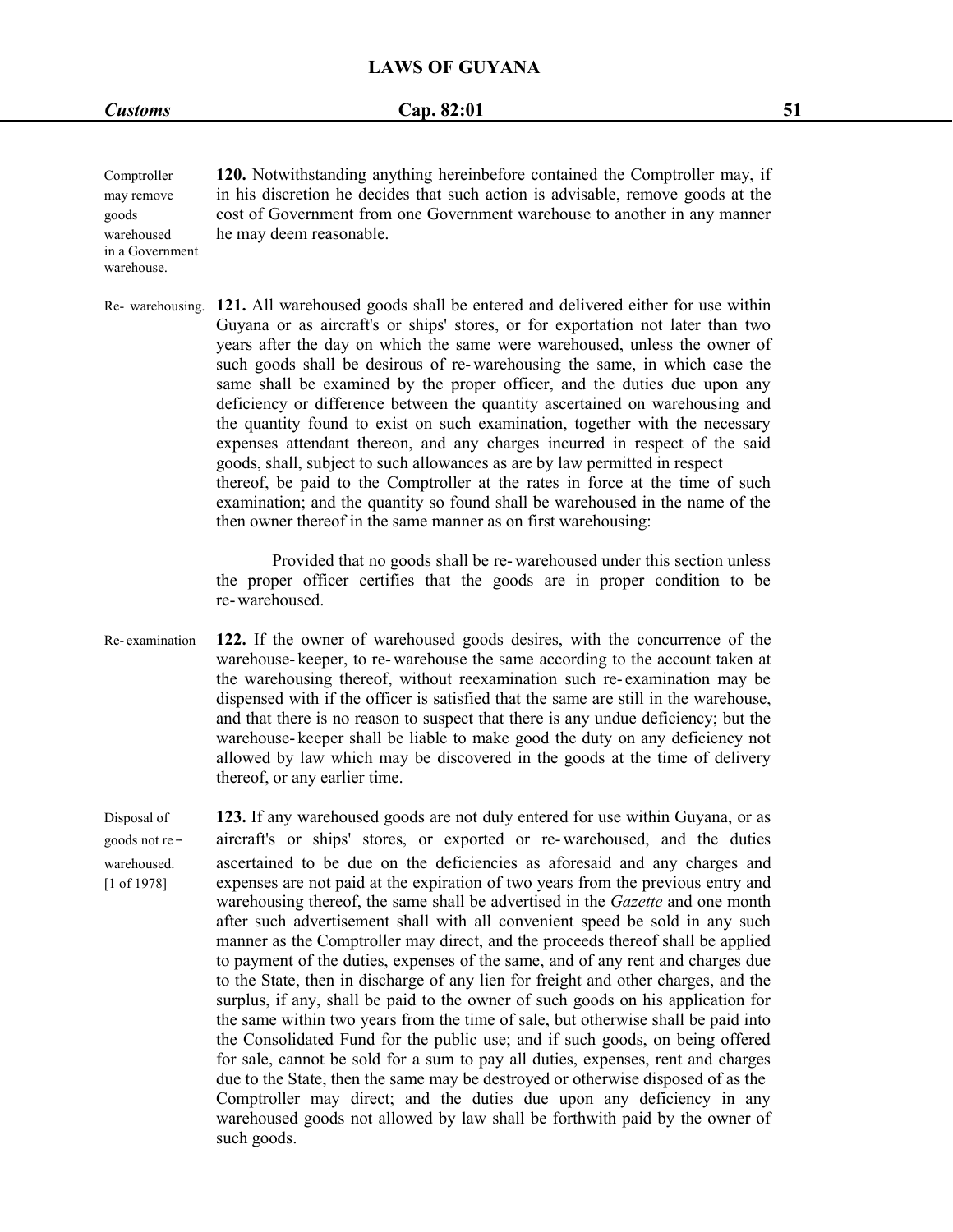Comptroller may remove goods warehoused in a Government warehouse.

**120.** Notwithstanding anything hereinbefore contained the Comptroller may, if in his discretion he decides that such action is advisable, remove goods at the cost of Government from one Government warehouse to another in any manner he may deem reasonable.

Re- warehousing.

**121.** All warehoused goods shall be entered and delivered either for use within Guyana or as aircraft's or ships' stores, or for exportation not later than two years after the day on which the same were warehoused, unless the owner of such goods shall be desirous of re- warehousing the same, in which case the same shall be examined by the proper officer, and the duties due upon any deficiency or difference between the quantity ascertained on warehousing and the quantity found to exist on such examination, together with the necessary expenses attendant thereon, and any charges incurred in respect of the said goods, shall, subject to such allowances as are by law permitted in respect thereof, be paid to the Comptroller at the rates in force at the time of such examination; and the quantity so found shall be warehoused in the name of the then owner thereof in the same manner as on first warehousing:

Provided that no goods shall be re- warehoused under this section unless the proper officer certifies that the goods are in proper condition to be re- warehoused.

Re- examination

**122.** If the owner of warehoused goods desires, with the concurrence of the warehouse- keeper, to re- warehouse the same according to the account taken at the warehousing thereof, without reexamination such re- examination may be dispensed with if the officer is satisfied that the same are still in the warehouse, and that there is no reason to suspect that there is any undue deficiency; but the warehouse- keeper shall be liable to make good the duty on any deficiency not allowed by law which may be discovered in the goods at the time of delivery thereof, or any earlier time.

Disposal of goods not re- warehoused. [1 of 1978]

**123.** If any warehoused goods are not duly entered for use within Guyana, or as aircraft's or ships' stores, or exported or re- warehoused, and the duties ascertained to be due on the deficiencies as aforesaid and any charges and expenses are not paid at the expiration of two years from the previous entry and warehousing thereof, the same shall be advertised in the *Gazette* and one month after such advertisement shall with all convenient speed be sold in any such manner as the Comptroller may direct, and the proceeds thereof shall be applied to payment of the duties, expenses of the same, and of any rent and charges due to the State, then in discharge of any lien for freight and other charges, and the surplus, if any, shall be paid to the owner of such goods on his application for the same within two years from the time of sale, but otherwise shall be paid into the Consolidated Fund for the public use; and if such goods, on being offered for sale, cannot be sold for a sum to pay all duties, expenses, rent and charges due to the State, then the same may be destroyed or otherwise disposed of as the Comptroller may direct; and the duties due upon any deficiency in any warehoused goods not allowed by law shall be forthwith paid by the owner of such goods.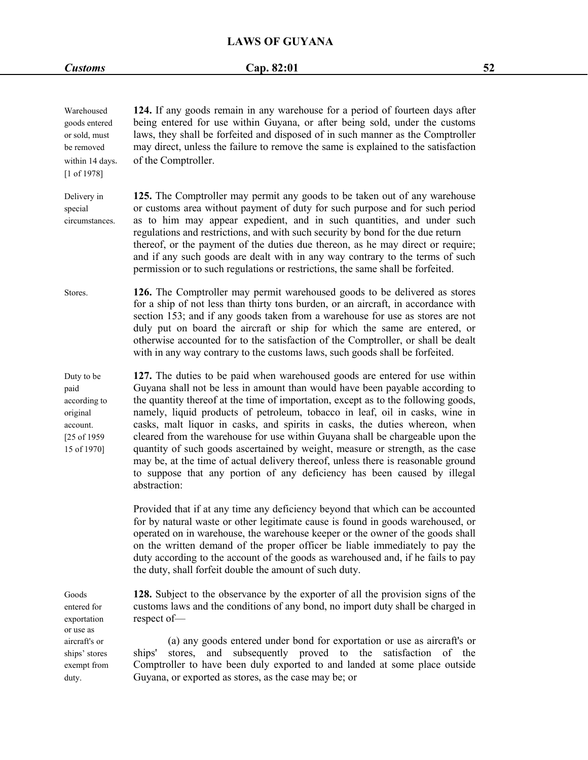Warehoused goods entered or sold, must be removed within 14 days. [1 of 1978]

**124.** If any goods remain in any warehouse for a period of fourteen days after being entered for use within Guyana, or after being sold, under the customs laws, they shall be forfeited and disposed of in such manner as the Comptroller may direct, unless the failure to remove the same is explained to the satisfaction of the Comptroller.

Delivery in special circumstances.

**125.** The Comptroller may permit any goods to be taken out of any warehouse or customs area without payment of duty for such purpose and for such period as to him may appear expedient, and in such quantities, and under such regulations and restrictions, and with such security by bond for the due return thereof, or the payment of the duties due thereon, as he may direct or require; and if any such goods are dealt with in any way contrary to the terms of such permission or to such regulations or restrictions, the same shall be forfeited.

Stores.

**126.** The Comptroller may permit warehoused goods to be delivered as stores for a ship of not less than thirty tons burden, or an aircraft, in accordance with section 153; and if any goods taken from a warehouse for use as stores are not duly put on board the aircraft or ship for which the same are entered, or otherwise accounted for to the satisfaction of the Comptroller, or shall be dealt with in any way contrary to the customs laws, such goods shall be forfeited.

Duty to be paid according to original account. [25 of 1959 15 of 1970]

**127.** The duties to be paid when warehoused goods are entered for use within Guyana shall not be less in amount than would have been payable according to the quantity thereof at the time of importation, except as to the following goods, namely, liquid products of petroleum, tobacco in leaf, oil in casks, wine in casks, malt liquor in casks, and spirits in casks, the duties whereon, when cleared from the warehouse for use within Guyana shall be chargeable upon the quantity of such goods ascertained by weight, measure or strength, as the case may be, at the time of actual delivery thereof, unless there is reasonable ground to suppose that any portion of any deficiency has been caused by illegal abstraction:

Provided that if at any time any deficiency beyond that which can be accounted for by natural waste or other legitimate cause is found in goods warehoused, or operated on in warehouse, the warehouse keeper or the owner of the goods shall on the written demand of the proper officer be liable immediately to pay the duty according to the account of the goods as warehoused and, if he fails to pay the duty, shall forfeit double the amount of such duty.

Goods entered for exportation or use as aircraft's or ships' stores exempt from duty.

**128.** Subject to the observance by the exporter of all the provision signs of the customs laws and the conditions of any bond, no import duty shall be charged in respect of—

(a) any goods entered under bond for exportation or use as aircraft's or ships' stores, and subsequently proved to the satisfaction of the Comptroller to have been duly exported to and landed at some place outside Guyana, or exported as stores, as the case may be; or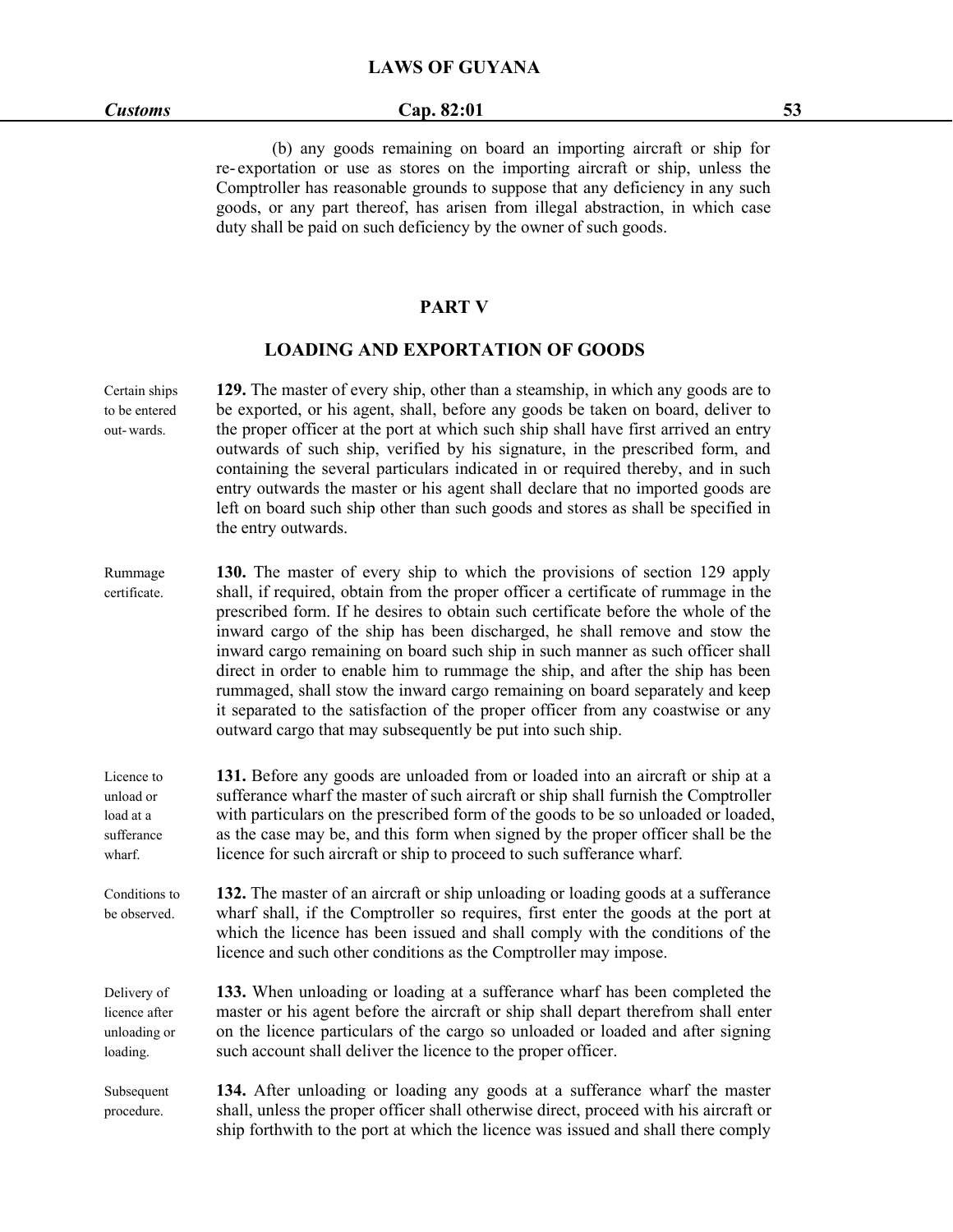(b) any goods remaining on board an importing aircraft or ship for re-exportation or use as stores on the importing aircraft or ship, unless the Comptroller has reasonable grounds to suppose that any deficiency in any such goods, or any part thereof, has arisen from illegal abstraction, in which case duty shall be paid on such deficiency by the owner of such goods.

## PART V

## LOADING AND EXPORTATION OF GOODS

Certain ships to be entered out-wards.

**129.** The master of every ship, other than a steamship, in which any goods are to be exported, or his agent, shall, before any goods be taken on board, deliver to the proper officer at the port at which such ship shall have first arrived an entry outwards of such ship, verified by his signature, in the prescribed form, and containing the several particulars indicated in or required thereby, and in such entry outwards the master or his agent shall declare that no imported goods are left on board such ship other than such goods and stores as shall be specified in the entry outwards.

Rummage certificate.

**130.** The master of every ship to which the provisions of section 129 apply shall, if required, obtain from the proper officer a certificate of rummage in the prescribed form. If he desires to obtain such certificate before the whole of the inward cargo of the ship has been discharged, he shall remove and stow the inward cargo remaining on board such ship in such manner as such officer shall direct in order to enable him to rummage the ship, and after the ship has been rummaged, shall stow the inward cargo remaining on board separately and keep it separated to the satisfaction of the proper officer from any coastwise or any outward cargo that may subsequently be put into such ship.

Licence to unload or load at a sufferance wharf.

**131.** Before any goods are unloaded from or loaded into an aircraft or ship at a sufferance wharf the master of such aircraft or ship shall furnish the Comptroller with particulars on the prescribed form of the goods to be so unloaded or loaded, as the case may be, and this form when signed by the proper officer shall be the licence for such aircraft or ship to proceed to such sufferance wharf.

Conditions to be observed.

**132.** The master of an aircraft or ship unloading or loading goods at a sufferance wharf shall, if the Comptroller so requires, first enter the goods at the port at which the licence has been issued and shall comply with the conditions of the licence and such other conditions as the Comptroller may impose.

Delivery of licence after unloading or loading.

**133.** When unloading or loading at a sufferance wharf has been completed the master or his agent before the aircraft or ship shall depart therefrom shall enter on the licence particulars of the cargo so unloaded or loaded and after signing such account shall deliver the licence to the proper officer.

Subsequent procedure.

**134.** After unloading or loading any goods at a sufferance wharf the master shall, unless the proper officer shall otherwise direct, proceed with his aircraft or ship forthwith to the port at which the licence was issued and shall there comply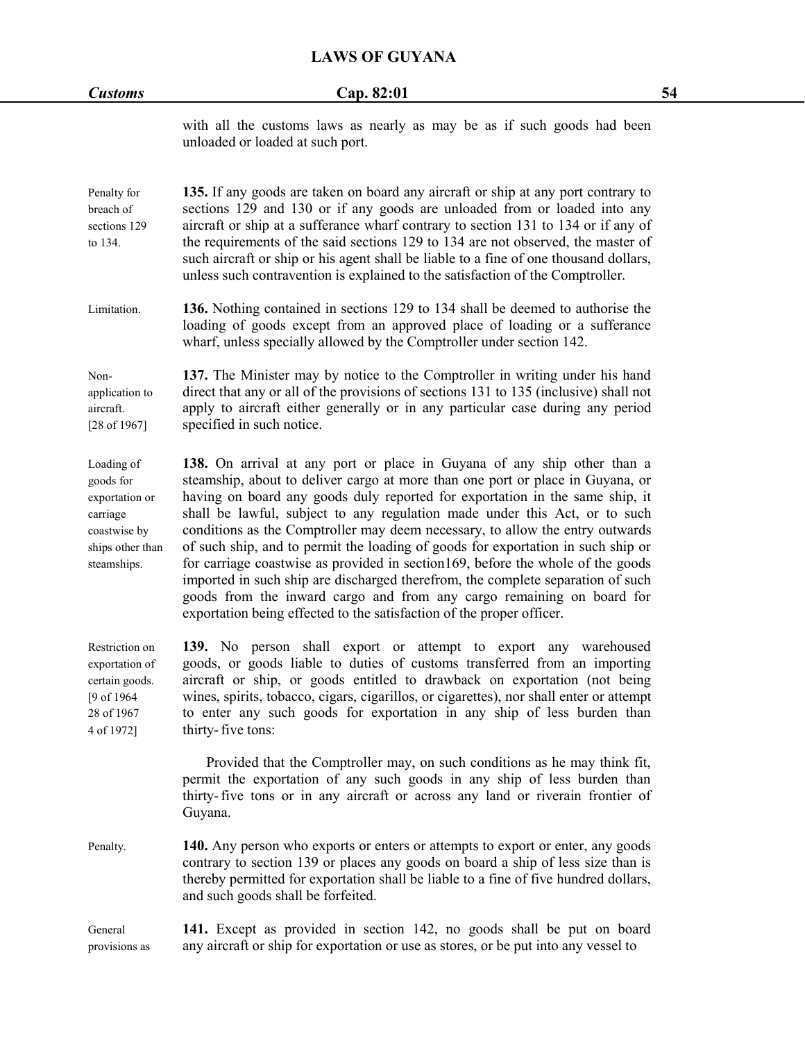with all the customs laws as nearly as may be as if such goods had been unloaded or loaded at such port.

Penalty for breach of sections 129 to 134.

**135.** If any goods are taken on board any aircraft or ship at any port contrary to sections 129 and 130 or if any goods are unloaded from or loaded into any aircraft or ship at a sufferance wharf contrary to section 131 to 134 or if any of the requirements of the said sections 129 to 134 are not observed, the master of such aircraft or ship or his agent shall be liable to a fine of one thousand dollars, unless such contravention is explained to the satisfaction of the Comptroller.

Limitation.

**136.** Nothing contained in sections 129 to 134 shall be deemed to authorise the loading of goods except from an approved place of loading or a sufferance wharf, unless specially allowed by the Comptroller under section 142.

Non-application to aircraft. [28 of 1967]

**137.** The Minister may by notice to the Comptroller in writing under his hand direct that any or all of the provisions of sections 131 to 135 (inclusive) shall not apply to aircraft either generally or in any particular case during any period specified in such notice.

Loading of goods for exportation or carriage coastwise by ships other than steamships.

**138.** On arrival at any port or place in Guyana of any ship other than a steamship, about to deliver cargo at more than one port or place in Guyana, or having on board any goods duly reported for exportation in the same ship, it shall be lawful, subject to any regulation made under this Act, or to such conditions as the Comptroller may deem necessary, to allow the entry outwards of such ship, and to permit the loading of goods for exportation in such ship or for carriage coastwise as provided in section169, before the whole of the goods imported in such ship are discharged therefrom, the complete separation of such goods from the inward cargo and from any cargo remaining on board for exportation being effected to the satisfaction of the proper officer.

Restriction on exportation of certain goods. [9 of 1964 28 of 1967 4 of 1972]

**139.** No person shall export or attempt to export any warehoused goods, or goods liable to duties of customs transferred from an importing aircraft or ship, or goods entitled to drawback on exportation (not being wines, spirits, tobacco, cigars, cigarillos, or cigarettes), nor shall enter or attempt to enter any such goods for exportation in any ship of less burden than thirty- five tons:

Provided that the Comptroller may, on such conditions as he may think fit, permit the exportation of any such goods in any ship of less burden than thirty- five tons or in any aircraft or across any land or riverain frontier of Guyana.

Penalty.

**140.** Any person who exports or enters or attempts to export or enter, any goods contrary to section 139 or places any goods on board a ship of less size than is thereby permitted for exportation shall be liable to a fine of five hundred dollars, and such goods shall be forfeited.

General provisions as

**141.** Except as provided in section 142, no goods shall be put on board any aircraft or ship for exportation or use as stores, or be put into any vessel to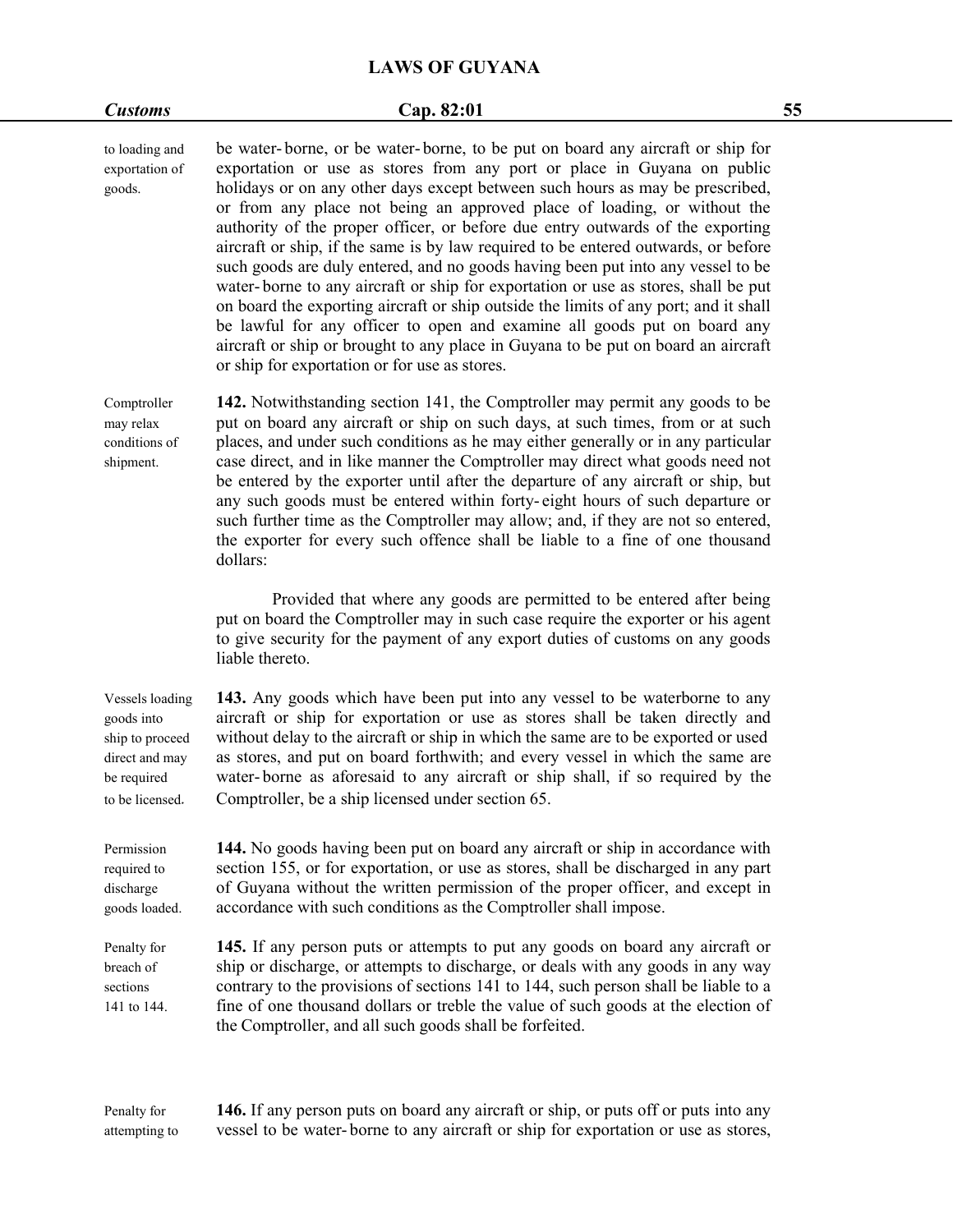to loading and exportation of goods.

be water-borne, or be water-borne, to be put on board any aircraft or ship for exportation or use as stores from any port or place in Guyana on public holidays or on any other days except between such hours as may be prescribed, or from any place not being an approved place of loading, or without the authority of the proper officer, or before due entry outwards of the exporting aircraft or ship, if the same is by law required to be entered outwards, or before such goods are duly entered, and no goods having been put into any vessel to be water-borne to any aircraft or ship for exportation or use as stores, shall be put on board the exporting aircraft or ship outside the limits of any port; and it shall be lawful for any officer to open and examine all goods put on board any aircraft or ship or brought to any place in Guyana to be put on board an aircraft or ship for exportation or for use as stores.

Comptroller may relax conditions of shipment.

**142.** Notwithstanding section 141, the Comptroller may permit any goods to be put on board any aircraft or ship on such days, at such times, from or at such places, and under such conditions as he may either generally or in any particular case direct, and in like manner the Comptroller may direct what goods need not be entered by the exporter until after the departure of any aircraft or ship, but any such goods must be entered within forty-eight hours of such departure or such further time as the Comptroller may allow; and, if they are not so entered, the exporter for every such offence shall be liable to a fine of one thousand dollars:

Provided that where any goods are permitted to be entered after being put on board the Comptroller may in such case require the exporter or his agent to give security for the payment of any export duties of customs on any goods liable thereto.

Vessels loading goods into ship to proceed direct and may be required to be licensed.

**143.** Any goods which have been put into any vessel to be waterborne to any aircraft or ship for exportation or use as stores shall be taken directly and without delay to the aircraft or ship in which the same are to be exported or used as stores, and put on board forthwith; and every vessel in which the same are water-borne as aforesaid to any aircraft or ship shall, if so required by the Comptroller, be a ship licensed under section 65.

Permission required to discharge goods loaded.

**144.** No goods having been put on board any aircraft or ship in accordance with section 155, or for exportation, or use as stores, shall be discharged in any part of Guyana without the written permission of the proper officer, and except in accordance with such conditions as the Comptroller shall impose.

Penalty for breach of sections 141 to 144.

**145.** If any person puts or attempts to put any goods on board any aircraft or ship or discharge, or attempts to discharge, or deals with any goods in any way contrary to the provisions of sections 141 to 144, such person shall be liable to a fine of one thousand dollars or treble the value of such goods at the election of the Comptroller, and all such goods shall be forfeited.

Penalty for attempting to

**146.** If any person puts on board any aircraft or ship, or puts off or puts into any vessel to be water-borne to any aircraft or ship for exportation or use as stores,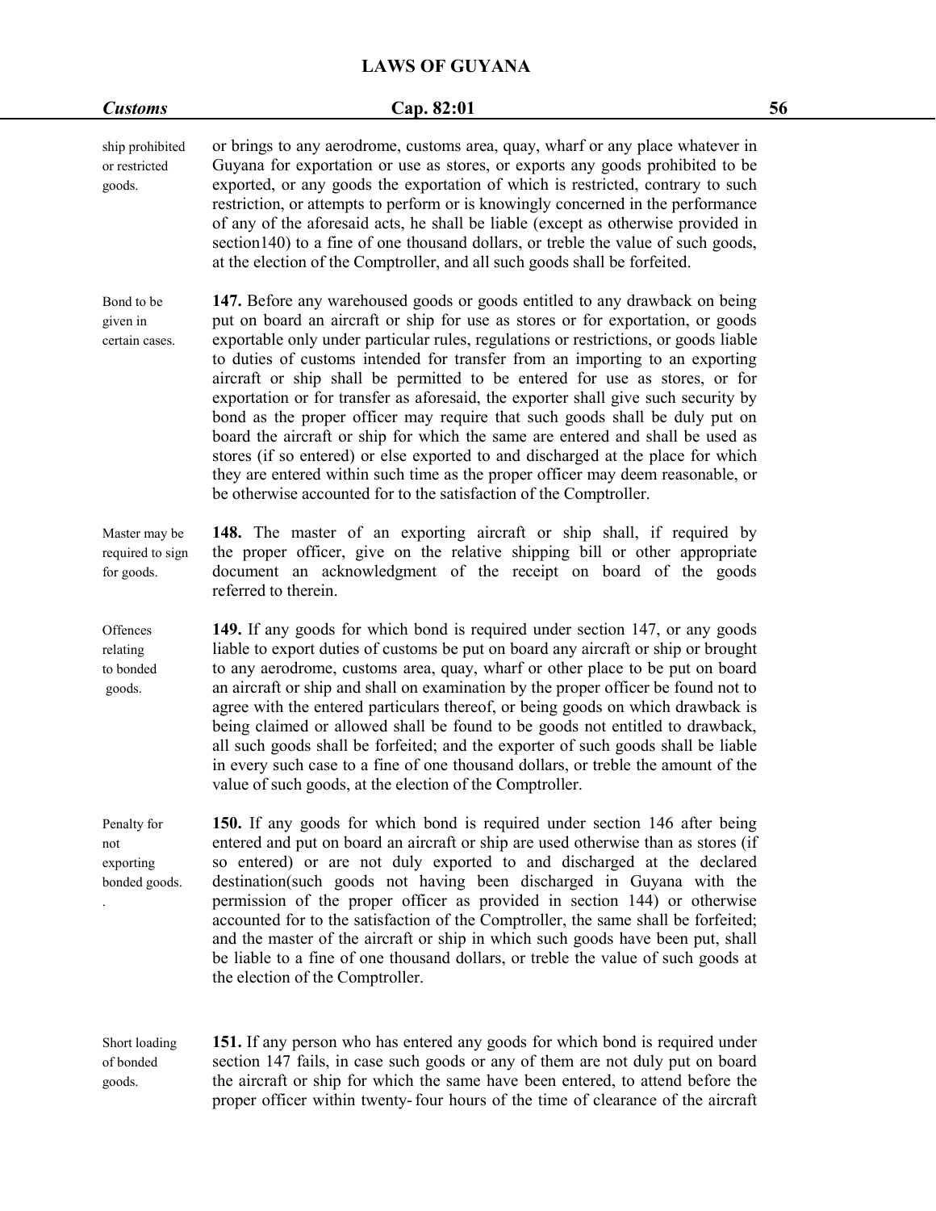ship prohibited or restricted goods.

or brings to any aerodrome, customs area, quay, wharf or any place whatever in Guyana for exportation or use as stores, or exports any goods prohibited to be exported, or any goods the exportation of which is restricted, contrary to such restriction, or attempts to perform or is knowingly concerned in the performance of any of the aforesaid acts, he shall be liable (except as otherwise provided in section140) to a fine of one thousand dollars, or treble the value of such goods, at the election of the Comptroller, and all such goods shall be forfeited.

Bond to be given in certain cases.

**147.** Before any warehoused goods or goods entitled to any drawback on being put on board an aircraft or ship for use as stores or for exportation, or goods exportable only under particular rules, regulations or restrictions, or goods liable to duties of customs intended for transfer from an importing to an exporting aircraft or ship shall be permitted to be entered for use as stores, or for exportation or for transfer as aforesaid, the exporter shall give such security by bond as the proper officer may require that such goods shall be duly put on board the aircraft or ship for which the same are entered and shall be used as stores (if so entered) or else exported to and discharged at the place for which they are entered within such time as the proper officer may deem reasonable, or be otherwise accounted for to the satisfaction of the Comptroller.

Master may be required to sign for goods.

**148.** The master of an exporting aircraft or ship shall, if required by the proper officer, give on the relative shipping bill or other appropriate document an acknowledgment of the receipt on board of the goods referred to therein.

Offences relating to bonded goods.

**149.** If any goods for which bond is required under section 147, or any goods liable to export duties of customs be put on board any aircraft or ship or brought to any aerodrome, customs area, quay, wharf or other place to be put on board an aircraft or ship and shall on examination by the proper officer be found not to agree with the entered particulars thereof, or being goods on which drawback is being claimed or allowed shall be found to be goods not entitled to drawback, all such goods shall be forfeited; and the exporter of such goods shall be liable in every such case to a fine of one thousand dollars, or treble the amount of the value of such goods, at the election of the Comptroller.

Penalty for not exporting bonded goods.

**150.** If any goods for which bond is required under section 146 after being entered and put on board an aircraft or ship are used otherwise than as stores (if so entered) or are not duly exported to and discharged at the declared destination(such goods not having been discharged in Guyana with the permission of the proper officer as provided in section 144) or otherwise accounted for to the satisfaction of the Comptroller, the same shall be forfeited; and the master of the aircraft or ship in which such goods have been put, shall be liable to a fine of one thousand dollars, or treble the value of such goods at the election of the Comptroller.

Short loading of bonded goods.

**151.** If any person who has entered any goods for which bond is required under section 147 fails, in case such goods or any of them are not duly put on board the aircraft or ship for which the same have been entered, to attend before the proper officer within twenty- four hours of the time of clearance of the aircraft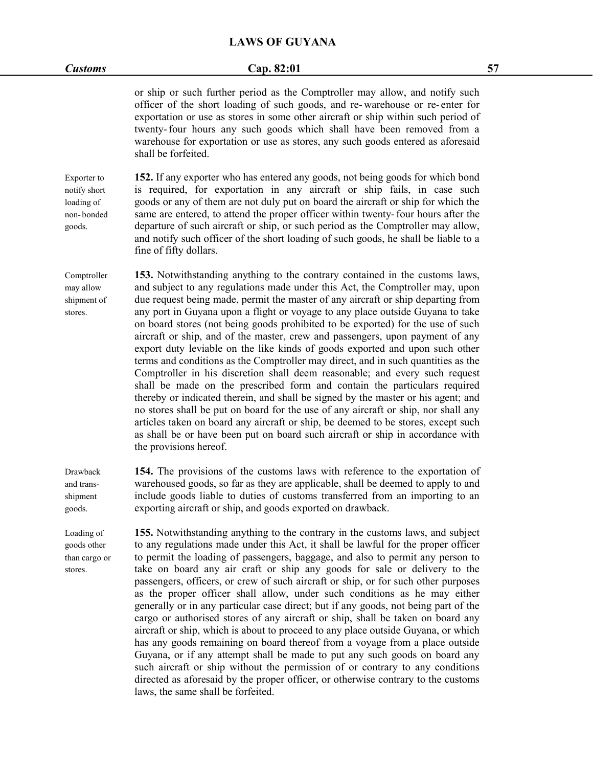or ship or such further period as the Comptroller may allow, and notify such officer of the short loading of such goods, and re-warehouse or re-enter for exportation or use as stores in some other aircraft or ship within such period of twenty-four hours any such goods which shall have been removed from a warehouse for exportation or use as stores, any such goods entered as aforesaid shall be forfeited.

Exporter to notify short loading of non-bonded goods.

**152.** If any exporter who has entered any goods, not being goods for which bond is required, for exportation in any aircraft or ship fails, in case such goods or any of them are not duly put on board the aircraft or ship for which the same are entered, to attend the proper officer within twenty-four hours after the departure of such aircraft or ship, or such period as the Comptroller may allow, and notify such officer of the short loading of such goods, he shall be liable to a fine of fifty dollars.

Comptroller may allow shipment of stores.

**153.** Notwithstanding anything to the contrary contained in the customs laws, and subject to any regulations made under this Act, the Comptroller may, upon due request being made, permit the master of any aircraft or ship departing from any port in Guyana upon a flight or voyage to any place outside Guyana to take on board stores (not being goods prohibited to be exported) for the use of such aircraft or ship, and of the master, crew and passengers, upon payment of any export duty leviable on the like kinds of goods exported and upon such other terms and conditions as the Comptroller may direct, and in such quantities as the Comptroller in his discretion shall deem reasonable; and every such request shall be made on the prescribed form and contain the particulars required thereby or indicated therein, and shall be signed by the master or his agent; and no stores shall be put on board for the use of any aircraft or ship, nor shall any articles taken on board any aircraft or ship, be deemed to be stores, except such as shall be or have been put on board such aircraft or ship in accordance with the provisions hereof.

Drawback and transshipment goods.

**154.** The provisions of the customs laws with reference to the exportation of warehoused goods, so far as they are applicable, shall be deemed to apply to and include goods liable to duties of customs transferred from an importing to an exporting aircraft or ship, and goods exported on drawback.

Loading of goods other than cargo or stores.

**155.** Notwithstanding anything to the contrary in the customs laws, and subject to any regulations made under this Act, it shall be lawful for the proper officer to permit the loading of passengers, baggage, and also to permit any person to take on board any air craft or ship any goods for sale or delivery to the passengers, officers, or crew of such aircraft or ship, or for such other purposes as the proper officer shall allow, under such conditions as he may either generally or in any particular case direct; but if any goods, not being part of the cargo or authorised stores of any aircraft or ship, shall be taken on board any aircraft or ship, which is about to proceed to any place outside Guyana, or which has any goods remaining on board thereof from a voyage from a place outside Guyana, or if any attempt shall be made to put any such goods on board any such aircraft or ship without the permission of or contrary to any conditions directed as aforesaid by the proper officer, or otherwise contrary to the customs laws, the same shall be forfeited.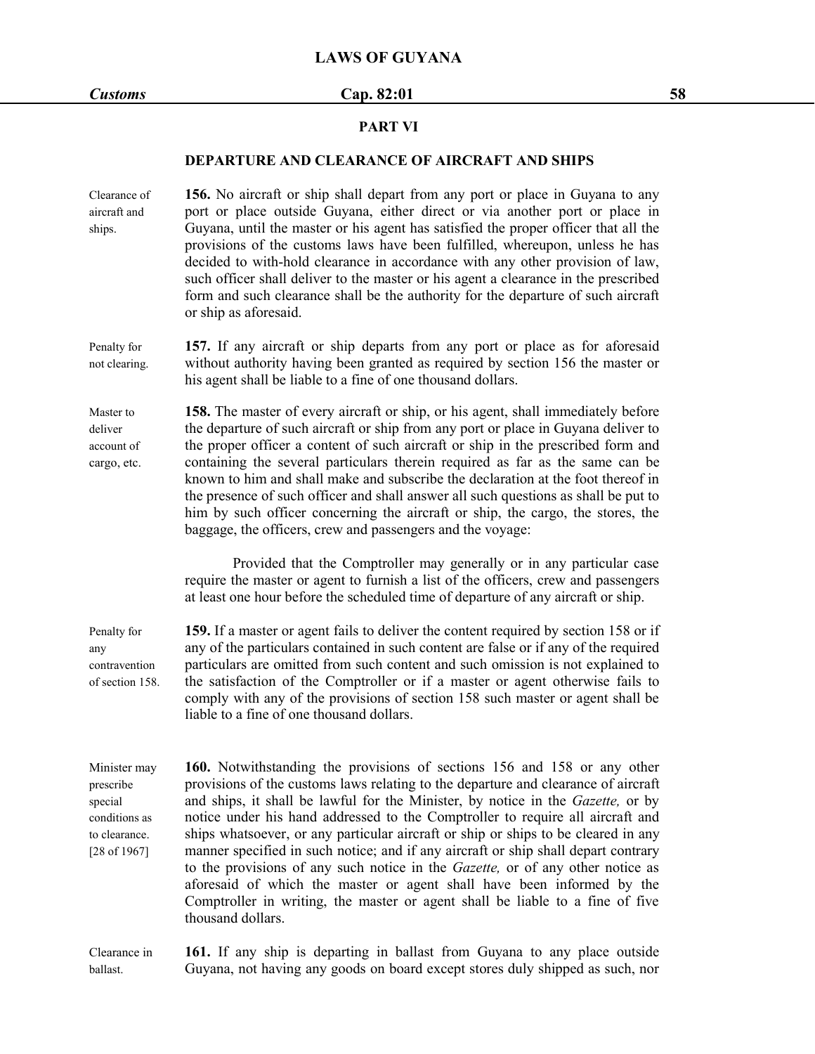## PART VI

### DEPARTURE AND CLEARANCE OF AIRCRAFT AND SHIPS

Clearance of aircraft and ships.

**156.** No aircraft or ship shall depart from any port or place in Guyana to any port or place outside Guyana, either direct or via another port or place in Guyana, until the master or his agent has satisfied the proper officer that all the provisions of the customs laws have been fulfilled, whereupon, unless he has decided to with-hold clearance in accordance with any other provision of law, such officer shall deliver to the master or his agent a clearance in the prescribed form and such clearance shall be the authority for the departure of such aircraft or ship as aforesaid.

Penalty for not clearing.

**157.** If any aircraft or ship departs from any port or place as for aforesaid without authority having been granted as required by section 156 the master or his agent shall be liable to a fine of one thousand dollars.

Master to deliver account of cargo, etc.

**158.** The master of every aircraft or ship, or his agent, shall immediately before the departure of such aircraft or ship from any port or place in Guyana deliver to the proper officer a content of such aircraft or ship in the prescribed form and containing the several particulars therein required as far as the same can be known to him and shall make and subscribe the declaration at the foot thereof in the presence of such officer and shall answer all such questions as shall be put to him by such officer concerning the aircraft or ship, the cargo, the stores, the baggage, the officers, crew and passengers and the voyage:

Provided that the Comptroller may generally or in any particular case require the master or agent to furnish a list of the officers, crew and passengers at least one hour before the scheduled time of departure of any aircraft or ship.

Penalty for any contravention of section 158.

**159.** If a master or agent fails to deliver the content required by section 158 or if any of the particulars contained in such content are false or if any of the required particulars are omitted from such content and such omission is not explained to the satisfaction of the Comptroller or if a master or agent otherwise fails to comply with any of the provisions of section 158 such master or agent shall be liable to a fine of one thousand dollars.

Minister may prescribe special conditions as to clearance. [28 of 1967]

**160.** Notwithstanding the provisions of sections 156 and 158 or any other provisions of the customs laws relating to the departure and clearance of aircraft and ships, it shall be lawful for the Minister, by notice in the *Gazette,* or by notice under his hand addressed to the Comptroller to require all aircraft and ships whatsoever, or any particular aircraft or ship or ships to be cleared in any manner specified in such notice; and if any aircraft or ship shall depart contrary to the provisions of any such notice in the *Gazette,* or of any other notice as aforesaid of which the master or agent shall have been informed by the Comptroller in writing, the master or agent shall be liable to a fine of five thousand dollars.

Clearance in ballast.

**161.** If any ship is departing in ballast from Guyana to any place outside Guyana, not having any goods on board except stores duly shipped as such, nor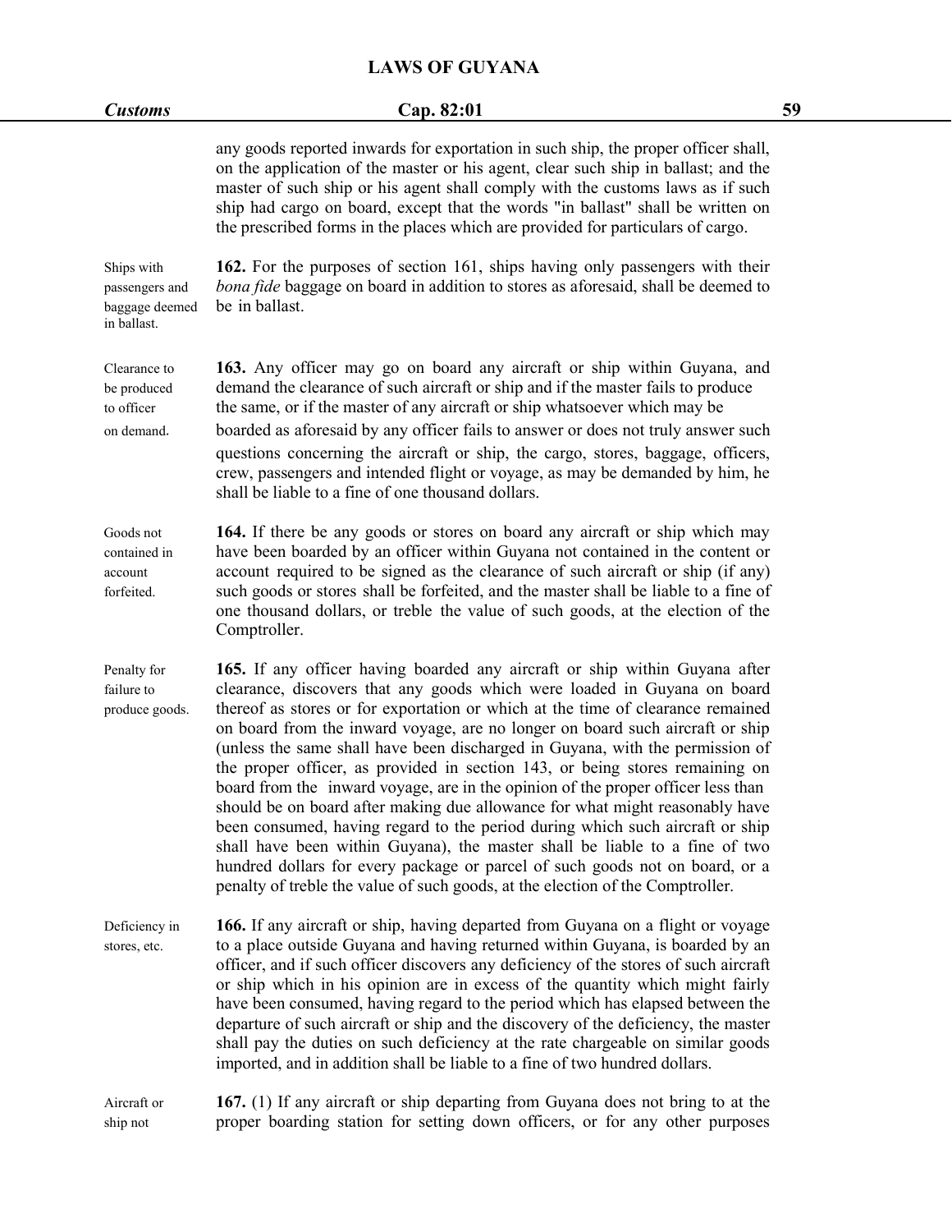any goods reported inwards for exportation in such ship, the proper officer shall, on the application of the master or his agent, clear such ship in ballast; and the master of such ship or his agent shall comply with the customs laws as if such ship had cargo on board, except that the words "in ballast" shall be written on the prescribed forms in the places which are provided for particulars of cargo.

Ships with passengers and baggage deemed in ballast.

**162.** For the purposes of section 161, ships having only passengers with their *bona fide* baggage on board in addition to stores as aforesaid, shall be deemed to be in ballast.

Clearance to be produced to officer on demand.

**163.** Any officer may go on board any aircraft or ship within Guyana, and demand the clearance of such aircraft or ship and if the master fails to produce the same, or if the master of any aircraft or ship whatsoever which may be boarded as aforesaid by any officer fails to answer or does not truly answer such questions concerning the aircraft or ship, the cargo, stores, baggage, officers, crew, passengers and intended flight or voyage, as may be demanded by him, he shall be liable to a fine of one thousand dollars.

Goods not contained in account forfeited.

**164.** If there be any goods or stores on board any aircraft or ship which may have been boarded by an officer within Guyana not contained in the content or account required to be signed as the clearance of such aircraft or ship (if any) such goods or stores shall be forfeited, and the master shall be liable to a fine of one thousand dollars, or treble the value of such goods, at the election of the Comptroller.

Penalty for failure to produce goods.

**165.** If any officer having boarded any aircraft or ship within Guyana after clearance, discovers that any goods which were loaded in Guyana on board thereof as stores or for exportation or which at the time of clearance remained on board from the inward voyage, are no longer on board such aircraft or ship (unless the same shall have been discharged in Guyana, with the permission of the proper officer, as provided in section 143, or being stores remaining on board from the inward voyage, are in the opinion of the proper officer less than should be on board after making due allowance for what might reasonably have been consumed, having regard to the period during which such aircraft or ship shall have been within Guyana), the master shall be liable to a fine of two hundred dollars for every package or parcel of such goods not on board, or a penalty of treble the value of such goods, at the election of the Comptroller.

Deficiency in stores, etc.

**166.** If any aircraft or ship, having departed from Guyana on a flight or voyage to a place outside Guyana and having returned within Guyana, is boarded by an officer, and if such officer discovers any deficiency of the stores of such aircraft or ship which in his opinion are in excess of the quantity which might fairly have been consumed, having regard to the period which has elapsed between the departure of such aircraft or ship and the discovery of the deficiency, the master shall pay the duties on such deficiency at the rate chargeable on similar goods imported, and in addition shall be liable to a fine of two hundred dollars.

Aircraft or ship not

**167.** (1) If any aircraft or ship departing from Guyana does not bring to at the proper boarding station for setting down officers, or for any other purposes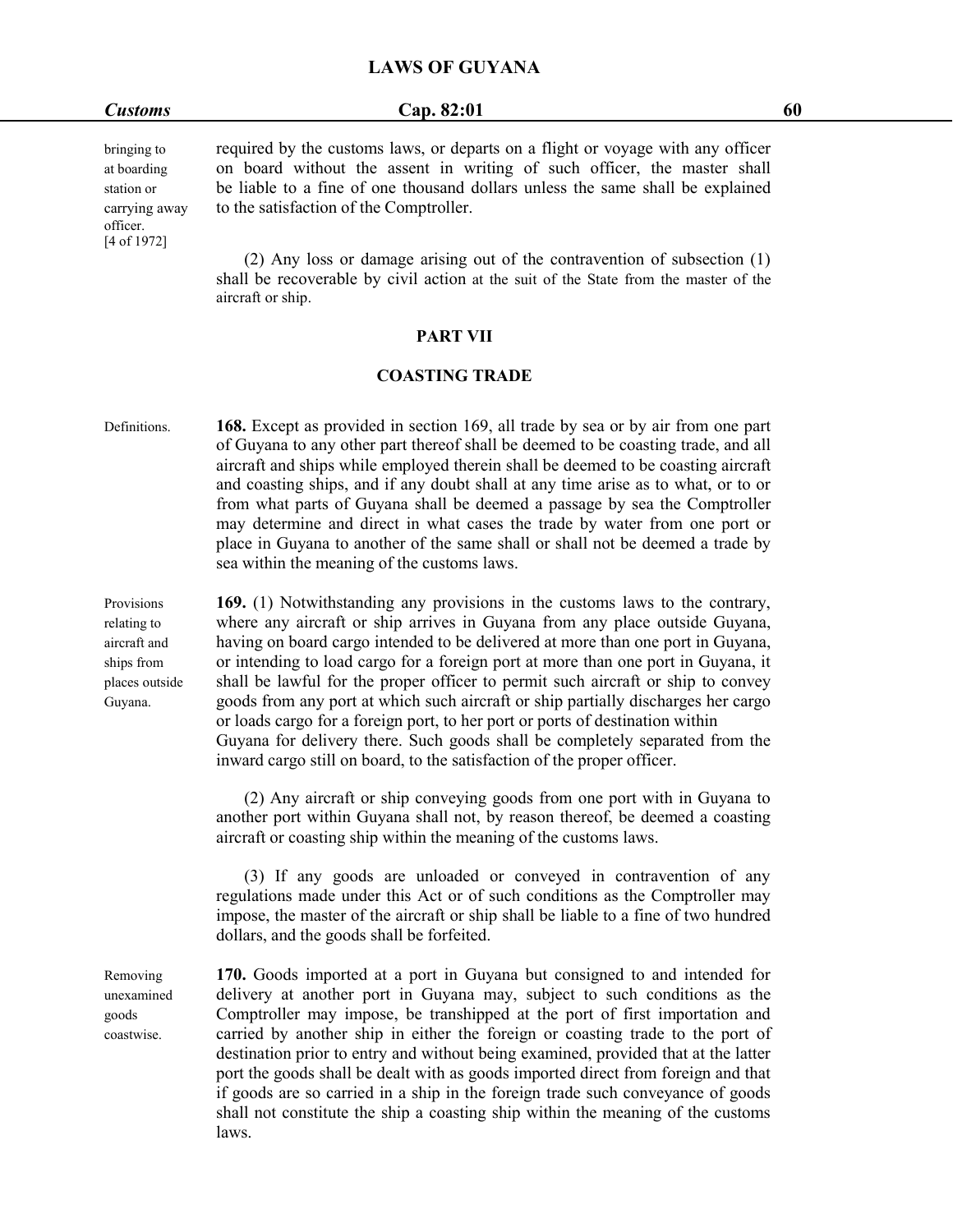bringing to at boarding station or carrying away officer. [4 of 1972]

required by the customs laws, or departs on a flight or voyage with any officer on board without the assent in writing of such officer, the master shall be liable to a fine of one thousand dollars unless the same shall be explained to the satisfaction of the Comptroller.

(2) Any loss or damage arising out of the contravention of subsection (1) shall be recoverable by civil action at the suit of the State from the master of the aircraft or ship.

## PART VII

## COASTING TRADE

Definitions.

**168.** Except as provided in section 169, all trade by sea or by air from one part of Guyana to any other part thereof shall be deemed to be coasting trade, and all aircraft and ships while employed therein shall be deemed to be coasting aircraft and coasting ships, and if any doubt shall at any time arise as to what, or to or from what parts of Guyana shall be deemed a passage by sea the Comptroller may determine and direct in what cases the trade by water from one port or place in Guyana to another of the same shall or shall not be deemed a trade by sea within the meaning of the customs laws.

Provisions relating to aircraft and ships from places outside Guyana.

**169.** (1) Notwithstanding any provisions in the customs laws to the contrary, where any aircraft or ship arrives in Guyana from any place outside Guyana, having on board cargo intended to be delivered at more than one port in Guyana, or intending to load cargo for a foreign port at more than one port in Guyana, it shall be lawful for the proper officer to permit such aircraft or ship to convey goods from any port at which such aircraft or ship partially discharges her cargo or loads cargo for a foreign port, to her port or ports of destination within Guyana for delivery there. Such goods shall be completely separated from the inward cargo still on board, to the satisfaction of the proper officer.

(2) Any aircraft or ship conveying goods from one port with in Guyana to another port within Guyana shall not, by reason thereof, be deemed a coasting aircraft or coasting ship within the meaning of the customs laws.

(3) If any goods are unloaded or conveyed in contravention of any regulations made under this Act or of such conditions as the Comptroller may impose, the master of the aircraft or ship shall be liable to a fine of two hundred dollars, and the goods shall be forfeited.

Removing unexamined goods coastwise.

**170.** Goods imported at a port in Guyana but consigned to and intended for delivery at another port in Guyana may, subject to such conditions as the Comptroller may impose, be transhipped at the port of first importation and carried by another ship in either the foreign or coasting trade to the port of destination prior to entry and without being examined, provided that at the latter port the goods shall be dealt with as goods imported direct from foreign and that if goods are so carried in a ship in the foreign trade such conveyance of goods shall not constitute the ship a coasting ship within the meaning of the customs laws.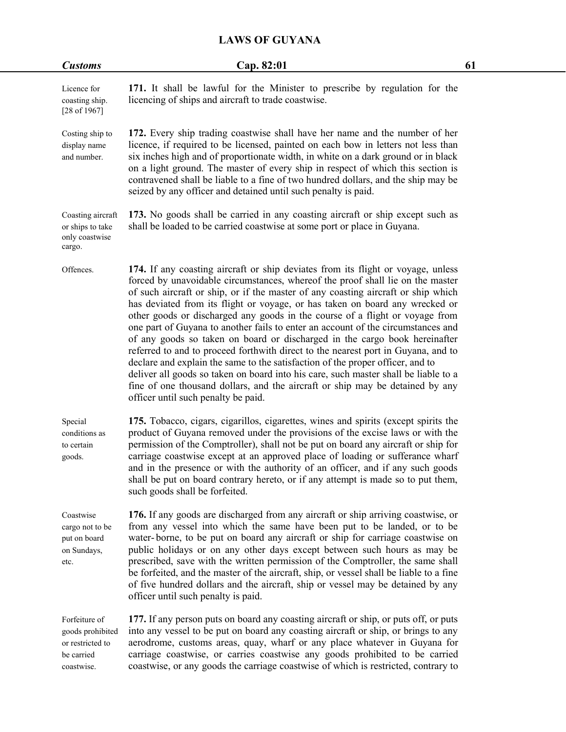Licence for coasting ship. [28 of 1967]

**171.** It shall be lawful for the Minister to prescribe by regulation for the licencing of ships and aircraft to trade coastwise.

Costing ship to display name and number.

**172.** Every ship trading coastwise shall have her name and the number of her licence, if required to be licensed, painted on each bow in letters not less than six inches high and of proportionate width, in white on a dark ground or in black on a light ground. The master of every ship in respect of which this section is contravened shall be liable to a fine of two hundred dollars, and the ship may be seized by any officer and detained until such penalty is paid.

Coasting aircraft or ships to take only coastwise cargo.

**173.** No goods shall be carried in any coasting aircraft or ship except such as shall be loaded to be carried coastwise at some port or place in Guyana.

Offences.

**174.** If any coasting aircraft or ship deviates from its flight or voyage, unless forced by unavoidable circumstances, whereof the proof shall lie on the master of such aircraft or ship, or if the master of any coasting aircraft or ship which has deviated from its flight or voyage, or has taken on board any wrecked or other goods or discharged any goods in the course of a flight or voyage from one part of Guyana to another fails to enter an account of the circumstances and of any goods so taken on board or discharged in the cargo book hereinafter referred to and to proceed forthwith direct to the nearest port in Guyana, and to declare and explain the same to the satisfaction of the proper officer, and to deliver all goods so taken on board into his care, such master shall be liable to a fine of one thousand dollars, and the aircraft or ship may be detained by any officer until such penalty be paid.

Special conditions as to certain goods.

**175.** Tobacco, cigars, cigarillos, cigarettes, wines and spirits (except spirits the product of Guyana removed under the provisions of the excise laws or with the permission of the Comptroller), shall not be put on board any aircraft or ship for carriage coastwise except at an approved place of loading or sufferance wharf and in the presence or with the authority of an officer, and if any such goods shall be put on board contrary hereto, or if any attempt is made so to put them, such goods shall be forfeited.

Coastwise cargo not to be put on board on Sundays, etc.

**176.** If any goods are discharged from any aircraft or ship arriving coastwise, or from any vessel into which the same have been put to be landed, or to be water-borne, to be put on board any aircraft or ship for carriage coastwise on public holidays or on any other days except between such hours as may be prescribed, save with the written permission of the Comptroller, the same shall be forfeited, and the master of the aircraft, ship, or vessel shall be liable to a fine of five hundred dollars and the aircraft, ship or vessel may be detained by any officer until such penalty is paid.

Forfeiture of goods prohibited or restricted to be carried coastwise.

**177.** If any person puts on board any coasting aircraft or ship, or puts off, or puts into any vessel to be put on board any coasting aircraft or ship, or brings to any aerodrome, customs areas, quay, wharf or any place whatever in Guyana for carriage coastwise, or carries coastwise any goods prohibited to be carried coastwise, or any goods the carriage coastwise of which is restricted, contrary to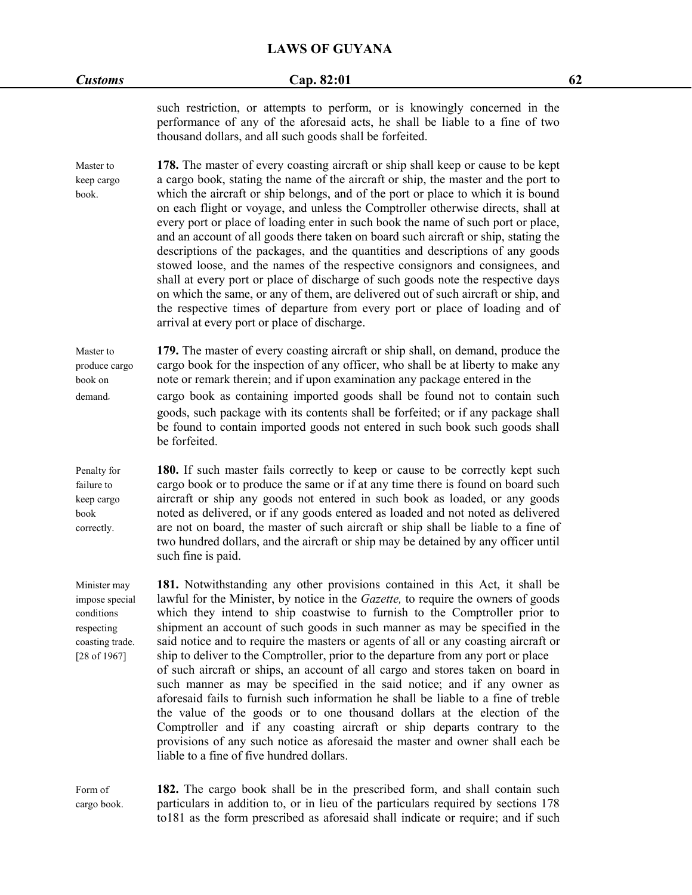such restriction, or attempts to perform, or is knowingly concerned in the performance of any of the aforesaid acts, he shall be liable to a fine of two thousand dollars, and all such goods shall be forfeited.

Master to keep cargo book.

**178.** The master of every coasting aircraft or ship shall keep or cause to be kept a cargo book, stating the name of the aircraft or ship, the master and the port to which the aircraft or ship belongs, and of the port or place to which it is bound on each flight or voyage, and unless the Comptroller otherwise directs, shall at every port or place of loading enter in such book the name of such port or place, and an account of all goods there taken on board such aircraft or ship, stating the descriptions of the packages, and the quantities and descriptions of any goods stowed loose, and the names of the respective consignors and consignees, and shall at every port or place of discharge of such goods note the respective days on which the same, or any of them, are delivered out of such aircraft or ship, and the respective times of departure from every port or place of loading and of arrival at every port or place of discharge.

Master to produce cargo book on demand.

**179.** The master of every coasting aircraft or ship shall, on demand, produce the cargo book for the inspection of any officer, who shall be at liberty to make any note or remark therein; and if upon examination any package entered in the cargo book as containing imported goods shall be found not to contain such goods, such package with its contents shall be forfeited; or if any package shall be found to contain imported goods not entered in such book such goods shall be forfeited.

Penalty for failure to keep cargo book correctly.

**180.** If such master fails correctly to keep or cause to be correctly kept such cargo book or to produce the same or if at any time there is found on board such aircraft or ship any goods not entered in such book as loaded, or any goods noted as delivered, or if any goods entered as loaded and not noted as delivered are not on board, the master of such aircraft or ship shall be liable to a fine of two hundred dollars, and the aircraft or ship may be detained by any officer until such fine is paid.

Minister may impose special conditions respecting coasting trade. [28 of 1967]

**181.** Notwithstanding any other provisions contained in this Act, it shall be lawful for the Minister, by notice in the *Gazette,* to require the owners of goods which they intend to ship coastwise to furnish to the Comptroller prior to shipment an account of such goods in such manner as may be specified in the said notice and to require the masters or agents of all or any coasting aircraft or ship to deliver to the Comptroller, prior to the departure from any port or place of such aircraft or ships, an account of all cargo and stores taken on board in such manner as may be specified in the said notice; and if any owner as aforesaid fails to furnish such information he shall be liable to a fine of treble the value of the goods or to one thousand dollars at the election of the Comptroller and if any coasting aircraft or ship departs contrary to the provisions of any such notice as aforesaid the master and owner shall each be liable to a fine of five hundred dollars.

Form of cargo book.

**182.** The cargo book shall be in the prescribed form, and shall contain such particulars in addition to, or in lieu of the particulars required by sections 178 to181 as the form prescribed as aforesaid shall indicate or require; and if such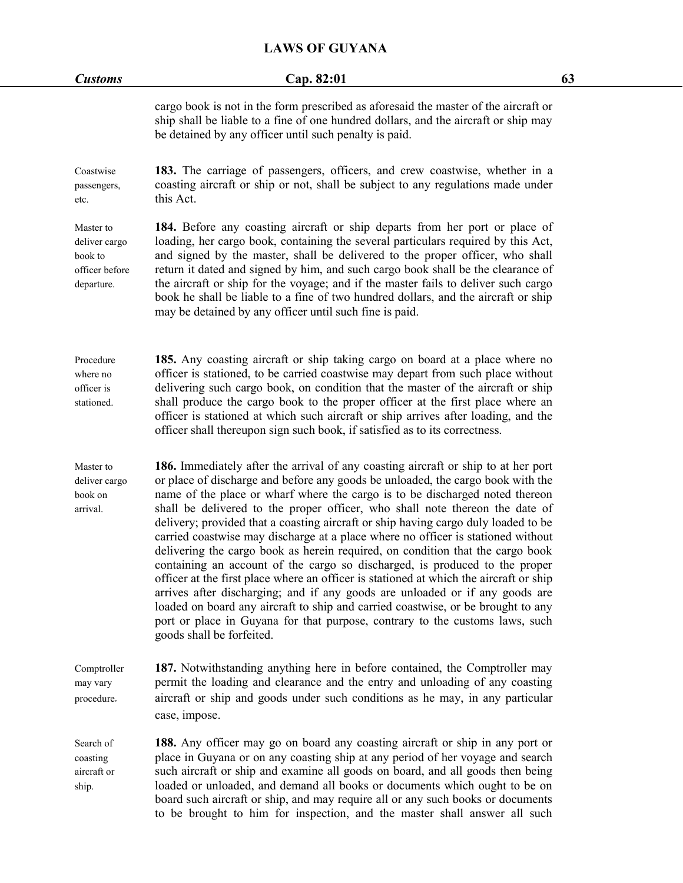cargo book is not in the form prescribed as aforesaid the master of the aircraft or ship shall be liable to a fine of one hundred dollars, and the aircraft or ship may be detained by any officer until such penalty is paid.

Coastwise passengers, etc.

**183.** The carriage of passengers, officers, and crew coastwise, whether in a coasting aircraft or ship or not, shall be subject to any regulations made under this Act.

Master to deliver cargo book to officer before departure.

**184.** Before any coasting aircraft or ship departs from her port or place of loading, her cargo book, containing the several particulars required by this Act, and signed by the master, shall be delivered to the proper officer, who shall return it dated and signed by him, and such cargo book shall be the clearance of the aircraft or ship for the voyage; and if the master fails to deliver such cargo book he shall be liable to a fine of two hundred dollars, and the aircraft or ship may be detained by any officer until such fine is paid.

Procedure where no officer is stationed.

**185.** Any coasting aircraft or ship taking cargo on board at a place where no officer is stationed, to be carried coastwise may depart from such place without delivering such cargo book, on condition that the master of the aircraft or ship shall produce the cargo book to the proper officer at the first place where an officer is stationed at which such aircraft or ship arrives after loading, and the officer shall thereupon sign such book, if satisfied as to its correctness.

Master to deliver cargo book on arrival.

**186.** Immediately after the arrival of any coasting aircraft or ship to at her port or place of discharge and before any goods be unloaded, the cargo book with the name of the place or wharf where the cargo is to be discharged noted thereon shall be delivered to the proper officer, who shall note thereon the date of delivery; provided that a coasting aircraft or ship having cargo duly loaded to be carried coastwise may discharge at a place where no officer is stationed without delivering the cargo book as herein required, on condition that the cargo book containing an account of the cargo so discharged, is produced to the proper officer at the first place where an officer is stationed at which the aircraft or ship arrives after discharging; and if any goods are unloaded or if any goods are loaded on board any aircraft to ship and carried coastwise, or be brought to any port or place in Guyana for that purpose, contrary to the customs laws, such goods shall be forfeited.

Comptroller may vary procedure.

**187.** Notwithstanding anything here in before contained, the Comptroller may permit the loading and clearance and the entry and unloading of any coasting aircraft or ship and goods under such conditions as he may, in any particular case, impose.

Search of coasting aircraft or ship.

**188.** Any officer may go on board any coasting aircraft or ship in any port or place in Guyana or on any coasting ship at any period of her voyage and search such aircraft or ship and examine all goods on board, and all goods then being loaded or unloaded, and demand all books or documents which ought to be on board such aircraft or ship, and may require all or any such books or documents to be brought to him for inspection, and the master shall answer all such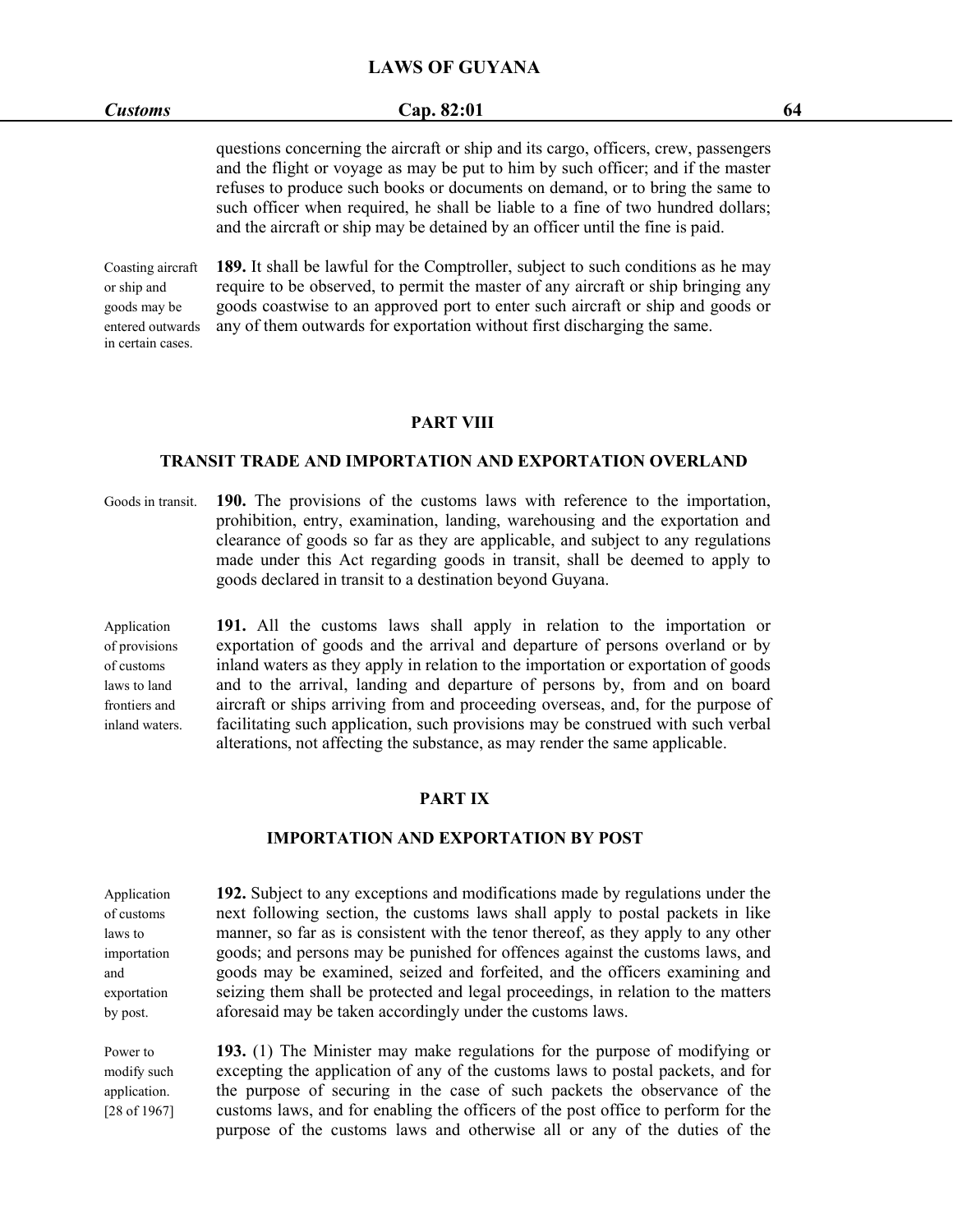questions concerning the aircraft or ship and its cargo, officers, crew, passengers and the flight or voyage as may be put to him by such officer; and if the master refuses to produce such books or documents on demand, or to bring the same to such officer when required, he shall be liable to a fine of two hundred dollars; and the aircraft or ship may be detained by an officer until the fine is paid.

Coasting aircraft or ship and goods may be entered outwards in certain cases.

**189.** It shall be lawful for the Comptroller, subject to such conditions as he may require to be observed, to permit the master of any aircraft or ship bringing any goods coastwise to an approved port to enter such aircraft or ship and goods or any of them outwards for exportation without first discharging the same.

## PART VIII

### TRANSIT TRADE AND IMPORTATION AND EXPORTATION OVERLAND

Goods in transit.

**190.** The provisions of the customs laws with reference to the importation, prohibition, entry, examination, landing, warehousing and the exportation and clearance of goods so far as they are applicable, and subject to any regulations made under this Act regarding goods in transit, shall be deemed to apply to goods declared in transit to a destination beyond Guyana.

Application of provisions of customs laws to land frontiers and inland waters.

**191.** All the customs laws shall apply in relation to the importation or exportation of goods and the arrival and departure of persons overland or by inland waters as they apply in relation to the importation or exportation of goods and to the arrival, landing and departure of persons by, from and on board aircraft or ships arriving from and proceeding overseas, and, for the purpose of facilitating such application, such provisions may be construed with such verbal alterations, not affecting the substance, as may render the same applicable.

## PART IX

### IMPORTATION AND EXPORTATION BY POST

Application of customs laws to importation and exportation by post.

**192.** Subject to any exceptions and modifications made by regulations under the next following section, the customs laws shall apply to postal packets in like manner, so far as is consistent with the tenor thereof, as they apply to any other goods; and persons may be punished for offences against the customs laws, and goods may be examined, seized and forfeited, and the officers examining and seizing them shall be protected and legal proceedings, in relation to the matters aforesaid may be taken accordingly under the customs laws.

Power to modify such application. [28 of 1967]

**193.** (1) The Minister may make regulations for the purpose of modifying or excepting the application of any of the customs laws to postal packets, and for the purpose of securing in the case of such packets the observance of the customs laws, and for enabling the officers of the post office to perform for the purpose of the customs laws and otherwise all or any of the duties of the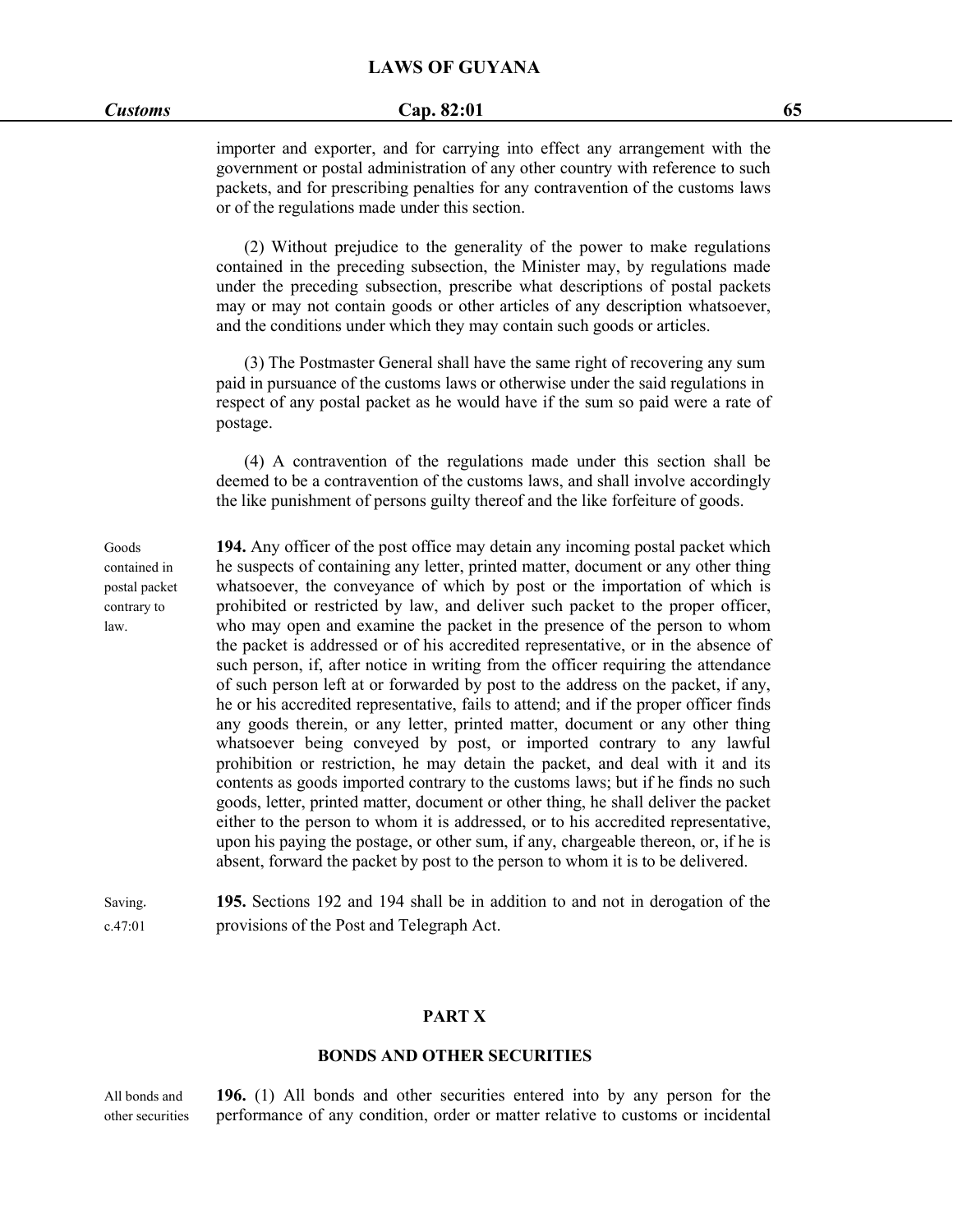importer and exporter, and for carrying into effect any arrangement with the government or postal administration of any other country with reference to such packets, and for prescribing penalties for any contravention of the customs laws or of the regulations made under this section.

(2) Without prejudice to the generality of the power to make regulations contained in the preceding subsection, the Minister may, by regulations made under the preceding subsection, prescribe what descriptions of postal packets may or may not contain goods or other articles of any description whatsoever, and the conditions under which they may contain such goods or articles.

(3) The Postmaster General shall have the same right of recovering any sum paid in pursuance of the customs laws or otherwise under the said regulations in respect of any postal packet as he would have if the sum so paid were a rate of postage.

(4) A contravention of the regulations made under this section shall be deemed to be a contravention of the customs laws, and shall involve accordingly the like punishment of persons guilty thereof and the like forfeiture of goods.

Goods contained in postal packet contrary to law.

**194.** Any officer of the post office may detain any incoming postal packet which he suspects of containing any letter, printed matter, document or any other thing whatsoever, the conveyance of which by post or the importation of which is prohibited or restricted by law, and deliver such packet to the proper officer, who may open and examine the packet in the presence of the person to whom the packet is addressed or of his accredited representative, or in the absence of such person, if, after notice in writing from the officer requiring the attendance of such person left at or forwarded by post to the address on the packet, if any, he or his accredited representative, fails to attend; and if the proper officer finds any goods therein, or any letter, printed matter, document or any other thing whatsoever being conveyed by post, or imported contrary to any lawful prohibition or restriction, he may detain the packet, and deal with it and its contents as goods imported contrary to the customs laws; but if he finds no such goods, letter, printed matter, document or other thing, he shall deliver the packet either to the person to whom it is addressed, or to his accredited representative, upon his paying the postage, or other sum, if any, chargeable thereon, or, if he is absent, forward the packet by post to the person to whom it is to be delivered.

Saving. c.47:01

**195.** Sections 192 and 194 shall be in addition to and not in derogation of the provisions of the Post and Telegraph Act.

## PART X

## BONDS AND OTHER SECURITIES

All bonds and other securities

**196.** (1) All bonds and other securities entered into by any person for the performance of any condition, order or matter relative to customs or incidental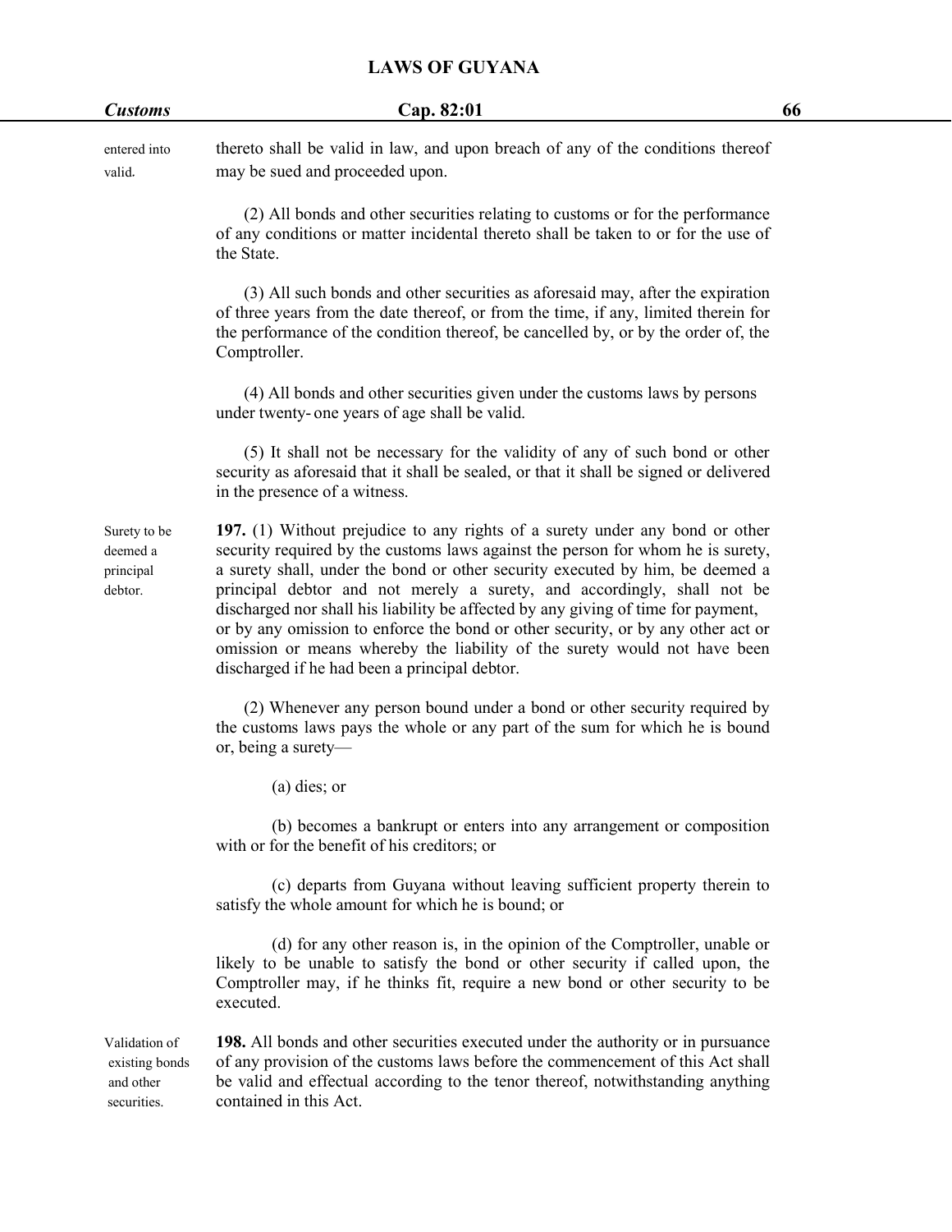entered into valid.

thereto shall be valid in law, and upon breach of any of the conditions thereof may be sued and proceeded upon.

(2) All bonds and other securities relating to customs or for the performance of any conditions or matter incidental thereto shall be taken to or for the use of the State.

(3) All such bonds and other securities as aforesaid may, after the expiration of three years from the date thereof, or from the time, if any, limited therein for the performance of the condition thereof, be cancelled by, or by the order of, the Comptroller.

(4) All bonds and other securities given under the customs laws by persons under twenty- one years of age shall be valid.

(5) It shall not be necessary for the validity of any of such bond or other security as aforesaid that it shall be sealed, or that it shall be signed or delivered in the presence of a witness.

Surety to be deemed a principal debtor.

**197.** (1) Without prejudice to any rights of a surety under any bond or other security required by the customs laws against the person for whom he is surety, a surety shall, under the bond or other security executed by him, be deemed a principal debtor and not merely a surety, and accordingly, shall not be discharged nor shall his liability be affected by any giving of time for payment, or by any omission to enforce the bond or other security, or by any other act or omission or means whereby the liability of the surety would not have been discharged if he had been a principal debtor.

(2) Whenever any person bound under a bond or other security required by the customs laws pays the whole or any part of the sum for which he is bound or, being a surety—

(a) dies; or

(b) becomes a bankrupt or enters into any arrangement or composition with or for the benefit of his creditors; or

(c) departs from Guyana without leaving sufficient property therein to satisfy the whole amount for which he is bound; or

(d) for any other reason is, in the opinion of the Comptroller, unable or likely to be unable to satisfy the bond or other security if called upon, the Comptroller may, if he thinks fit, require a new bond or other security to be executed.

Validation of existing bonds and other securities.

**198.** All bonds and other securities executed under the authority or in pursuance of any provision of the customs laws before the commencement of this Act shall be valid and effectual according to the tenor thereof, notwithstanding anything contained in this Act.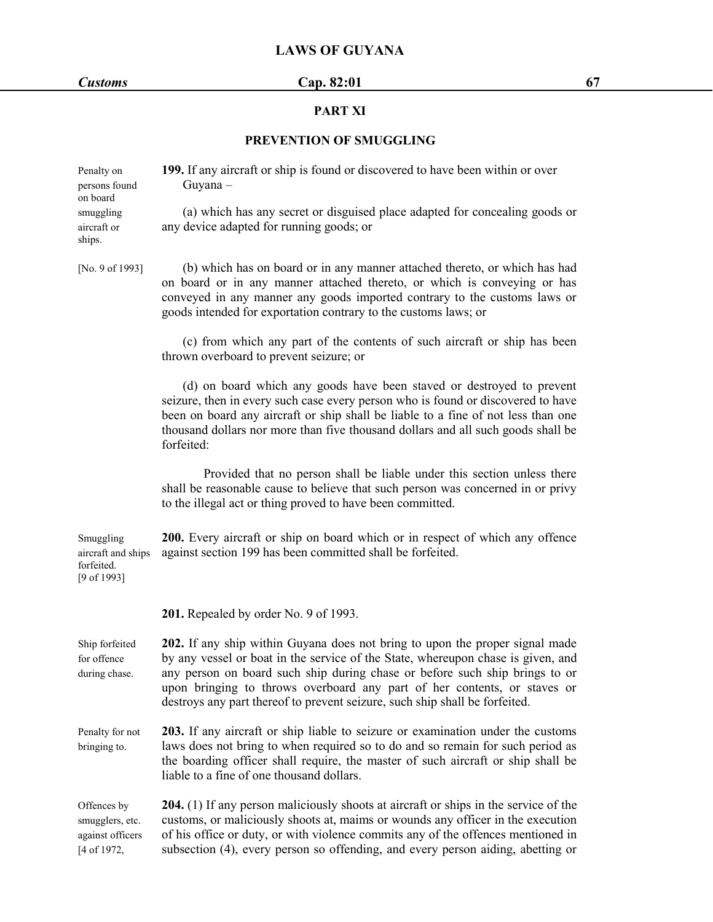## PART XI

## PREVENTION OF SMUGGLING

Penalty on persons found on board smuggling aircraft or ships.

[No. 9 of 1993]

**199.** If any aircraft or ship is found or discovered to have been within or over Guyana –

(a) which has any secret or disguised place adapted for concealing goods or any device adapted for running goods; or

(b) which has on board or in any manner attached thereto, or which has had on board or in any manner attached thereto, or which is conveying or has conveyed in any manner any goods imported contrary to the customs laws or goods intended for exportation contrary to the customs laws; or

(c) from which any part of the contents of such aircraft or ship has been thrown overboard to prevent seizure; or

(d) on board which any goods have been staved or destroyed to prevent seizure, then in every such case every person who is found or discovered to have been on board any aircraft or ship shall be liable to a fine of not less than one thousand dollars nor more than five thousand dollars and all such goods shall be forfeited:

Provided that no person shall be liable under this section unless there shall be reasonable cause to believe that such person was concerned in or privy to the illegal act or thing proved to have been committed.

Smuggling aircraft and ships forfeited. [9 of 1993]

**200.** Every aircraft or ship on board which or in respect of which any offence against section 199 has been committed shall be forfeited.

**201.** Repealed by order No. 9 of 1993.

Ship forfeited for offence during chase.

**202.** If any ship within Guyana does not bring to upon the proper signal made by any vessel or boat in the service of the State, whereupon chase is given, and any person on board such ship during chase or before such ship brings to or upon bringing to throws overboard any part of her contents, or staves or destroys any part thereof to prevent seizure, such ship shall be forfeited.

Penalty for not bringing to.

**203.** If any aircraft or ship liable to seizure or examination under the customs laws does not bring to when required so to do and so remain for such period as the boarding officer shall require, the master of such aircraft or ship shall be liable to a fine of one thousand dollars.

Offences by smugglers, etc. against officers [4 of 1972,

**204.** (1) If any person maliciously shoots at aircraft or ships in the service of the customs, or maliciously shoots at, maims or wounds any officer in the execution of his office or duty, or with violence commits any of the offences mentioned in subsection (4), every person so offending, and every person aiding, abetting or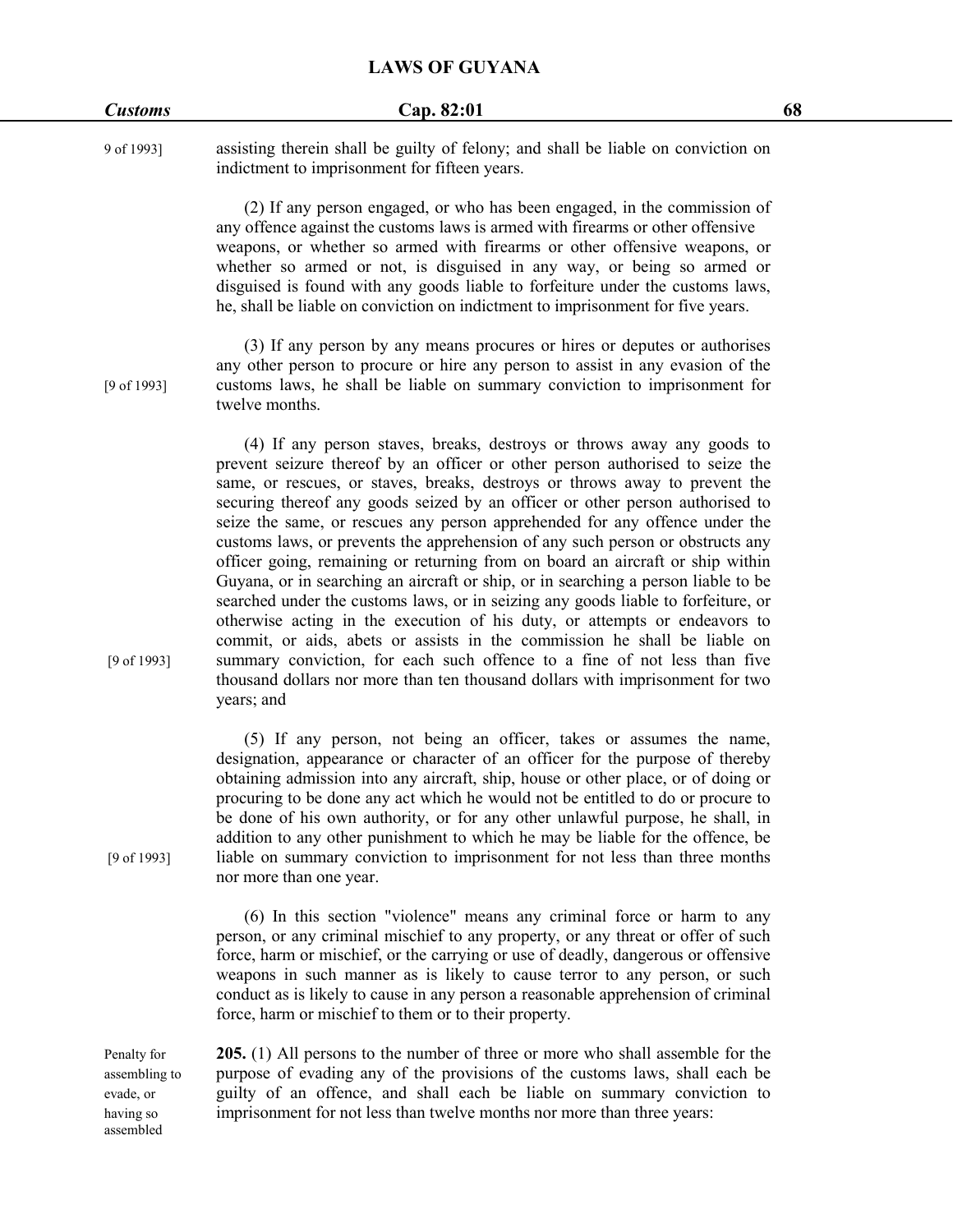9 of 1993]

assisting therein shall be guilty of felony; and shall be liable on conviction on indictment to imprisonment for fifteen years.

(2) If any person engaged, or who has been engaged, in the commission of any offence against the customs laws is armed with firearms or other offensive weapons, or whether so armed with firearms or other offensive weapons, or whether so armed or not, is disguised in any way, or being so armed or disguised is found with any goods liable to forfeiture under the customs laws, he, shall be liable on conviction on indictment to imprisonment for five years.

[9 of 1993]

(3) If any person by any means procures or hires or deputes or authorises any other person to procure or hire any person to assist in any evasion of the customs laws, he shall be liable on summary conviction to imprisonment for twelve months.

[9 of 1993]

(4) If any person staves, breaks, destroys or throws away any goods to prevent seizure thereof by an officer or other person authorised to seize the same, or rescues, or staves, breaks, destroys or throws away to prevent the securing thereof any goods seized by an officer or other person authorised to seize the same, or rescues any person apprehended for any offence under the customs laws, or prevents the apprehension of any such person or obstructs any officer going, remaining or returning from on board an aircraft or ship within Guyana, or in searching an aircraft or ship, or in searching a person liable to be searched under the customs laws, or in seizing any goods liable to forfeiture, or otherwise acting in the execution of his duty, or attempts or endeavors to commit, or aids, abets or assists in the commission he shall be liable on summary conviction, for each such offence to a fine of not less than five thousand dollars nor more than ten thousand dollars with imprisonment for two years; and

[9 of 1993]

(5) If any person, not being an officer, takes or assumes the name, designation, appearance or character of an officer for the purpose of thereby obtaining admission into any aircraft, ship, house or other place, or of doing or procuring to be done any act which he would not be entitled to do or procure to be done of his own authority, or for any other unlawful purpose, he shall, in addition to any other punishment to which he may be liable for the offence, be liable on summary conviction to imprisonment for not less than three months nor more than one year.

(6) In this section "violence" means any criminal force or harm to any person, or any criminal mischief to any property, or any threat or offer of such force, harm or mischief, or the carrying or use of deadly, dangerous or offensive weapons in such manner as is likely to cause terror to any person, or such conduct as is likely to cause in any person a reasonable apprehension of criminal force, harm or mischief to them or to their property.

Penalty for assembling to evade, or having so assembled

**205.** (1) All persons to the number of three or more who shall assemble for the purpose of evading any of the provisions of the customs laws, shall each be guilty of an offence, and shall each be liable on summary conviction to imprisonment for not less than twelve months nor more than three years: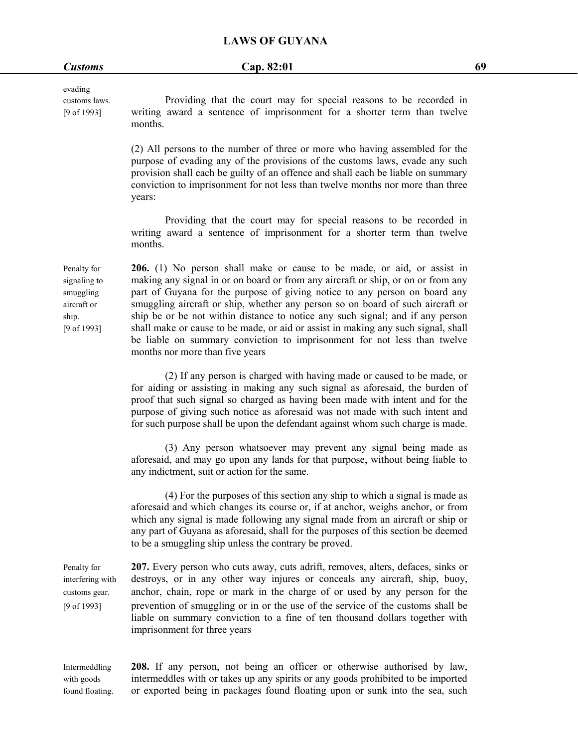evading customs laws. [9 of 1993]

Providing that the court may for special reasons to be recorded in writing award a sentence of imprisonment for a shorter term than twelve months.

(2) All persons to the number of three or more who having assembled for the purpose of evading any of the provisions of the customs laws, evade any such provision shall each be guilty of an offence and shall each be liable on summary conviction to imprisonment for not less than twelve months nor more than three years:

Providing that the court may for special reasons to be recorded in writing award a sentence of imprisonment for a shorter term than twelve months.

Penalty for signaling to smuggling aircraft or ship. [9 of 1993]

**206.** (1) No person shall make or cause to be made, or aid, or assist in making any signal in or on board or from any aircraft or ship, or on or from any part of Guyana for the purpose of giving notice to any person on board any smuggling aircraft or ship, whether any person so on board of such aircraft or ship be or be not within distance to notice any such signal; and if any person shall make or cause to be made, or aid or assist in making any such signal, shall be liable on summary conviction to imprisonment for not less than twelve months nor more than five years

(2) If any person is charged with having made or caused to be made, or for aiding or assisting in making any such signal as aforesaid, the burden of proof that such signal so charged as having been made with intent and for the purpose of giving such notice as aforesaid was not made with such intent and for such purpose shall be upon the defendant against whom such charge is made.

(3) Any person whatsoever may prevent any signal being made as aforesaid, and may go upon any lands for that purpose, without being liable to any indictment, suit or action for the same.

(4) For the purposes of this section any ship to which a signal is made as aforesaid and which changes its course or, if at anchor, weighs anchor, or from which any signal is made following any signal made from an aircraft or ship or any part of Guyana as aforesaid, shall for the purposes of this section be deemed to be a smuggling ship unless the contrary be proved.

Penalty for interfering with customs gear. [9 of 1993]

**207.** Every person who cuts away, cuts adrift, removes, alters, defaces, sinks or destroys, or in any other way injures or conceals any aircraft, ship, buoy, anchor, chain, rope or mark in the charge of or used by any person for the prevention of smuggling or in or the use of the service of the customs shall be liable on summary conviction to a fine of ten thousand dollars together with imprisonment for three years

Intermeddling with goods found floating.

**208.** If any person, not being an officer or otherwise authorised by law, intermeddles with or takes up any spirits or any goods prohibited to be imported or exported being in packages found floating upon or sunk into the sea, such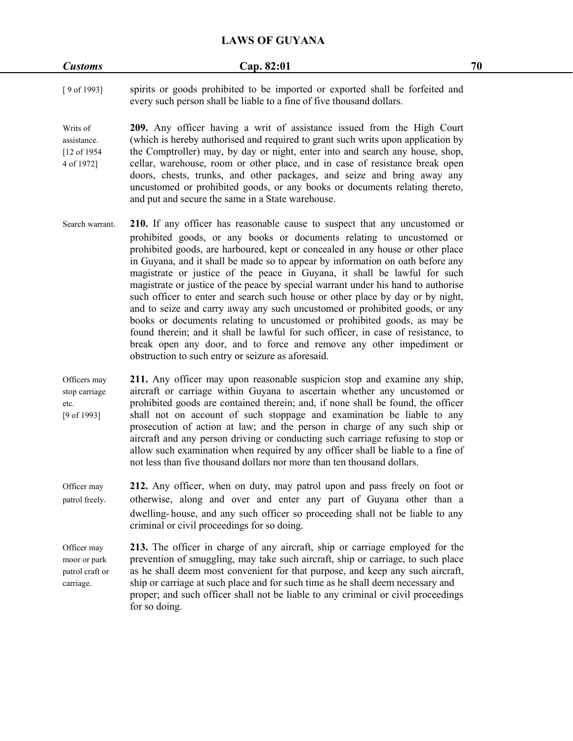[ 9 of 1993]

spirits or goods prohibited to be imported or exported shall be forfeited and every such person shall be liable to a fine of five thousand dollars.

Writs of assistance. [12 of 1954 4 of 1972]

**209.** Any officer having a writ of assistance issued from the High Court (which is hereby authorised and required to grant such writs upon application by the Comptroller) may, by day or night, enter into and search any house, shop, cellar, warehouse, room or other place, and in case of resistance break open doors, chests, trunks, and other packages, and seize and bring away any uncustomed or prohibited goods, or any books or documents relating thereto, and put and secure the same in a State warehouse.

Search warrant.

**210.** If any officer has reasonable cause to suspect that any uncustomed or prohibited goods, or any books or documents relating to uncustomed or prohibited goods, are harboured, kept or concealed in any house or other place in Guyana, and it shall be made so to appear by information on oath before any magistrate or justice of the peace in Guyana, it shall be lawful for such magistrate or justice of the peace by special warrant under his hand to authorise such officer to enter and search such house or other place by day or by night, and to seize and carry away any such uncustomed or prohibited goods, or any books or documents relating to uncustomed or prohibited goods, as may be found therein; and it shall be lawful for such officer, in case of resistance, to break open any door, and to force and remove any other impediment or obstruction to such entry or seizure as aforesaid.

Officers may stop carriage etc. [9 of 1993]

**211.** Any officer may upon reasonable suspicion stop and examine any ship, aircraft or carriage within Guyana to ascertain whether any uncustomed or prohibited goods are contained therein; and, if none shall be found, the officer shall not on account of such stoppage and examination be liable to any prosecution of action at law; and the person in charge of any such ship or aircraft and any person driving or conducting such carriage refusing to stop or allow such examination when required by any officer shall be liable to a fine of not less than five thousand dollars nor more than ten thousand dollars.

Officer may patrol freely.

**212.** Any officer, when on duty, may patrol upon and pass freely on foot or otherwise, along and over and enter any part of Guyana other than a dwelling- house, and any such officer so proceeding shall not be liable to any criminal or civil proceedings for so doing.

Officer may moor or park patrol craft or carriage.

**213.** The officer in charge of any aircraft, ship or carriage employed for the prevention of smuggling, may take such aircraft, ship or carriage, to such place as he shall deem most convenient for that purpose, and keep any such aircraft, ship or carriage at such place and for such time as he shall deem necessary and proper; and such officer shall not be liable to any criminal or civil proceedings for so doing.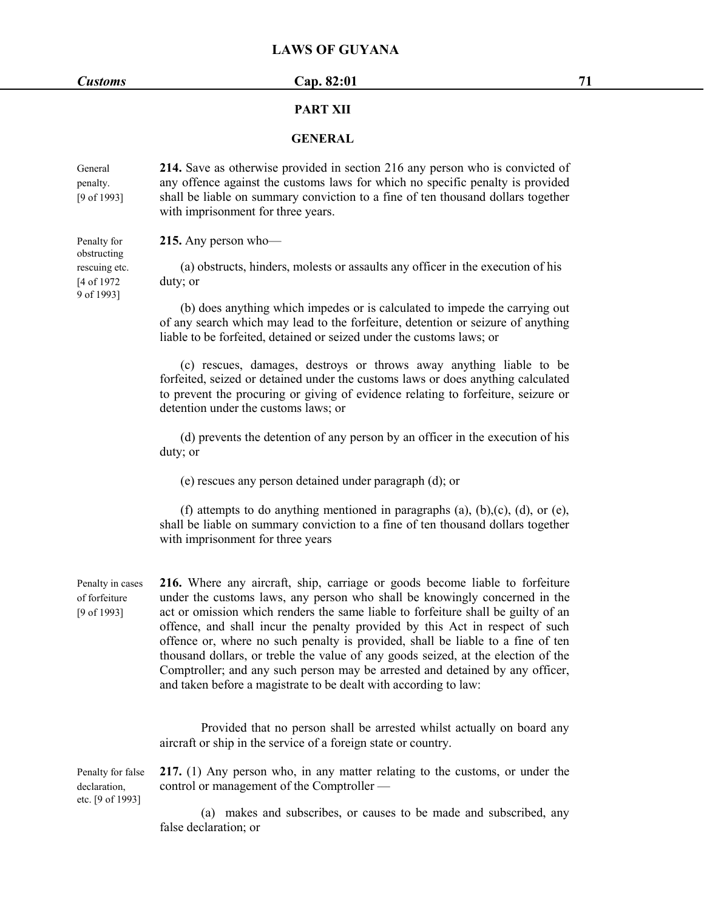## PART XII

## GENERAL

General penalty. [9 of 1993]

**214.** Save as otherwise provided in section 216 any person who is convicted of any offence against the customs laws for which no specific penalty is provided shall be liable on summary conviction to a fine of ten thousand dollars together with imprisonment for three years.

Penalty for obstructing rescuing etc. [4 of 1972 9 of 1993]

**215.** Any person who—

(a) obstructs, hinders, molests or assaults any officer in the execution of his duty; or

(b) does anything which impedes or is calculated to impede the carrying out of any search which may lead to the forfeiture, detention or seizure of anything liable to be forfeited, detained or seized under the customs laws; or

(c) rescues, damages, destroys or throws away anything liable to be forfeited, seized or detained under the customs laws or does anything calculated to prevent the procuring or giving of evidence relating to forfeiture, seizure or detention under the customs laws; or

(d) prevents the detention of any person by an officer in the execution of his duty; or

(e) rescues any person detained under paragraph (d); or

(f) attempts to do anything mentioned in paragraphs (a), (b),(c), (d), or (e), shall be liable on summary conviction to a fine of ten thousand dollars together with imprisonment for three years

Penalty in cases of forfeiture [9 of 1993]

**216.** Where any aircraft, ship, carriage or goods become liable to forfeiture under the customs laws, any person who shall be knowingly concerned in the act or omission which renders the same liable to forfeiture shall be guilty of an offence, and shall incur the penalty provided by this Act in respect of such offence or, where no such penalty is provided, shall be liable to a fine of ten thousand dollars, or treble the value of any goods seized, at the election of the Comptroller; and any such person may be arrested and detained by any officer, and taken before a magistrate to be dealt with according to law:

Provided that no person shall be arrested whilst actually on board any aircraft or ship in the service of a foreign state or country.

Penalty for false declaration, etc. [9 of 1993]

**217.** (1) Any person who, in any matter relating to the customs, or under the control or management of the Comptroller —

(a) makes and subscribes, or causes to be made and subscribed, any false declaration; or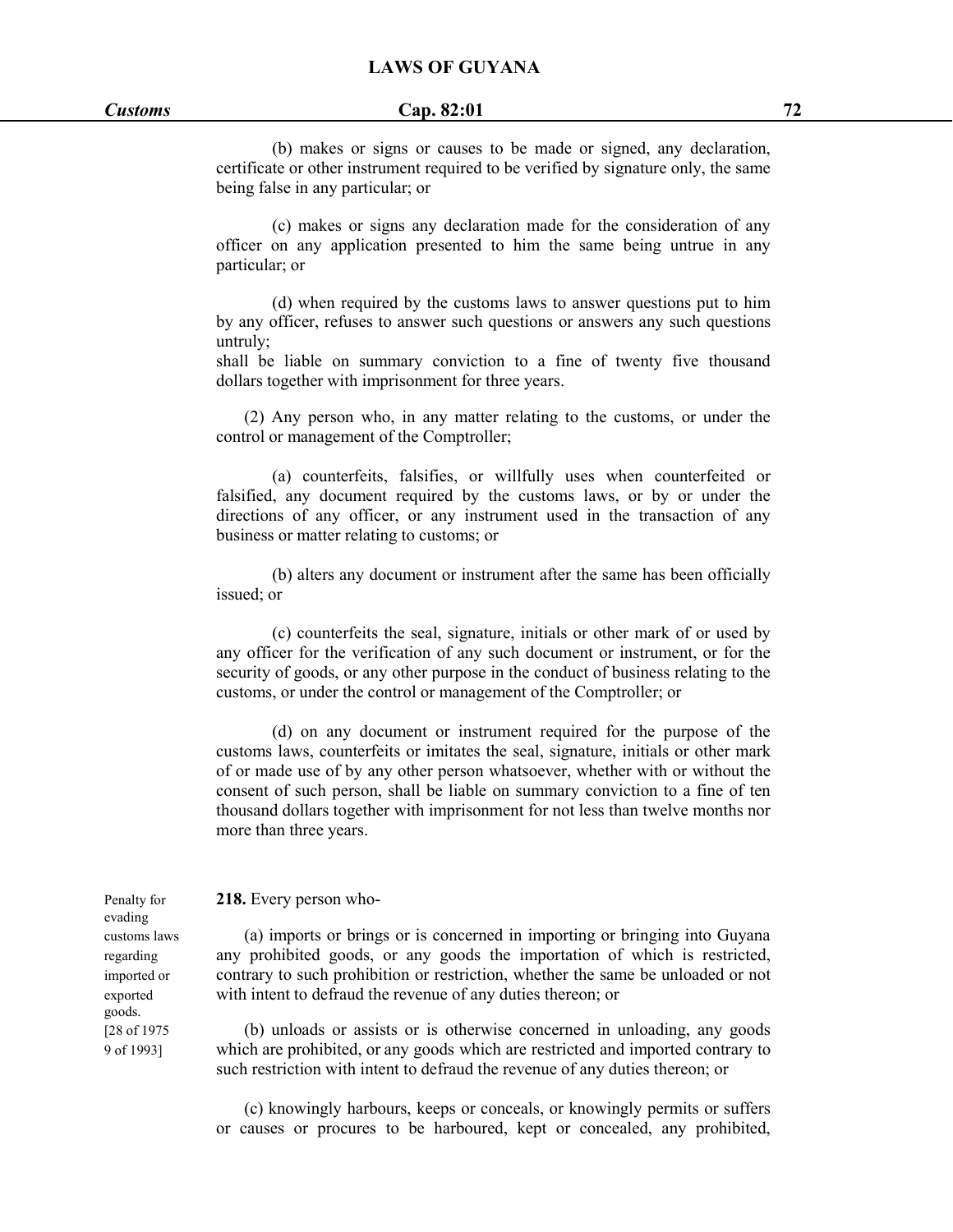(b) makes or signs or causes to be made or signed, any declaration, certificate or other instrument required to be verified by signature only, the same being false in any particular; or

(c) makes or signs any declaration made for the consideration of any officer on any application presented to him the same being untrue in any particular; or

(d) when required by the customs laws to answer questions put to him by any officer, refuses to answer such questions or answers any such questions untruly;

shall be liable on summary conviction to a fine of twenty five thousand dollars together with imprisonment for three years.

(2) Any person who, in any matter relating to the customs, or under the control or management of the Comptroller;

(a) counterfeits, falsifies, or willfully uses when counterfeited or falsified, any document required by the customs laws, or by or under the directions of any officer, or any instrument used in the transaction of any business or matter relating to customs; or

(b) alters any document or instrument after the same has been officially issued; or

(c) counterfeits the seal, signature, initials or other mark of or used by any officer for the verification of any such document or instrument, or for the security of goods, or any other purpose in the conduct of business relating to the customs, or under the control or management of the Comptroller; or

(d) on any document or instrument required for the purpose of the customs laws, counterfeits or imitates the seal, signature, initials or other mark of or made use of by any other person whatsoever, whether with or without the consent of such person, shall be liable on summary conviction to a fine of ten thousand dollars together with imprisonment for not less than twelve months nor more than three years.

Penalty for evading customs laws regarding imported or exported goods. [28 of 1975 9 of 1993]

**218.** Every person who-

(a) imports or brings or is concerned in importing or bringing into Guyana any prohibited goods, or any goods the importation of which is restricted, contrary to such prohibition or restriction, whether the same be unloaded or not with intent to defraud the revenue of any duties thereon; or

(b) unloads or assists or is otherwise concerned in unloading, any goods which are prohibited, or any goods which are restricted and imported contrary to such restriction with intent to defraud the revenue of any duties thereon; or

(c) knowingly harbours, keeps or conceals, or knowingly permits or suffers or causes or procures to be harboured, kept or concealed, any prohibited,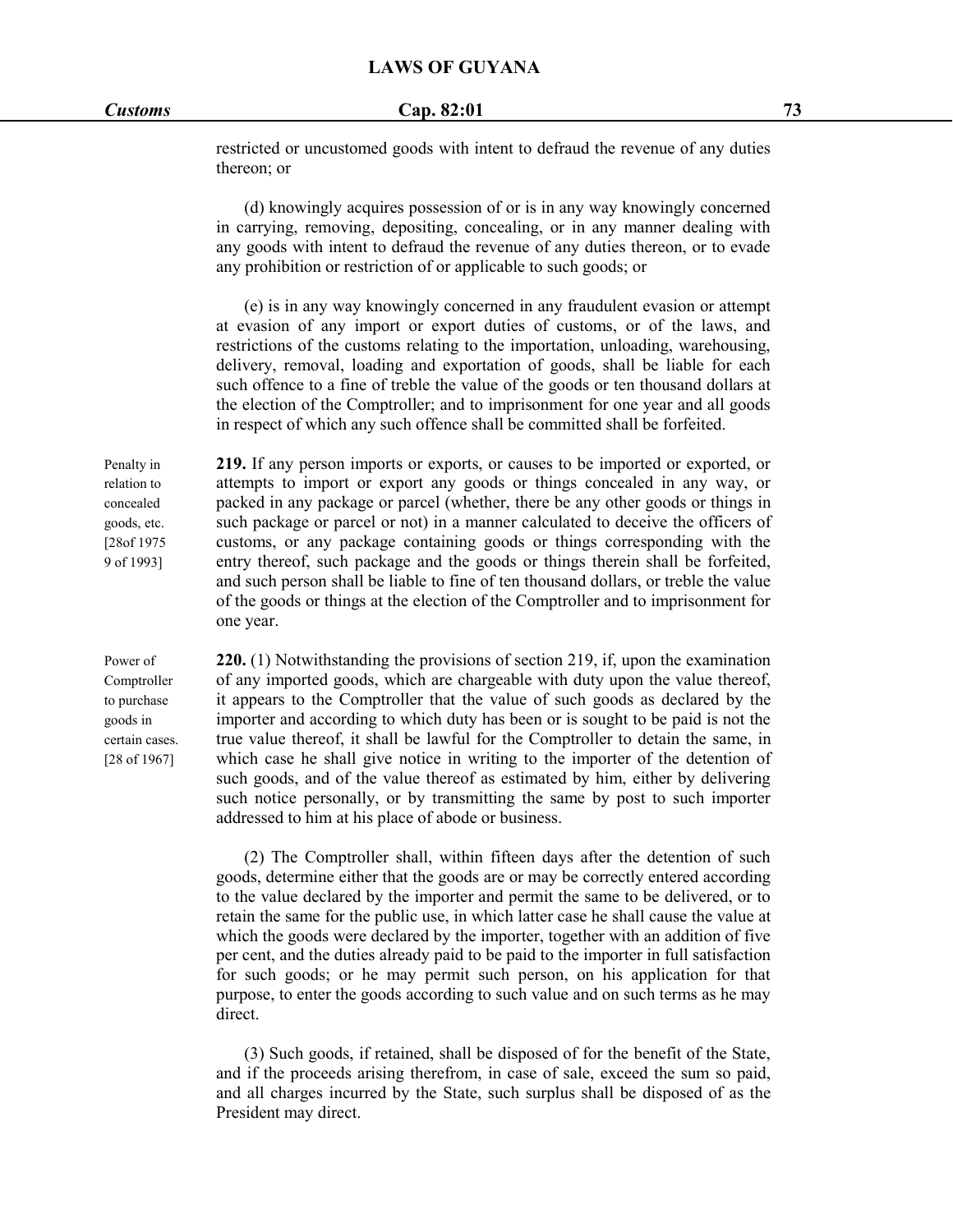restricted or uncustomed goods with intent to defraud the revenue of any duties thereon; or

(d) knowingly acquires possession of or is in any way knowingly concerned in carrying, removing, depositing, concealing, or in any manner dealing with any goods with intent to defraud the revenue of any duties thereon, or to evade any prohibition or restriction of or applicable to such goods; or

(e) is in any way knowingly concerned in any fraudulent evasion or attempt at evasion of any import or export duties of customs, or of the laws, and restrictions of the customs relating to the importation, unloading, warehousing, delivery, removal, loading and exportation of goods, shall be liable for each such offence to a fine of treble the value of the goods or ten thousand dollars at the election of the Comptroller; and to imprisonment for one year and all goods in respect of which any such offence shall be committed shall be forfeited.

Penalty in relation to concealed goods, etc. [28of 1975 9 of 1993]

**219.** If any person imports or exports, or causes to be imported or exported, or attempts to import or export any goods or things concealed in any way, or packed in any package or parcel (whether, there be any other goods or things in such package or parcel or not) in a manner calculated to deceive the officers of customs, or any package containing goods or things corresponding with the entry thereof, such package and the goods or things therein shall be forfeited, and such person shall be liable to fine of ten thousand dollars, or treble the value of the goods or things at the election of the Comptroller and to imprisonment for one year.

Power of Comptroller to purchase goods in certain cases. [28 of 1967]

**220.** (1) Notwithstanding the provisions of section 219, if, upon the examination of any imported goods, which are chargeable with duty upon the value thereof, it appears to the Comptroller that the value of such goods as declared by the importer and according to which duty has been or is sought to be paid is not the true value thereof, it shall be lawful for the Comptroller to detain the same, in which case he shall give notice in writing to the importer of the detention of such goods, and of the value thereof as estimated by him, either by delivering such notice personally, or by transmitting the same by post to such importer addressed to him at his place of abode or business.

(2) The Comptroller shall, within fifteen days after the detention of such goods, determine either that the goods are or may be correctly entered according to the value declared by the importer and permit the same to be delivered, or to retain the same for the public use, in which latter case he shall cause the value at which the goods were declared by the importer, together with an addition of five per cent, and the duties already paid to be paid to the importer in full satisfaction for such goods; or he may permit such person, on his application for that purpose, to enter the goods according to such value and on such terms as he may direct.

(3) Such goods, if retained, shall be disposed of for the benefit of the State, and if the proceeds arising therefrom, in case of sale, exceed the sum so paid, and all charges incurred by the State, such surplus shall be disposed of as the President may direct.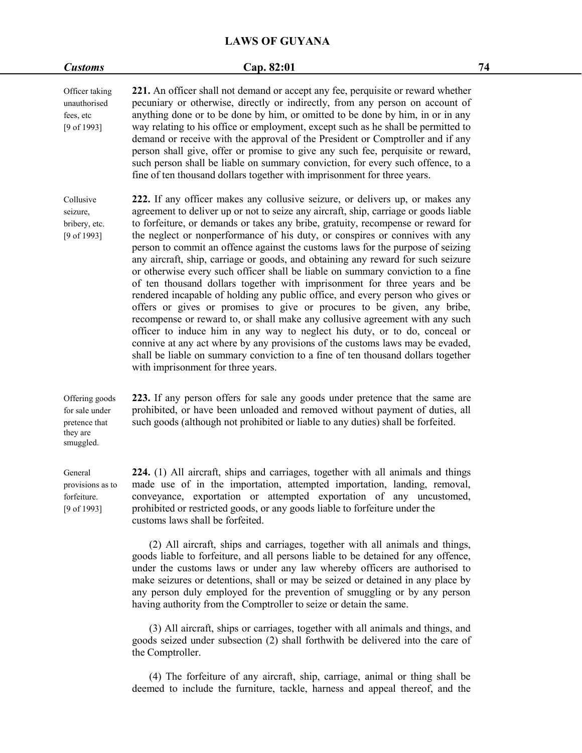Officer taking unauthorised fees, etc [9 of 1993]

**221.** An officer shall not demand or accept any fee, perquisite or reward whether pecuniary or otherwise, directly or indirectly, from any person on account of anything done or to be done by him, or omitted to be done by him, in or in any way relating to his office or employment, except such as he shall be permitted to demand or receive with the approval of the President or Comptroller and if any person shall give, offer or promise to give any such fee, perquisite or reward, such person shall be liable on summary conviction, for every such offence, to a fine of ten thousand dollars together with imprisonment for three years.

Collusive seizure, bribery, etc. [9 of 1993]

**222.** If any officer makes any collusive seizure, or delivers up, or makes any agreement to deliver up or not to seize any aircraft, ship, carriage or goods liable to forfeiture, or demands or takes any bribe, gratuity, recompense or reward for the neglect or nonperformance of his duty, or conspires or connives with any person to commit an offence against the customs laws for the purpose of seizing any aircraft, ship, carriage or goods, and obtaining any reward for such seizure or otherwise every such officer shall be liable on summary conviction to a fine of ten thousand dollars together with imprisonment for three years and be rendered incapable of holding any public office, and every person who gives or offers or gives or promises to give or procures to be given, any bribe, recompense or reward to, or shall make any collusive agreement with any such officer to induce him in any way to neglect his duty, or to do, conceal or connive at any act where by any provisions of the customs laws may be evaded, shall be liable on summary conviction to a fine of ten thousand dollars together with imprisonment for three years.

Offering goods for sale under pretence that they are smuggled.

**223.** If any person offers for sale any goods under pretence that the same are prohibited, or have been unloaded and removed without payment of duties, all such goods (although not prohibited or liable to any duties) shall be forfeited.

General provisions as to forfeiture. [9 of 1993]

**224.** (1) All aircraft, ships and carriages, together with all animals and things made use of in the importation, attempted importation, landing, removal, conveyance, exportation or attempted exportation of any uncustomed, prohibited or restricted goods, or any goods liable to forfeiture under the customs laws shall be forfeited.

(2) All aircraft, ships and carriages, together with all animals and things, goods liable to forfeiture, and all persons liable to be detained for any offence, under the customs laws or under any law whereby officers are authorised to make seizures or detentions, shall or may be seized or detained in any place by any person duly employed for the prevention of smuggling or by any person having authority from the Comptroller to seize or detain the same.

(3) All aircraft, ships or carriages, together with all animals and things, and goods seized under subsection (2) shall forthwith be delivered into the care of the Comptroller.

(4) The forfeiture of any aircraft, ship, carriage, animal or thing shall be deemed to include the furniture, tackle, harness and appeal thereof, and the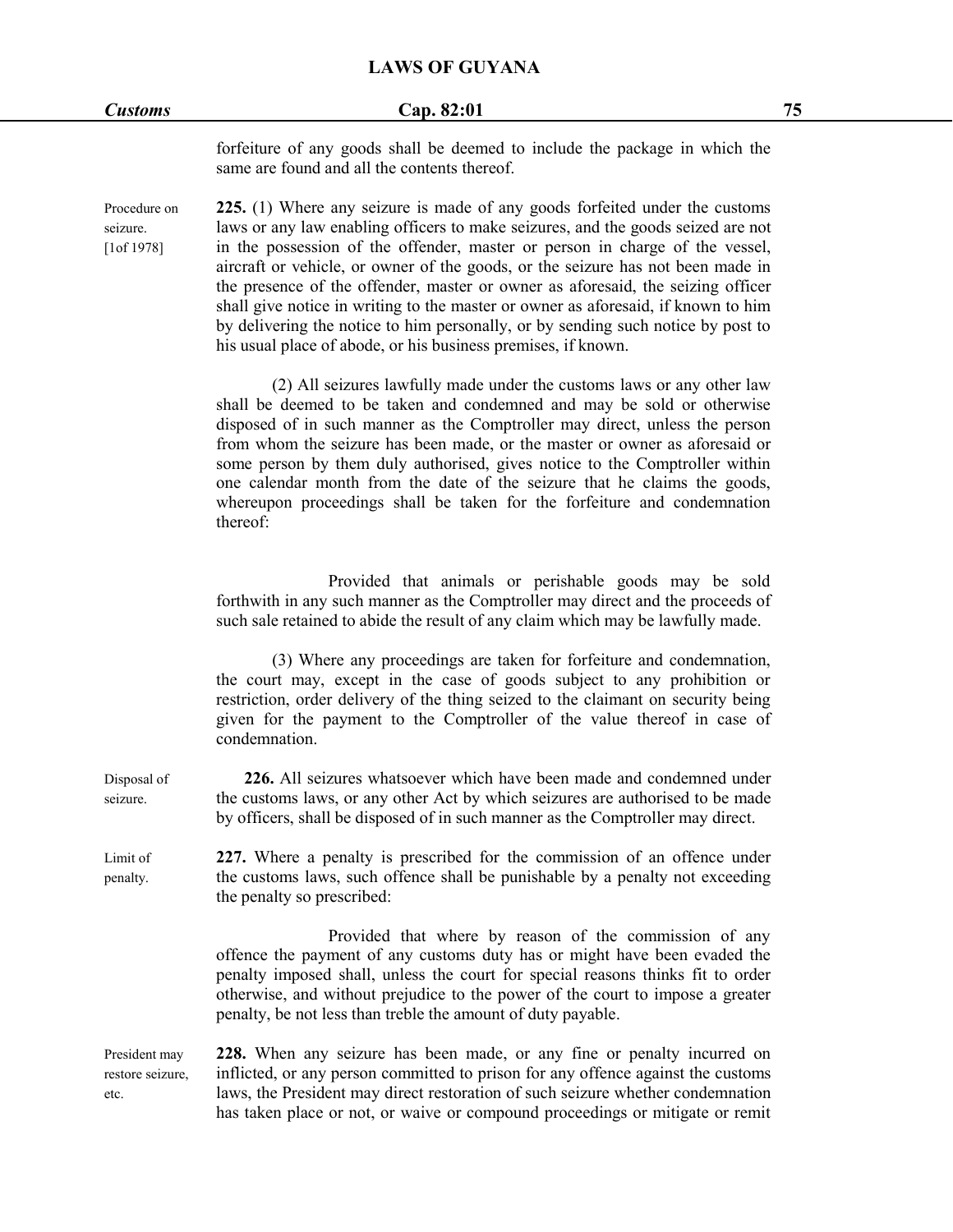forfeiture of any goods shall be deemed to include the package in which the same are found and all the contents thereof.

Procedure on seizure. [1of 1978]

**225.** (1) Where any seizure is made of any goods forfeited under the customs laws or any law enabling officers to make seizures, and the goods seized are not in the possession of the offender, master or person in charge of the vessel, aircraft or vehicle, or owner of the goods, or the seizure has not been made in the presence of the offender, master or owner as aforesaid, the seizing officer shall give notice in writing to the master or owner as aforesaid, if known to him by delivering the notice to him personally, or by sending such notice by post to his usual place of abode, or his business premises, if known.

(2) All seizures lawfully made under the customs laws or any other law shall be deemed to be taken and condemned and may be sold or otherwise disposed of in such manner as the Comptroller may direct, unless the person from whom the seizure has been made, or the master or owner as aforesaid or some person by them duly authorised, gives notice to the Comptroller within one calendar month from the date of the seizure that he claims the goods, whereupon proceedings shall be taken for the forfeiture and condemnation thereof:

Provided that animals or perishable goods may be sold forthwith in any such manner as the Comptroller may direct and the proceeds of such sale retained to abide the result of any claim which may be lawfully made.

(3) Where any proceedings are taken for forfeiture and condemnation, the court may, except in the case of goods subject to any prohibition or restriction, order delivery of the thing seized to the claimant on security being given for the payment to the Comptroller of the value thereof in case of condemnation.

Disposal of seizure.

**226.** All seizures whatsoever which have been made and condemned under the customs laws, or any other Act by which seizures are authorised to be made by officers, shall be disposed of in such manner as the Comptroller may direct.

Limit of penalty.

**227.** Where a penalty is prescribed for the commission of an offence under the customs laws, such offence shall be punishable by a penalty not exceeding the penalty so prescribed:

Provided that where by reason of the commission of any offence the payment of any customs duty has or might have been evaded the penalty imposed shall, unless the court for special reasons thinks fit to order otherwise, and without prejudice to the power of the court to impose a greater penalty, be not less than treble the amount of duty payable.

President may restore seizure, etc.

**228.** When any seizure has been made, or any fine or penalty incurred on inflicted, or any person committed to prison for any offence against the customs laws, the President may direct restoration of such seizure whether condemnation has taken place or not, or waive or compound proceedings or mitigate or remit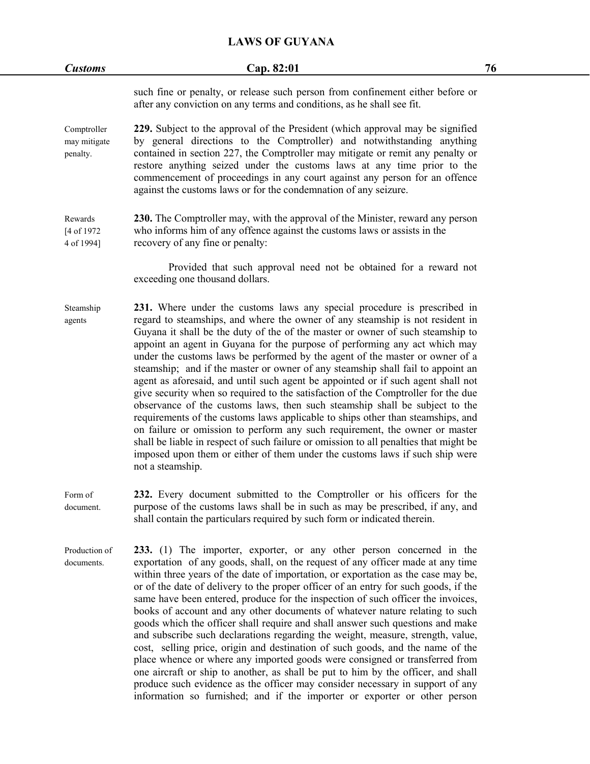such fine or penalty, or release such person from confinement either before or after any conviction on any terms and conditions, as he shall see fit.

Comptroller may mitigate penalty.

**229.** Subject to the approval of the President (which approval may be signified by general directions to the Comptroller) and notwithstanding anything contained in section 227, the Comptroller may mitigate or remit any penalty or restore anything seized under the customs laws at any time prior to the commencement of proceedings in any court against any person for an offence against the customs laws or for the condemnation of any seizure.

Rewards [4 of 1972 4 of 1994]

**230.** The Comptroller may, with the approval of the Minister, reward any person who informs him of any offence against the customs laws or assists in the recovery of any fine or penalty:

Provided that such approval need not be obtained for a reward not exceeding one thousand dollars.

Steamship agents

**231.** Where under the customs laws any special procedure is prescribed in regard to steamships, and where the owner of any steamship is not resident in Guyana it shall be the duty of the of the master or owner of such steamship to appoint an agent in Guyana for the purpose of performing any act which may under the customs laws be performed by the agent of the master or owner of a steamship; and if the master or owner of any steamship shall fail to appoint an agent as aforesaid, and until such agent be appointed or if such agent shall not give security when so required to the satisfaction of the Comptroller for the due observance of the customs laws, then such steamship shall be subject to the requirements of the customs laws applicable to ships other than steamships, and on failure or omission to perform any such requirement, the owner or master shall be liable in respect of such failure or omission to all penalties that might be imposed upon them or either of them under the customs laws if such ship were not a steamship.

Form of document.

**232.** Every document submitted to the Comptroller or his officers for the purpose of the customs laws shall be in such as may be prescribed, if any, and shall contain the particulars required by such form or indicated therein.

Production of documents.

**233.** (1) The importer, exporter, or any other person concerned in the exportation of any goods, shall, on the request of any officer made at any time within three years of the date of importation, or exportation as the case may be, or of the date of delivery to the proper officer of an entry for such goods, if the same have been entered, produce for the inspection of such officer the invoices, books of account and any other documents of whatever nature relating to such goods which the officer shall require and shall answer such questions and make and subscribe such declarations regarding the weight, measure, strength, value, cost, selling price, origin and destination of such goods, and the name of the place whence or where any imported goods were consigned or transferred from one aircraft or ship to another, as shall be put to him by the officer, and shall produce such evidence as the officer may consider necessary in support of any information so furnished; and if the importer or exporter or other person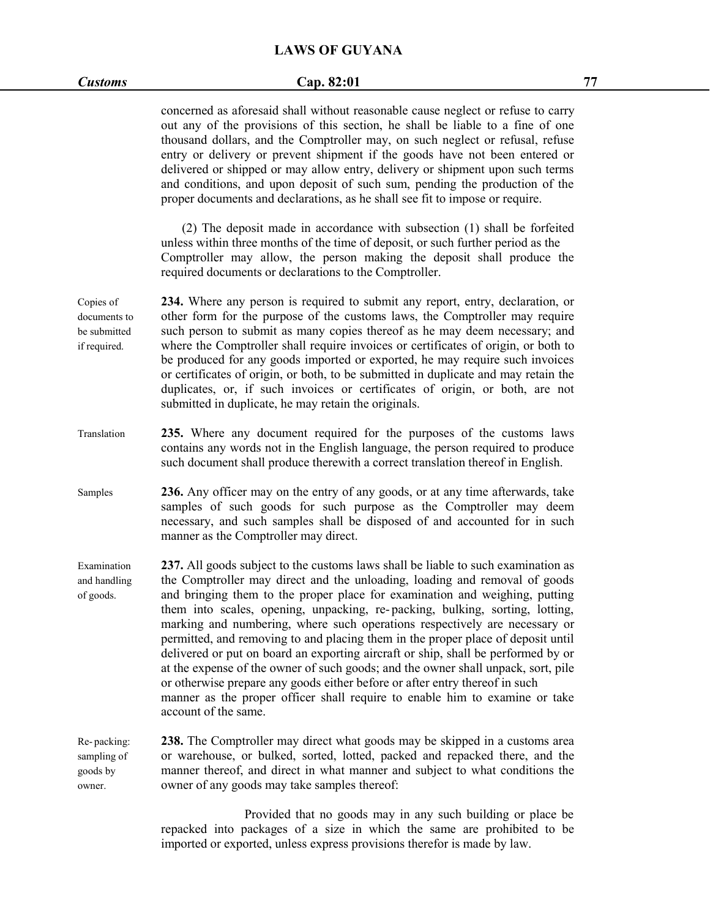concerned as aforesaid shall without reasonable cause neglect or refuse to carry out any of the provisions of this section, he shall be liable to a fine of one thousand dollars, and the Comptroller may, on such neglect or refusal, refuse entry or delivery or prevent shipment if the goods have not been entered or delivered or shipped or may allow entry, delivery or shipment upon such terms and conditions, and upon deposit of such sum, pending the production of the proper documents and declarations, as he shall see fit to impose or require.

(2) The deposit made in accordance with subsection (1) shall be forfeited unless within three months of the time of deposit, or such further period as the Comptroller may allow, the person making the deposit shall produce the required documents or declarations to the Comptroller.

Copies of documents to be submitted if required.

**234.** Where any person is required to submit any report, entry, declaration, or other form for the purpose of the customs laws, the Comptroller may require such person to submit as many copies thereof as he may deem necessary; and where the Comptroller shall require invoices or certificates of origin, or both to be produced for any goods imported or exported, he may require such invoices or certificates of origin, or both, to be submitted in duplicate and may retain the duplicates, or, if such invoices or certificates of origin, or both, are not submitted in duplicate, he may retain the originals.

Translation

**235.** Where any document required for the purposes of the customs laws contains any words not in the English language, the person required to produce such document shall produce therewith a correct translation thereof in English.

Samples

**236.** Any officer may on the entry of any goods, or at any time afterwards, take samples of such goods for such purpose as the Comptroller may deem necessary, and such samples shall be disposed of and accounted for in such manner as the Comptroller may direct.

Examination and handling of goods.

**237.** All goods subject to the customs laws shall be liable to such examination as the Comptroller may direct and the unloading, loading and removal of goods and bringing them to the proper place for examination and weighing, putting them into scales, opening, unpacking, re-packing, bulking, sorting, lotting, marking and numbering, where such operations respectively are necessary or permitted, and removing to and placing them in the proper place of deposit until delivered or put on board an exporting aircraft or ship, shall be performed by or at the expense of the owner of such goods; and the owner shall unpack, sort, pile or otherwise prepare any goods either before or after entry thereof in such manner as the proper officer shall require to enable him to examine or take account of the same.

Re-packing: sampling of goods by owner.

**238.** The Comptroller may direct what goods may be skipped in a customs area or warehouse, or bulked, sorted, lotted, packed and repacked there, and the manner thereof, and direct in what manner and subject to what conditions the owner of any goods may take samples thereof:

Provided that no goods may in any such building or place be repacked into packages of a size in which the same are prohibited to be imported or exported, unless express provisions therefor is made by law.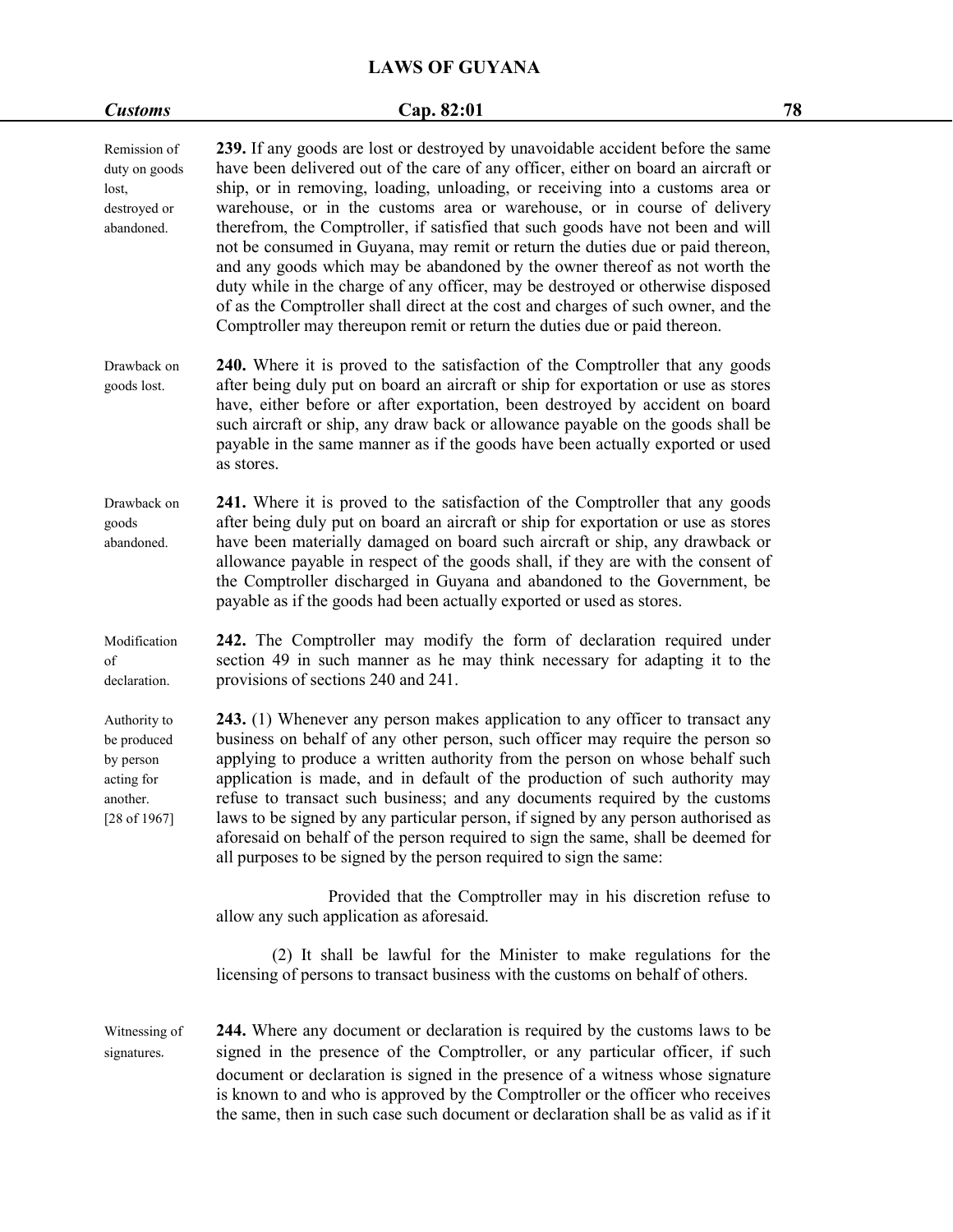Remission of duty on goods lost, destroyed or abandoned.

**239.** If any goods are lost or destroyed by unavoidable accident before the same have been delivered out of the care of any officer, either on board an aircraft or ship, or in removing, loading, unloading, or receiving into a customs area or warehouse, or in the customs area or warehouse, or in course of delivery therefrom, the Comptroller, if satisfied that such goods have not been and will not be consumed in Guyana, may remit or return the duties due or paid thereon, and any goods which may be abandoned by the owner thereof as not worth the duty while in the charge of any officer, may be destroyed or otherwise disposed of as the Comptroller shall direct at the cost and charges of such owner, and the Comptroller may thereupon remit or return the duties due or paid thereon.

Drawback on goods lost.

**240.** Where it is proved to the satisfaction of the Comptroller that any goods after being duly put on board an aircraft or ship for exportation or use as stores have, either before or after exportation, been destroyed by accident on board such aircraft or ship, any draw back or allowance payable on the goods shall be payable in the same manner as if the goods have been actually exported or used as stores.

Drawback on goods abandoned.

**241.** Where it is proved to the satisfaction of the Comptroller that any goods after being duly put on board an aircraft or ship for exportation or use as stores have been materially damaged on board such aircraft or ship, any drawback or allowance payable in respect of the goods shall, if they are with the consent of the Comptroller discharged in Guyana and abandoned to the Government, be payable as if the goods had been actually exported or used as stores.

Modification of declaration.

**242.** The Comptroller may modify the form of declaration required under section 49 in such manner as he may think necessary for adapting it to the provisions of sections 240 and 241.

Authority to be produced by person acting for another. [28 of 1967]

**243.** (1) Whenever any person makes application to any officer to transact any business on behalf of any other person, such officer may require the person so applying to produce a written authority from the person on whose behalf such application is made, and in default of the production of such authority may refuse to transact such business; and any documents required by the customs laws to be signed by any particular person, if signed by any person authorised as aforesaid on behalf of the person required to sign the same, shall be deemed for all purposes to be signed by the person required to sign the same:

Provided that the Comptroller may in his discretion refuse to allow any such application as aforesaid.

(2) It shall be lawful for the Minister to make regulations for the licensing of persons to transact business with the customs on behalf of others.

Witnessing of signatures.

**244.** Where any document or declaration is required by the customs laws to be signed in the presence of the Comptroller, or any particular officer, if such document or declaration is signed in the presence of a witness whose signature is known to and who is approved by the Comptroller or the officer who receives the same, then in such case such document or declaration shall be as valid as if it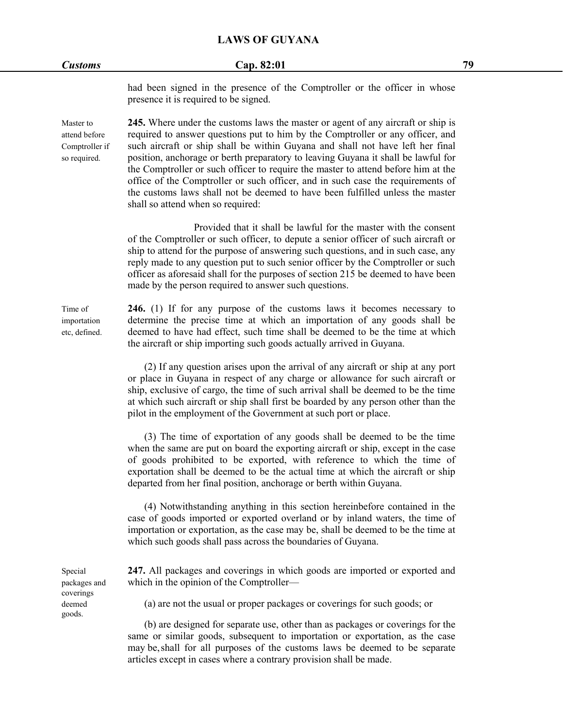had been signed in the presence of the Comptroller or the officer in whose presence it is required to be signed.

Master to attend before Comptroller if so required.

**245.** Where under the customs laws the master or agent of any aircraft or ship is required to answer questions put to him by the Comptroller or any officer, and such aircraft or ship shall be within Guyana and shall not have left her final position, anchorage or berth preparatory to leaving Guyana it shall be lawful for the Comptroller or such officer to require the master to attend before him at the office of the Comptroller or such officer, and in such case the requirements of the customs laws shall not be deemed to have been fulfilled unless the master shall so attend when so required:

Provided that it shall be lawful for the master with the consent of the Comptroller or such officer, to depute a senior officer of such aircraft or ship to attend for the purpose of answering such questions, and in such case, any reply made to any question put to such senior officer by the Comptroller or such officer as aforesaid shall for the purposes of section 215 be deemed to have been made by the person required to answer such questions.

Time of importation etc, defined.

**246.** (1) If for any purpose of the customs laws it becomes necessary to determine the precise time at which an importation of any goods shall be deemed to have had effect, such time shall be deemed to be the time at which the aircraft or ship importing such goods actually arrived in Guyana.

(2) If any question arises upon the arrival of any aircraft or ship at any port or place in Guyana in respect of any charge or allowance for such aircraft or ship, exclusive of cargo, the time of such arrival shall be deemed to be the time at which such aircraft or ship shall first be boarded by any person other than the pilot in the employment of the Government at such port or place.

(3) The time of exportation of any goods shall be deemed to be the time when the same are put on board the exporting aircraft or ship, except in the case of goods prohibited to be exported, with reference to which the time of exportation shall be deemed to be the actual time at which the aircraft or ship departed from her final position, anchorage or berth within Guyana.

(4) Notwithstanding anything in this section hereinbefore contained in the case of goods imported or exported overland or by inland waters, the time of importation or exportation, as the case may be, shall be deemed to be the time at which such goods shall pass across the boundaries of Guyana.

Special packages and coverings deemed goods.

**247.** All packages and coverings in which goods are imported or exported and which in the opinion of the Comptroller—

(a) are not the usual or proper packages or coverings for such goods; or

(b) are designed for separate use, other than as packages or coverings for the same or similar goods, subsequent to importation or exportation, as the case may be, shall for all purposes of the customs laws be deemed to be separate articles except in cases where a contrary provision shall be made.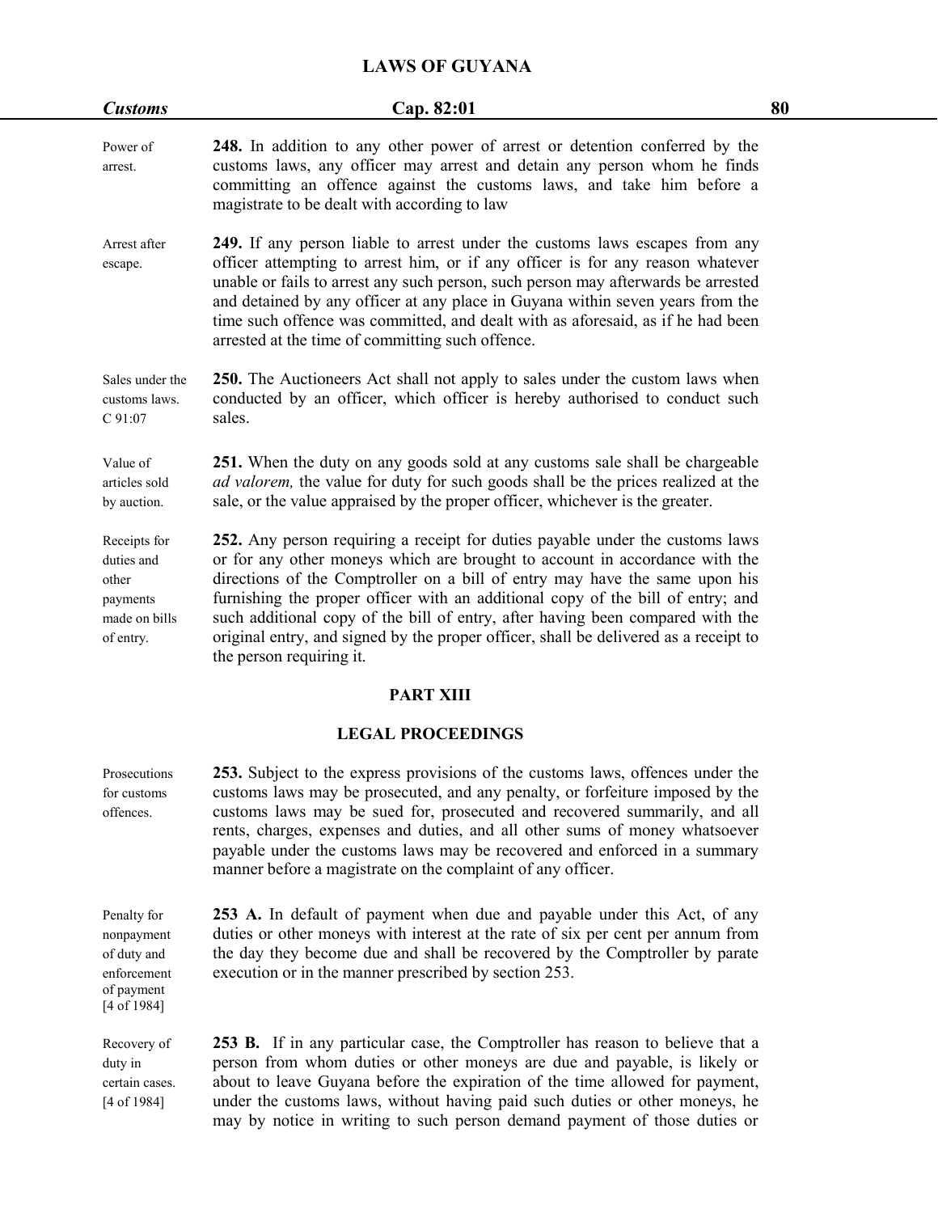Power of arrest.

**248.** In addition to any other power of arrest or detention conferred by the customs laws, any officer may arrest and detain any person whom he finds committing an offence against the customs laws, and take him before a magistrate to be dealt with according to law

Arrest after escape.

**249.** If any person liable to arrest under the customs laws escapes from any officer attempting to arrest him, or if any officer is for any reason whatever unable or fails to arrest any such person, such person may afterwards be arrested and detained by any officer at any place in Guyana within seven years from the time such offence was committed, and dealt with as aforesaid, as if he had been arrested at the time of committing such offence.

Sales under the customs laws. C 91:07

**250.** The Auctioneers Act shall not apply to sales under the custom laws when conducted by an officer, which officer is hereby authorised to conduct such sales.

Value of articles sold by auction.

**251.** When the duty on any goods sold at any customs sale shall be chargeable *ad valorem,* the value for duty for such goods shall be the prices realized at the sale, or the value appraised by the proper officer, whichever is the greater.

Receipts for duties and other payments made on bills of entry.

**252.** Any person requiring a receipt for duties payable under the customs laws or for any other moneys which are brought to account in accordance with the directions of the Comptroller on a bill of entry may have the same upon his furnishing the proper officer with an additional copy of the bill of entry; and such additional copy of the bill of entry, after having been compared with the original entry, and signed by the proper officer, shall be delivered as a receipt to the person requiring it.

## PART XIII

## LEGAL PROCEEDINGS

Prosecutions for customs offences.

**253.** Subject to the express provisions of the customs laws, offences under the customs laws may be prosecuted, and any penalty, or forfeiture imposed by the customs laws may be sued for, prosecuted and recovered summarily, and all rents, charges, expenses and duties, and all other sums of money whatsoever payable under the customs laws may be recovered and enforced in a summary manner before a magistrate on the complaint of any officer.

Penalty for nonpayment of duty and enforcement of payment [4 of 1984]

**253 A.** In default of payment when due and payable under this Act, of any duties or other moneys with interest at the rate of six per cent per annum from the day they become due and shall be recovered by the Comptroller by parate execution or in the manner prescribed by section 253.

Recovery of duty in certain cases. [4 of 1984]

**253 B.** If in any particular case, the Comptroller has reason to believe that a person from whom duties or other moneys are due and payable, is likely or about to leave Guyana before the expiration of the time allowed for payment, under the customs laws, without having paid such duties or other moneys, he may by notice in writing to such person demand payment of those duties or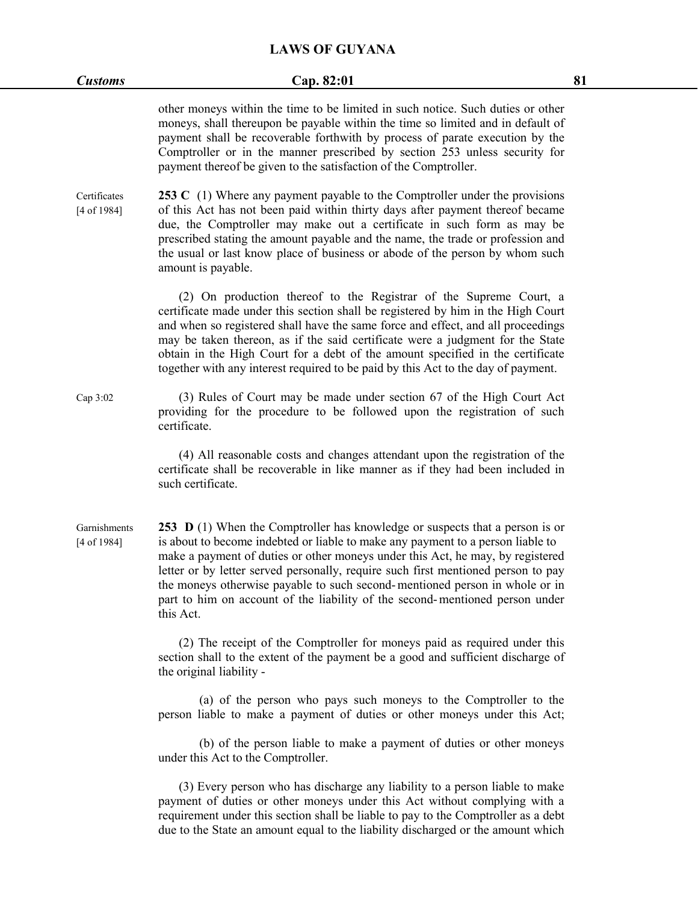other moneys within the time to be limited in such notice. Such duties or other moneys, shall thereupon be payable within the time so limited and in default of payment shall be recoverable forthwith by process of parate execution by the Comptroller or in the manner prescribed by section 253 unless security for payment thereof be given to the satisfaction of the Comptroller.

Certificates [4 of 1984]

**253 C** (1) Where any payment payable to the Comptroller under the provisions of this Act has not been paid within thirty days after payment thereof became due, the Comptroller may make out a certificate in such form as may be prescribed stating the amount payable and the name, the trade or profession and the usual or last know place of business or abode of the person by whom such amount is payable.

(2) On production thereof to the Registrar of the Supreme Court, a certificate made under this section shall be registered by him in the High Court and when so registered shall have the same force and effect, and all proceedings may be taken thereon, as if the said certificate were a judgment for the State obtain in the High Court for a debt of the amount specified in the certificate together with any interest required to be paid by this Act to the day of payment.

Cap 3:02

(3) Rules of Court may be made under section 67 of the High Court Act providing for the procedure to be followed upon the registration of such certificate.

(4) All reasonable costs and changes attendant upon the registration of the certificate shall be recoverable in like manner as if they had been included in such certificate.

Garnishments [4 of 1984]

**253 D** (1) When the Comptroller has knowledge or suspects that a person is or is about to become indebted or liable to make any payment to a person liable to make a payment of duties or other moneys under this Act, he may, by registered letter or by letter served personally, require such first mentioned person to pay the moneys otherwise payable to such second- mentioned person in whole or in part to him on account of the liability of the second- mentioned person under this Act.

(2) The receipt of the Comptroller for moneys paid as required under this section shall to the extent of the payment be a good and sufficient discharge of the original liability -

(a) of the person who pays such moneys to the Comptroller to the person liable to make a payment of duties or other moneys under this Act;

(b) of the person liable to make a payment of duties or other moneys under this Act to the Comptroller.

(3) Every person who has discharge any liability to a person liable to make payment of duties or other moneys under this Act without complying with a requirement under this section shall be liable to pay to the Comptroller as a debt due to the State an amount equal to the liability discharged or the amount which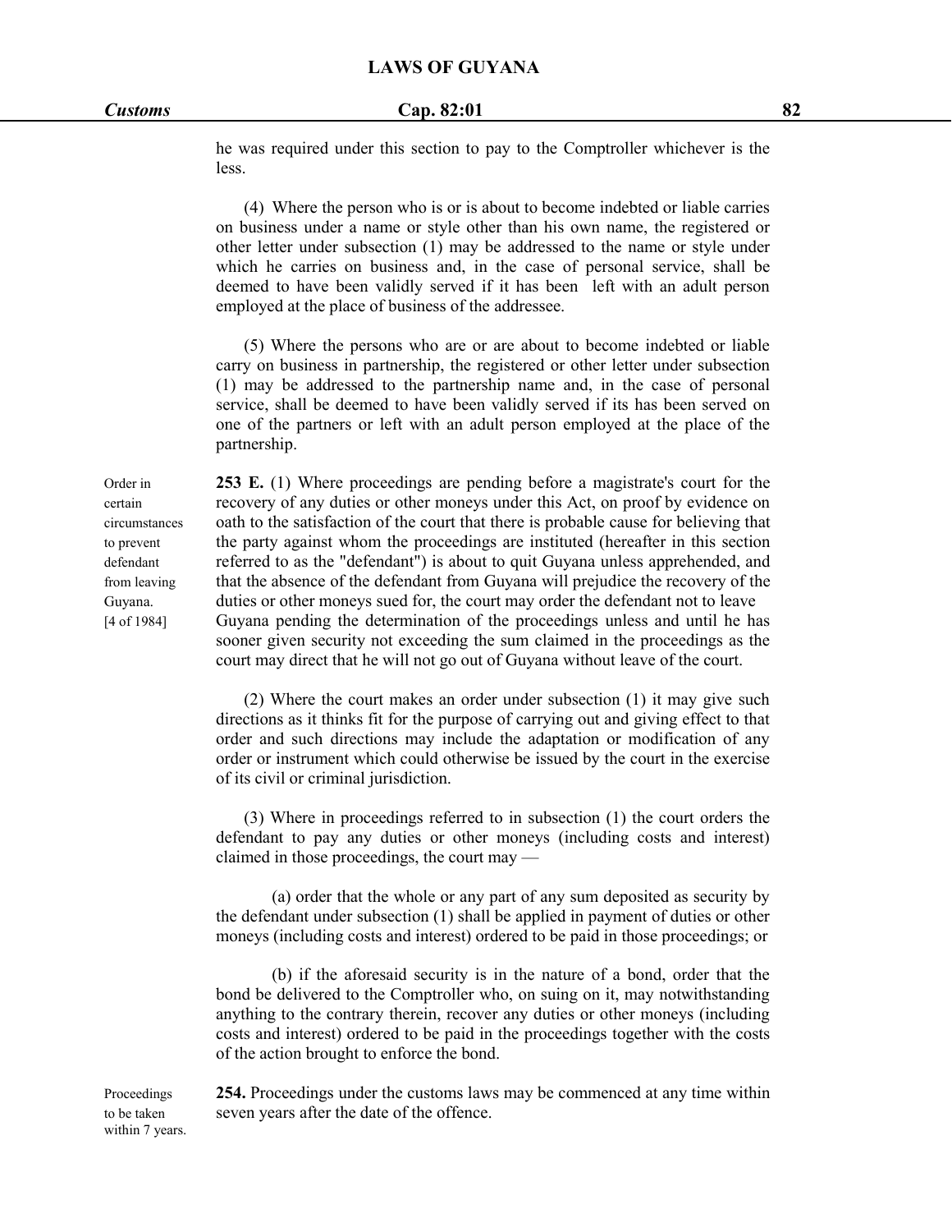he was required under this section to pay to the Comptroller whichever is the less.

(4) Where the person who is or is about to become indebted or liable carries on business under a name or style other than his own name, the registered or other letter under subsection (1) may be addressed to the name or style under which he carries on business and, in the case of personal service, shall be deemed to have been validly served if it has been left with an adult person employed at the place of business of the addressee.

(5) Where the persons who are or are about to become indebted or liable carry on business in partnership, the registered or other letter under subsection (1) may be addressed to the partnership name and, in the case of personal service, shall be deemed to have been validly served if its has been served on one of the partners or left with an adult person employed at the place of the partnership.

Order in certain circumstances to prevent defendant from leaving Guyana. [4 of 1984]

**253 E.** (1) Where proceedings are pending before a magistrate's court for the recovery of any duties or other moneys under this Act, on proof by evidence on oath to the satisfaction of the court that there is probable cause for believing that the party against whom the proceedings are instituted (hereafter in this section referred to as the "defendant") is about to quit Guyana unless apprehended, and that the absence of the defendant from Guyana will prejudice the recovery of the duties or other moneys sued for, the court may order the defendant not to leave Guyana pending the determination of the proceedings unless and until he has sooner given security not exceeding the sum claimed in the proceedings as the court may direct that he will not go out of Guyana without leave of the court.

(2) Where the court makes an order under subsection (1) it may give such directions as it thinks fit for the purpose of carrying out and giving effect to that order and such directions may include the adaptation or modification of any order or instrument which could otherwise be issued by the court in the exercise of its civil or criminal jurisdiction.

(3) Where in proceedings referred to in subsection (1) the court orders the defendant to pay any duties or other moneys (including costs and interest) claimed in those proceedings, the court may —

(a) order that the whole or any part of any sum deposited as security by the defendant under subsection (1) shall be applied in payment of duties or other moneys (including costs and interest) ordered to be paid in those proceedings; or

(b) if the aforesaid security is in the nature of a bond, order that the bond be delivered to the Comptroller who, on suing on it, may notwithstanding anything to the contrary therein, recover any duties or other moneys (including costs and interest) ordered to be paid in the proceedings together with the costs of the action brought to enforce the bond.

Proceedings to be taken within 7 years.

**254.** Proceedings under the customs laws may be commenced at any time within seven years after the date of the offence.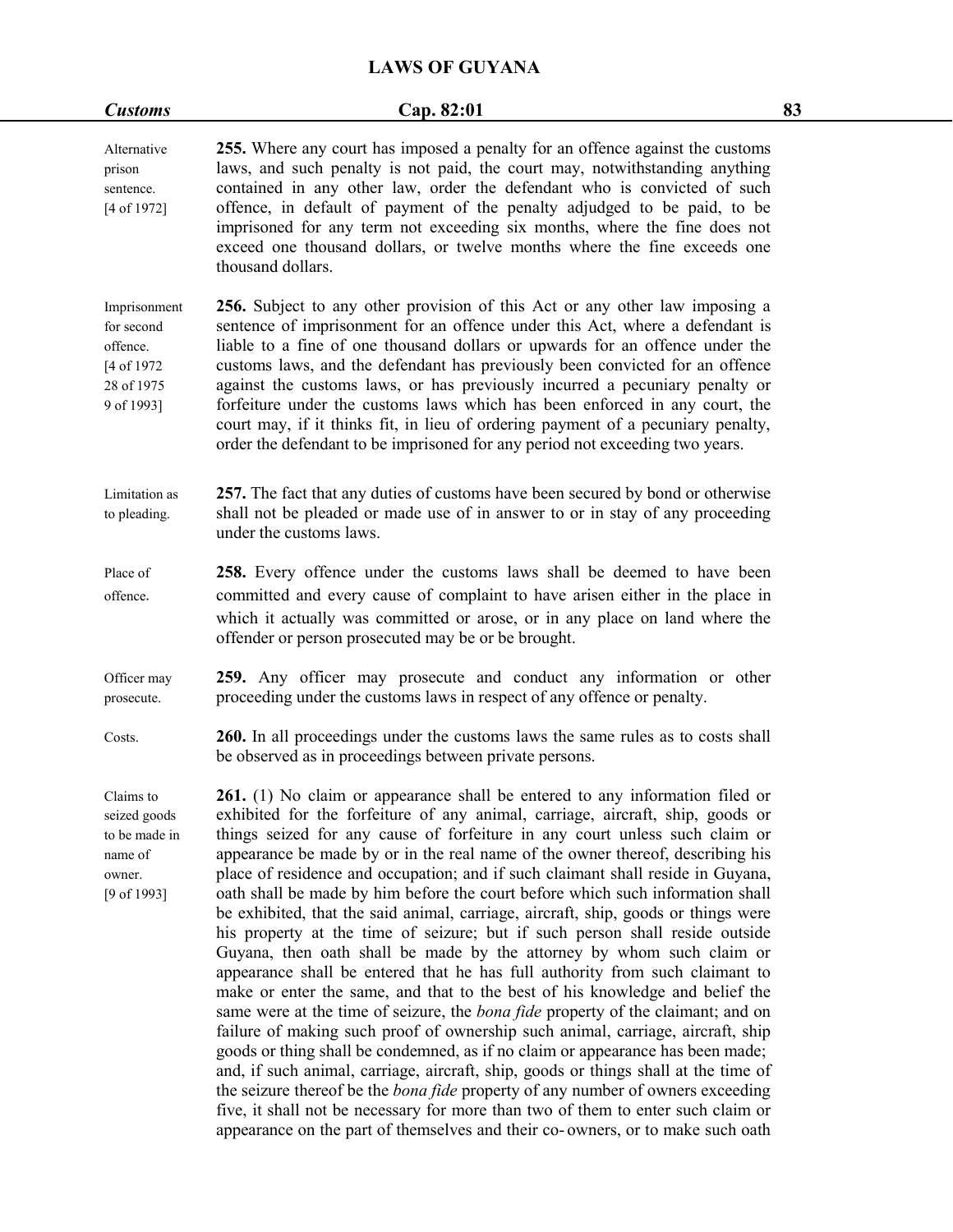Alternative prison sentence. [4 of 1972]

**255.** Where any court has imposed a penalty for an offence against the customs laws, and such penalty is not paid, the court may, notwithstanding anything contained in any other law, order the defendant who is convicted of such offence, in default of payment of the penalty adjudged to be paid, to be imprisoned for any term not exceeding six months, where the fine does not exceed one thousand dollars, or twelve months where the fine exceeds one thousand dollars.

Imprisonment for second offence. [4 of 1972 28 of 1975 9 of 1993]

**256.** Subject to any other provision of this Act or any other law imposing a sentence of imprisonment for an offence under this Act, where a defendant is liable to a fine of one thousand dollars or upwards for an offence under the customs laws, and the defendant has previously been convicted for an offence against the customs laws, or has previously incurred a pecuniary penalty or forfeiture under the customs laws which has been enforced in any court, the court may, if it thinks fit, in lieu of ordering payment of a pecuniary penalty, order the defendant to be imprisoned for any period not exceeding two years.

Limitation as to pleading.

**257.** The fact that any duties of customs have been secured by bond or otherwise shall not be pleaded or made use of in answer to or in stay of any proceeding under the customs laws.

Place of offence.

**258.** Every offence under the customs laws shall be deemed to have been committed and every cause of complaint to have arisen either in the place in which it actually was committed or arose, or in any place on land where the offender or person prosecuted may be or be brought.

Officer may prosecute.

**259.** Any officer may prosecute and conduct any information or other proceeding under the customs laws in respect of any offence or penalty.

Costs.

**260.** In all proceedings under the customs laws the same rules as to costs shall be observed as in proceedings between private persons.

Claims to seized goods to be made in name of owner. [9 of 1993]

**261.** (1) No claim or appearance shall be entered to any information filed or exhibited for the forfeiture of any animal, carriage, aircraft, ship, goods or things seized for any cause of forfeiture in any court unless such claim or appearance be made by or in the real name of the owner thereof, describing his place of residence and occupation; and if such claimant shall reside in Guyana, oath shall be made by him before the court before which such information shall be exhibited, that the said animal, carriage, aircraft, ship, goods or things were his property at the time of seizure; but if such person shall reside outside Guyana, then oath shall be made by the attorney by whom such claim or appearance shall be entered that he has full authority from such claimant to make or enter the same, and that to the best of his knowledge and belief the same were at the time of seizure, the *bona fide* property of the claimant; and on failure of making such proof of ownership such animal, carriage, aircraft, ship goods or thing shall be condemned, as if no claim or appearance has been made; and, if such animal, carriage, aircraft, ship, goods or things shall at the time of the seizure thereof be the *bona fide* property of any number of owners exceeding five, it shall not be necessary for more than two of them to enter such claim or appearance on the part of themselves and their co- owners, or to make such oath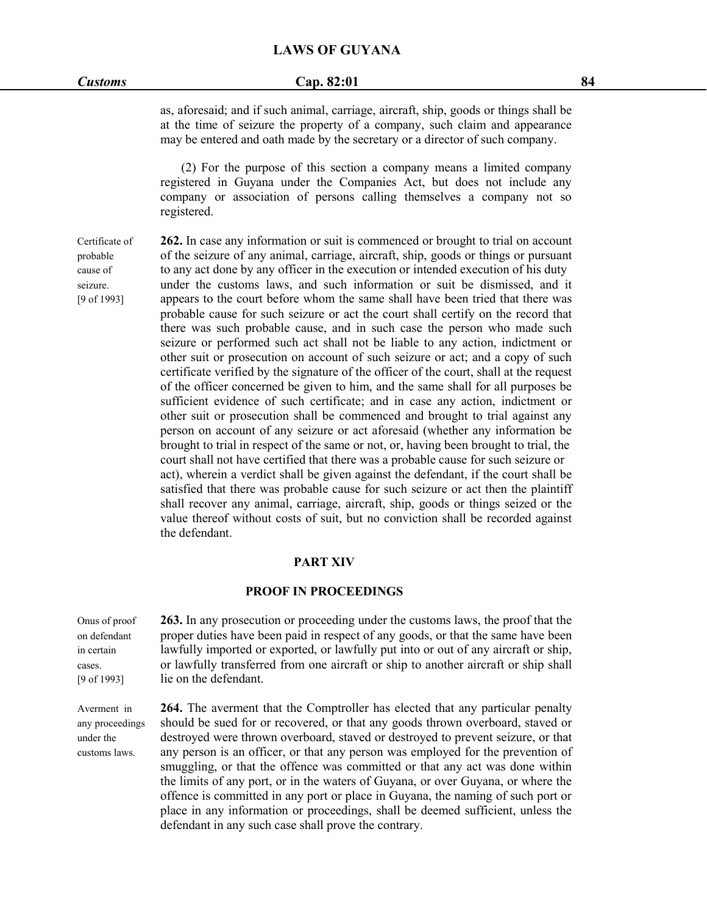as, aforesaid; and if such animal, carriage, aircraft, ship, goods or things shall be at the time of seizure the property of a company, such claim and appearance may be entered and oath made by the secretary or a director of such company.

(2) For the purpose of this section a company means a limited company registered in Guyana under the Companies Act, but does not include any company or association of persons calling themselves a company not so registered.

Certificate of probable cause of seizure. [9 of 1993]

**262.** In case any information or suit is commenced or brought to trial on account of the seizure of any animal, carriage, aircraft, ship, goods or things or pursuant to any act done by any officer in the execution or intended execution of his duty under the customs laws, and such information or suit be dismissed, and it appears to the court before whom the same shall have been tried that there was probable cause for such seizure or act the court shall certify on the record that there was such probable cause, and in such case the person who made such seizure or performed such act shall not be liable to any action, indictment or other suit or prosecution on account of such seizure or act; and a copy of such certificate verified by the signature of the officer of the court, shall at the request of the officer concerned be given to him, and the same shall for all purposes be sufficient evidence of such certificate; and in case any action, indictment or other suit or prosecution shall be commenced and brought to trial against any person on account of any seizure or act aforesaid (whether any information be brought to trial in respect of the same or not, or, having been brought to trial, the court shall not have certified that there was a probable cause for such seizure or act), wherein a verdict shall be given against the defendant, if the court shall be satisfied that there was probable cause for such seizure or act then the plaintiff shall recover any animal, carriage, aircraft, ship, goods or things seized or the value thereof without costs of suit, but no conviction shall be recorded against the defendant.

## PART XIV

## PROOF IN PROCEEDINGS

Onus of proof on defendant in certain cases. [9 of 1993]

**263.** In any prosecution or proceeding under the customs laws, the proof that the proper duties have been paid in respect of any goods, or that the same have been lawfully imported or exported, or lawfully put into or out of any aircraft or ship, or lawfully transferred from one aircraft or ship to another aircraft or ship shall lie on the defendant.

Averment in any proceedings under the customs laws.

**264.** The averment that the Comptroller has elected that any particular penalty should be sued for or recovered, or that any goods thrown overboard, staved or destroyed were thrown overboard, staved or destroyed to prevent seizure, or that any person is an officer, or that any person was employed for the prevention of smuggling, or that the offence was committed or that any act was done within the limits of any port, or in the waters of Guyana, or over Guyana, or where the offence is committed in any port or place in Guyana, the naming of such port or place in any information or proceedings, shall be deemed sufficient, unless the defendant in any such case shall prove the contrary.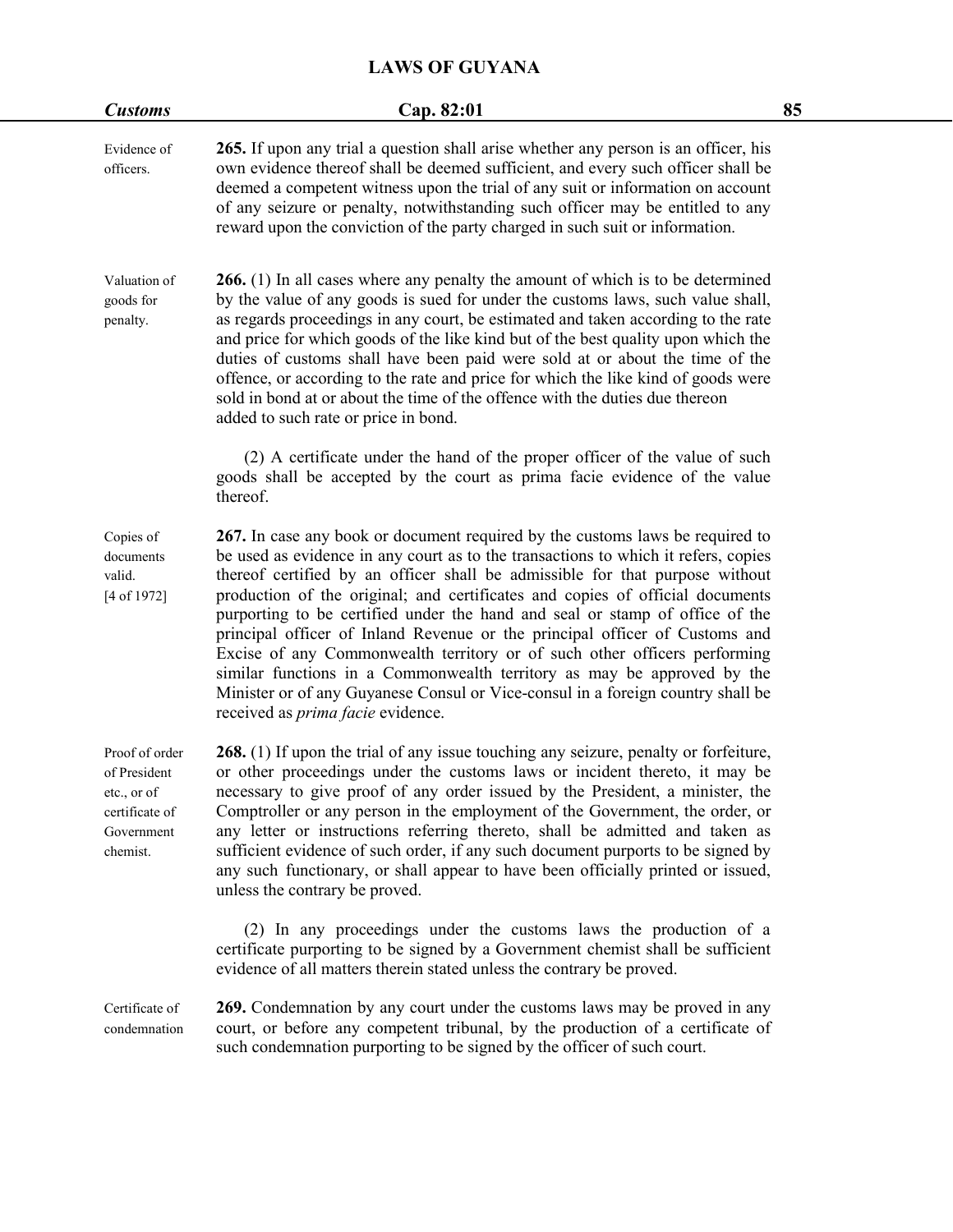Evidence of officers.

**265.** If upon any trial a question shall arise whether any person is an officer, his own evidence thereof shall be deemed sufficient, and every such officer shall be deemed a competent witness upon the trial of any suit or information on account of any seizure or penalty, notwithstanding such officer may be entitled to any reward upon the conviction of the party charged in such suit or information.

Valuation of goods for penalty.

**266.** (1) In all cases where any penalty the amount of which is to be determined by the value of any goods is sued for under the customs laws, such value shall, as regards proceedings in any court, be estimated and taken according to the rate and price for which goods of the like kind but of the best quality upon which the duties of customs shall have been paid were sold at or about the time of the offence, or according to the rate and price for which the like kind of goods were sold in bond at or about the time of the offence with the duties due thereon added to such rate or price in bond.

(2) A certificate under the hand of the proper officer of the value of such goods shall be accepted by the court as prima facie evidence of the value thereof.

Copies of documents valid. [4 of 1972]

**267.** In case any book or document required by the customs laws be required to be used as evidence in any court as to the transactions to which it refers, copies thereof certified by an officer shall be admissible for that purpose without production of the original; and certificates and copies of official documents purporting to be certified under the hand and seal or stamp of office of the principal officer of Inland Revenue or the principal officer of Customs and Excise of any Commonwealth territory or of such other officers performing similar functions in a Commonwealth territory as may be approved by the Minister or of any Guyanese Consul or Vice-consul in a foreign country shall be received as *prima facie* evidence.

Proof of order of President etc., or of certificate of Government chemist.

**268.** (1) If upon the trial of any issue touching any seizure, penalty or forfeiture, or other proceedings under the customs laws or incident thereto, it may be necessary to give proof of any order issued by the President, a minister, the Comptroller or any person in the employment of the Government, the order, or any letter or instructions referring thereto, shall be admitted and taken as sufficient evidence of such order, if any such document purports to be signed by any such functionary, or shall appear to have been officially printed or issued, unless the contrary be proved.

(2) In any proceedings under the customs laws the production of a certificate purporting to be signed by a Government chemist shall be sufficient evidence of all matters therein stated unless the contrary be proved.

Certificate of condemnation

**269.** Condemnation by any court under the customs laws may be proved in any court, or before any competent tribunal, by the production of a certificate of such condemnation purporting to be signed by the officer of such court.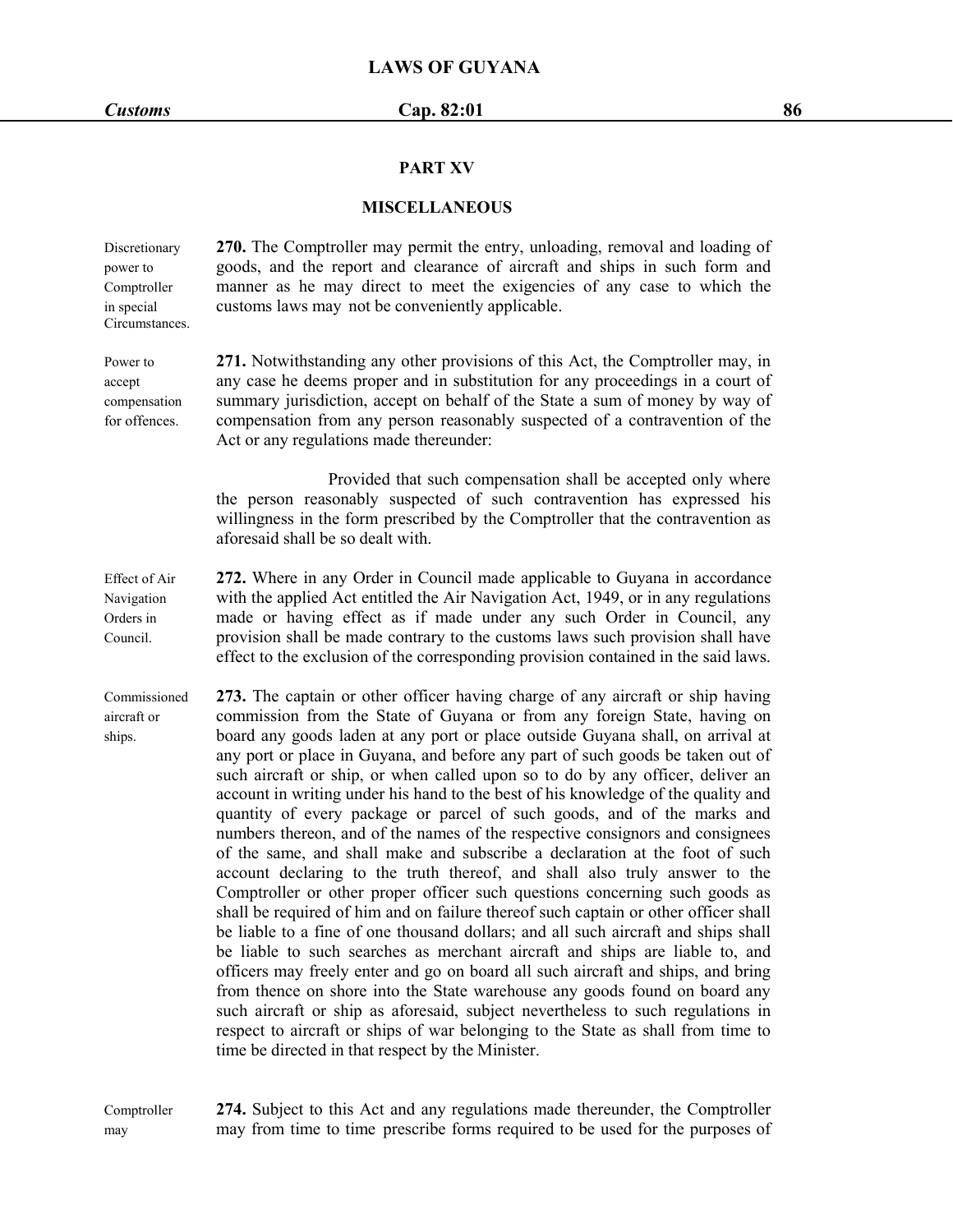## PART XV

## MISCELLANEOUS

Discretionary power to Comptroller in special Circumstances.

**270.** The Comptroller may permit the entry, unloading, removal and loading of goods, and the report and clearance of aircraft and ships in such form and manner as he may direct to meet the exigencies of any case to which the customs laws may not be conveniently applicable.

Power to accept compensation for offences.

**271.** Notwithstanding any other provisions of this Act, the Comptroller may, in any case he deems proper and in substitution for any proceedings in a court of summary jurisdiction, accept on behalf of the State a sum of money by way of compensation from any person reasonably suspected of a contravention of the Act or any regulations made thereunder:

Provided that such compensation shall be accepted only where the person reasonably suspected of such contravention has expressed his willingness in the form prescribed by the Comptroller that the contravention as aforesaid shall be so dealt with.

Effect of Air Navigation Orders in Council.

**272.** Where in any Order in Council made applicable to Guyana in accordance with the applied Act entitled the Air Navigation Act, 1949, or in any regulations made or having effect as if made under any such Order in Council, any provision shall be made contrary to the customs laws such provision shall have effect to the exclusion of the corresponding provision contained in the said laws.

Commissioned aircraft or ships.

**273.** The captain or other officer having charge of any aircraft or ship having commission from the State of Guyana or from any foreign State, having on board any goods laden at any port or place outside Guyana shall, on arrival at any port or place in Guyana, and before any part of such goods be taken out of such aircraft or ship, or when called upon so to do by any officer, deliver an account in writing under his hand to the best of his knowledge of the quality and quantity of every package or parcel of such goods, and of the marks and numbers thereon, and of the names of the respective consignors and consignees of the same, and shall make and subscribe a declaration at the foot of such account declaring to the truth thereof, and shall also truly answer to the Comptroller or other proper officer such questions concerning such goods as shall be required of him and on failure thereof such captain or other officer shall be liable to a fine of one thousand dollars; and all such aircraft and ships shall be liable to such searches as merchant aircraft and ships are liable to, and officers may freely enter and go on board all such aircraft and ships, and bring from thence on shore into the State warehouse any goods found on board any such aircraft or ship as aforesaid, subject nevertheless to such regulations in respect to aircraft or ships of war belonging to the State as shall from time to time be directed in that respect by the Minister.

Comptroller may

**274.** Subject to this Act and any regulations made thereunder, the Comptroller may from time to time prescribe forms required to be used for the purposes of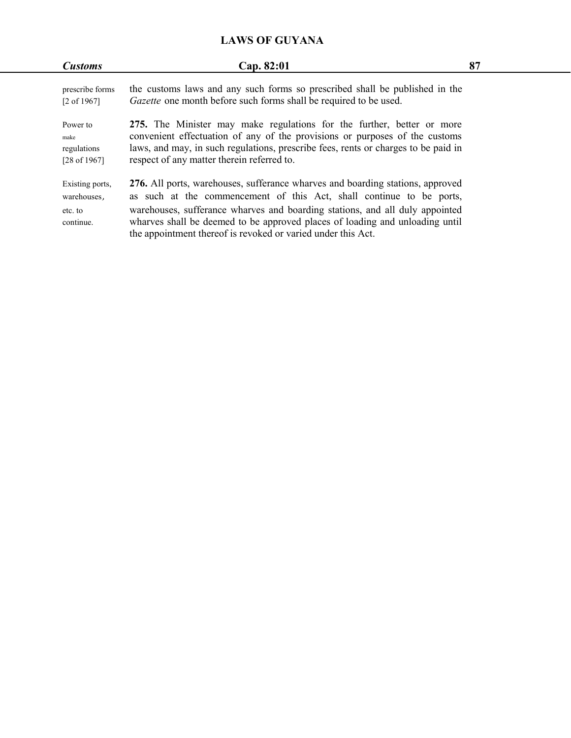prescribe forms [2 of 1967]

the customs laws and any such forms so prescribed shall be published in the *Gazette* one month before such forms shall be required to be used.

Power to make regulations [28 of 1967]

**275.** The Minister may make regulations for the further, better or more convenient effectuation of any of the provisions or purposes of the customs laws, and may, in such regulations, prescribe fees, rents or charges to be paid in respect of any matter therein referred to.

Existing ports, warehouses, etc. to continue.

**276.** All ports, warehouses, sufferance wharves and boarding stations, approved as such at the commencement of this Act, shall continue to be ports, warehouses, sufferance wharves and boarding stations, and all duly appointed wharves shall be deemed to be approved places of loading and unloading until the appointment thereof is revoked or varied under this Act.